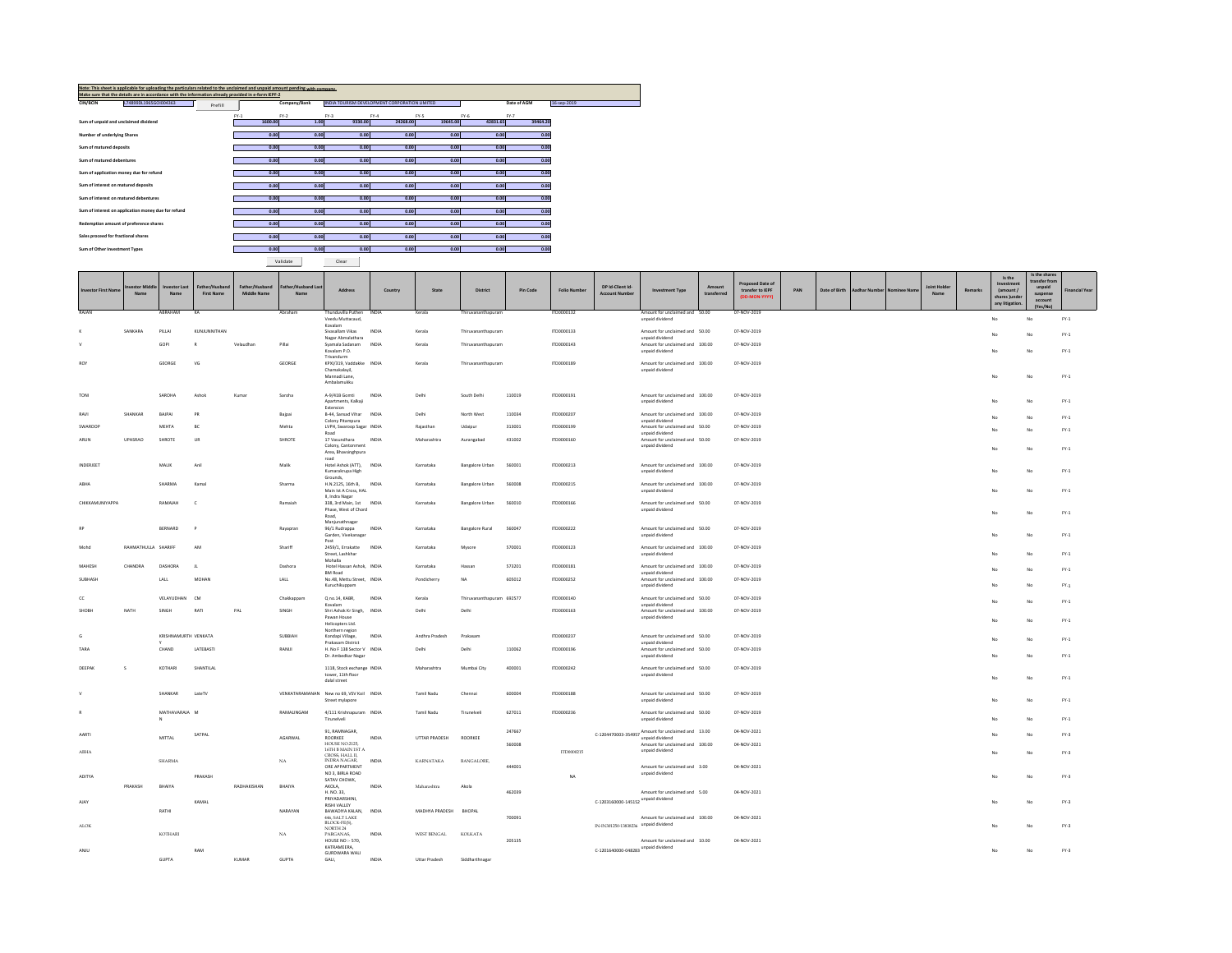**Note: This sheet is applicable for uploading the particulars related to the unclaimed and unpaid amount pending with company.**

**Make sure that the details are in accordance with the information already provided in e-form IEPF-2**

| CIN/BCIN | L74899DL1965GOI004363 | Prefill | Company/Bank | INDIA TOURISM DEVELOPMENT CORPORATION LIMITED | Date of AGM | 16-sep-2019 |
|---|---|---|---|---|---|---|

| | FY-1 | FY-2 | FY-3 | FY-4 | FY-5 | FY-6 | FY-7 |
|---|---|---|---|---|---|---|---|
| Sum of unpaid and unclaimed dividend | 1600.00 | 1.00 | 9330.00 | 24268.00 | 39645.00 | 42831.65 | 39464.20 |
| Number of underlying Shares | 0.00 | 0.00 | 0.00 | 0.00 | 0.00 | 0.00 | 0.00 |
| Sum of matured deposits | 0.00 | 0.00 | 0.00 | 0.00 | 0.00 | 0.00 | 0.00 |
| Sum of matured debentures | 0.00 | 0.00 | 0.00 | 0.00 | 0.00 | 0.00 | 0.00 |
| Sum of application money due for refund | 0.00 | 0.00 | 0.00 | 0.00 | 0.00 | 0.00 | 0.00 |
| Sum of interest on matured deposits | 0.00 | 0.00 | 0.00 | 0.00 | 0.00 | 0.00 | 0.00 |
| Sum of interest on matured debentures | 0.00 | 0.00 | 0.00 | 0.00 | 0.00 | 0.00 | 0.00 |
| Sum of interest on application money due for refund | 0.00 | 0.00 | 0.00 | 0.00 | 0.00 | 0.00 | 0.00 |
| Redemption amount of preference shares | 0.00 | 0.00 | 0.00 | 0.00 | 0.00 | 0.00 | 0.00 |
| Sales proceed for fractional shares | 0.00 | 0.00 | 0.00 | 0.00 | 0.00 | 0.00 | 0.00 |
| Sum of Other Investment Types | 0.00 | 0.00 | 0.00 | 0.00 | 0.00 | 0.00 | 0.00 |

Validate Clear

| Investor First Name | Investor Middle Name | Investor Last Name | Father/Husband First Name | Father/Husband Middle Name | Father/Husband Last Name | Address | Country | State | District | Pin Code | Folio Number | DP Id-Client Id-Account Number | Investment Type | Amount transferred | Proposed Date of transfer to IEPF (DD-MON-YYYY) | PAN | Date of Birth | Aadhar Number | Nominee Name | Joint Holder Name | Remarks | Is the Investment (amount / shares )under any litigation. | Is the shares transfer from unpaid suspense account (Yes/No) | Financial Year |
|---|---|---|---|---|---|---|---|---|---|---|---|---|---|---|---|---|---|---|---|---|---|---|---|---|
| RAJANI | | ABRAHAM | KA | | Abraham | Thundavilla Puthen Veedu Mutteaud, Kovalam | INDIA | Kerala | Thiruvananthapuram | | ITD0000132 | | Amount for unclaimed and unpaid dividend | 50.00 | 07-NOV-2019 | | | | | | | No | No | FY-1 |
| K | SANKARA | PILLAI | KUNJUNNITHAN | | | Sreevalliam Vikas Nagar Abmalathara | INDIA | Kerala | Thiruvananthapuram | | ITD0000133 | | Amount for unclaimed and unpaid dividend | 50.00 | 07-NOV-2019 | | | | | | | No | No | FY-1 |
| V | | GOPI | R | Velaudhan | Pillai | Syamala Sadanam Kovalam P.O. Trivandrum | INDIA | Kerala | Thiruvananthapuram | | ITD0000143 | | Amount for unclaimed and unpaid dividend | 100.00 | 07-NOV-2019 | | | | | | | No | No | FY-1 |
| ROY | | GEORGE | VG | | GEORGE | KPXI/319, Vaddakke Chamakalayil, Mannadi Lane, Ambalamukku | INDIA | Kerala | Thiruvananthapuram | | ITD0000189 | | Amount for unclaimed and unpaid dividend | 100.00 | 07-NOV-2019 | | | | | | | No | No | FY-1 |
| TONI | | SAROHA | Ashok | Kumar | Saroha | A-9/41B Gomti Apartments, Kalkaji Extension | INDIA | Delhi | South Delhi | 110019 | ITD0000191 | | Amount for unclaimed and unpaid dividend | 100.00 | 07-NOV-2019 | | | | | | | No | No | FY-1 |
| RAVI | SHANKAR | BAJPAI | PR | | Bajpai | B-44, Sanvad Vihar Colony Pitampura | INDIA | Delhi | North West | 110034 | ITD0000207 | | Amount for unclaimed and unpaid dividend | 100.00 | 07-NOV-2019 | | | | | | | No | No | FY-1 |
| SWAROOP | | MEHTA | BC | | Mehta | LVPH, Swaroop Sagar Road | INDIA | Rajasthan | Udaipur | 313001 | ITD0000199 | | Amount for unclaimed and unpaid dividend | 50.00 | 07-NOV-2019 | | | | | | | No | No | FY-1 |
| ARUN | UPASRAO | SHROTE | UR | | SHROTE | 17 Vasundhara Colony, Cantonment Area, Bhavsinghpura road | INDIA | Maharashtra | Aurangabad | 431002 | ITD0000160 | | Amount for unclaimed and unpaid dividend | 50.00 | 07-NOV-2019 | | | | | | | No | No | FY-1 |
| INDERJEET | | MALIK | Anil | | Malik | Hotel Ashok (ATT), Kumarakrupa High Grounds, | INDIA | Karnataka | Bangalore Urban | 560001 | ITD0000213 | | Amount for unclaimed and unpaid dividend | 100.00 | 07-NOV-2019 | | | | | | | No | No | FY-1 |
| ABHA | | SHARMA | Kamal | | Sharma | H.N.2125, 16th B, Main Ist A Cross, HAL II, Indra Nagar | INDIA | Karnataka | Bangalore Urban | 560008 | ITD0000215 | | Amount for unclaimed and unpaid dividend | 100.00 | 07-NOV-2019 | | | | | | | No | No | FY-1 |
| CHIKKAMUNIYAPPA | | RAMAIAH | C | | Ramaiah | 338, 3rd Main, 1st Phase, West of Chord Road, Manjunathnagar | INDIA | Karnataka | Bangalore Urban | 560010 | ITD0000166 | | Amount for unclaimed and unpaid dividend | 50.00 | 07-NOV-2019 | | | | | | | No | No | FY-1 |
| RP | | BERNARD | P | | Rayapran | 96/1 Rudrappa Garden, Veekanagar Post | INDIA | Karnataka | Bangalore Rural | 560047 | ITD0000222 | | Amount for unclaimed and unpaid dividend | 50.00 | 07-NOV-2019 | | | | | | | No | No | FY-1 |
| Mohd | RAHMATHULLA | SHARIFF | AM | | Shariff | 2459/1, Errakatte Street, Lashkhar Mohalla | INDIA | Karnataka | Mysore | 570001 | ITD0000123 | | Amount for unclaimed and unpaid dividend | 100.00 | 07-NOV-2019 | | | | | | | No | No | FY-1 |
| MAHESH | CHANDRA | DASHORA | JL | | Dashora | Hotel Hassan Ashok, BM Road | INDIA | Karnataka | Hassan | 573201 | ITD0000181 | | Amount for unclaimed and unpaid dividend | 100.00 | 07-NOV-2019 | | | | | | | No | No | FY-1 |
| SUBHASH | | LALL | MOHAN | | LALL | No.48, Mettu Street, Kuruchikuppam | INDIA | Pondicherry | NA | 605012 | ITD0000252 | | Amount for unclaimed and unpaid dividend | 100.00 | 07-NOV-2019 | | | | | | | No | No | FY-1 |
| CC | | VELAYUDHAN | CM | | Chaikappam | Q.no.14, KABR, Kovalam | INDIA | Kerala | Thiruvananthapuram | 692577 | ITD0000140 | | Amount for unclaimed and unpaid dividend | 50.00 | 07-NOV-2019 | | | | | | | No | No | FY-1 |
| SHOBH | NATH | SINGH | RATI | PAL | SINGH | Shri Ashok Kr Singh, Pawan House Helicopters Ltd. Northern region | INDIA | Delhi | Delhi | | ITD0000163 | | Amount for unclaimed and unpaid dividend | 100.00 | 07-NOV-2019 | | | | | | | No | No | FY-1 |
| G | | KRISHNAMURTHY | VENKATA | | SUBBIAH | Kondapi Village, Prakasam District | INDIA | Andhra Pradesh | Prakasam | | ITD0000237 | | Amount for unclaimed and unpaid dividend | 50.00 | 07-NOV-2019 | | | | | | | No | No | FY-1 |
| TARA | | CHAND | LATEBASTI | | RAMJI | H. No F 138 Sector V Dr. Ambedkar Nagar | INDIA | Delhi | Delhi | 110062 | ITD0000196 | | Amount for unclaimed and unpaid dividend | 50.00 | 07-NOV-2019 | | | | | | | No | No | FY-1 |
| DEEPAK | S | KOTHARI | SHANTILAL | | | 1118, Stock exchange tower, 11th floor dalal street | INDIA | Maharashtra | Mumbai City | 400001 | ITD0000242 | | Amount for unclaimed and unpaid dividend | 50.00 | 07-NOV-2019 | | | | | | | No | No | FY-1 |
| V | | SHANKAR | LateTV | | VENKATARAMANAN | New no 69, VSV Koil Street mylapore | INDIA | Tamil Nadu | Chennai | 600004 | ITD0000188 | | Amount for unclaimed and unpaid dividend | 50.00 | 07-NOV-2019 | | | | | | | No | No | FY-1 |
| R | | MATHAVARAJA N | M | | RAMALINGAM | 4/111 Krishnapuram Tirunelveli | INDIA | Tamil Nadu | Tirunelveli | 627011 | ITD0000236 | | Amount for unclaimed and unpaid dividend | 50.00 | 07-NOV-2019 | | | | | | | No | No | FY-1 |
| AARTI | | MITTAL | SATPAL | | AGARWAL | 91, RAMNAGAR, ROORKEE | INDIA | UTTAR PRADESH | ROORKEE | 247667 | | C-1204470003-354957 | Amount for unclaimed and unpaid dividend | 13.00 | 04-NOV-2021 | | | | | | | No | No | FY-3 |
| ABHA | | SHARMA | | | NA | HOUSE NO 2125, 16TH B MAIN 1ST A CROSS, HALL II, INDRA NAGAR, | INDIA | KARNATAKA | BANGALORE, | 560008 | ITD0000215 | | Amount for unclaimed and unpaid dividend | 100.00 | 04-NOV-2021 | | | | | | | No | No | FY-3 |
| ADITYA | PRAKASH | BHAIYA | PRAKASH | RADHAKISHAN | BHAIYA | DRE APPARTMENT NO 3, BIRLA ROAD SATAV CHOWK, AKOLA, | INDIA | Maharashtra | Akola | 444001 | NA | | Amount for unclaimed and unpaid dividend | 3.00 | 04-NOV-2021 | | | | | | | No | No | FY-3 |
| AJAY | | RATHI | KAMAL | | NARAYAN | H. NO. 33, PRIYADARSHINI, RISHI VALLEY BAWADIYA KALAN, | INDIA | MADHYA PRADESH | BHOPAL | 462039 | | C-1203160000-145152 | Amount for unclaimed and unpaid dividend | 5.00 | 04-NOV-2021 | | | | | | | No | No | FY-3 |
| ALOK | | KOTHARI | | | NA | 446, SALT LAKE BLOCK-FE(S), NORTH 24 PARGANAS, | INDIA | WEST BENGAL | KOLKATA | 700091 | | IN-IN301250-13838236 | Amount for unclaimed and unpaid dividend | 100.00 | 04-NOV-2021 | | | | | | | No | No | FY-3 |
| ANJU | | GUPTA | RAM | KUMAR | GUPTA | HOUSE NO :- 570, KATRAMEERA, GURDWARA WALI GALI, | INDIA | Uttar Pradesh | Siddharthnagar | 205135 | | C-1201640000-048283 | Amount for unclaimed and unpaid dividend | 10.00 | 04-NOV-2021 | | | | | | | No | No | FY-3 |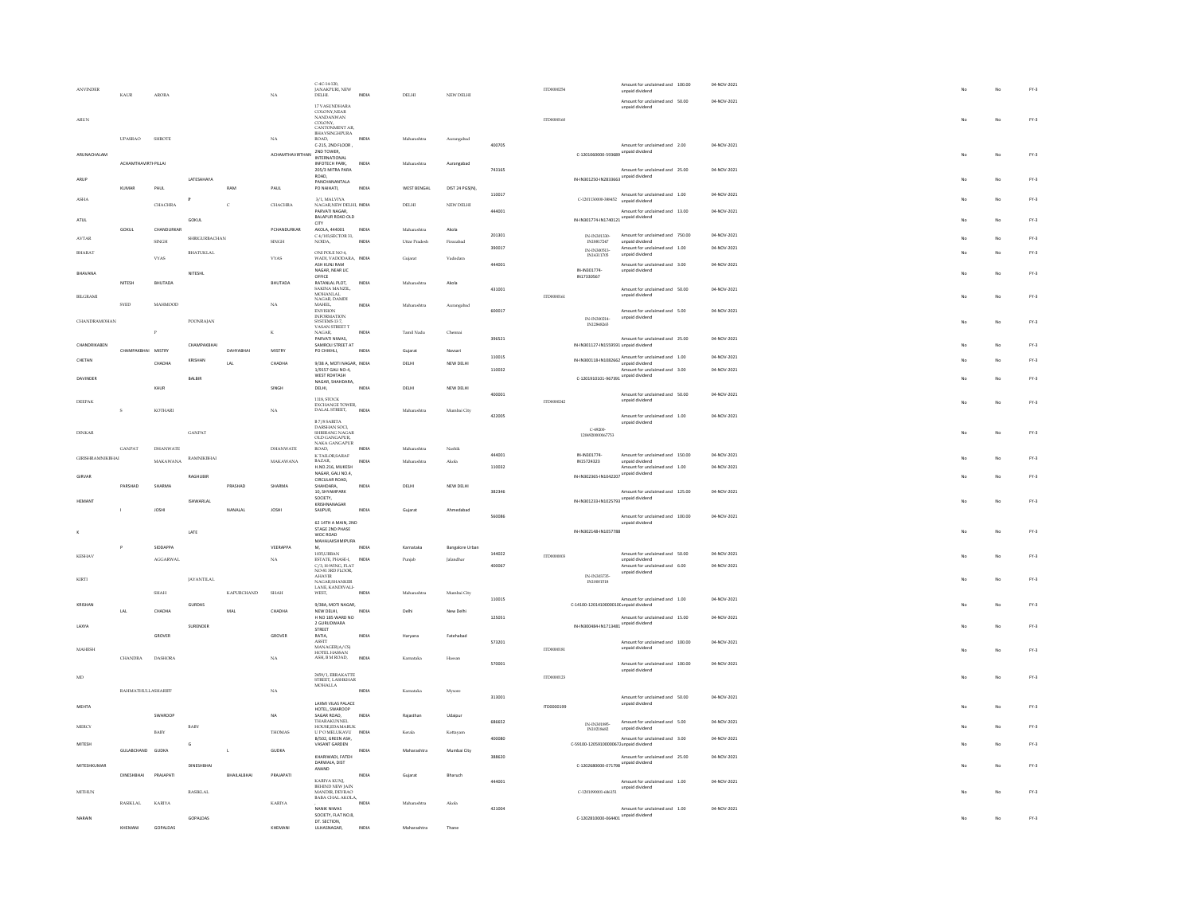| | | | | | | | | | | | | | | | | | | |
|---|---|---|---|---|---|---|---|---|---|---|---|---|---|---|---|---|---|---|
| ANVINDER | KAUR | ARORA | | | NA | C-4C-14-120, JANAKPURI, NEW DELHI | INDIA | DELHI | NEW DELHI | | ITD0000254 | | Amount for unclaimed and unpaid dividend | 100.00 | 04-NOV-2021 | No | No | FY-3 |
| ARUN | UPASRAO | SHROTE | | | NA | 17 VASUNDHARA COLONY, NEAR NANDANWAN COLONY, CANTONMENT AR, BHAVSINGHPURA ROAD, | INDIA | Maharashtra | Aurangabad | | ITD0000160 | | Amount for unclaimed and unpaid dividend | 50.00 | 04-NOV-2021 | No | No | FY-3 |
| ARUNACHALAM | ACHAMTHAVIRTI PILLAI | | | | ACHAMTHAVIRTHAN | C-215, 2ND FLOOR, 2ND TOWER, INTERNATIONAL INFOTECH PARK, | INDIA | Maharashtra | Aurangabad | 400705 | | C-1201060000-593689 | Amount for unclaimed and unpaid dividend | 2.00 | 04-NOV-2021 | No | No | FY-3 |
| ARUP | KUMAR | PAUL | LATESAHAYA | RAM | PAUL | 205/3 MITRA PARA ROAD, PANCHANANTALA PO NAHATI, | INDIA | WEST BENGAL | DIST 24 PGS(N), | 743165 | | IN-IN301250-IN2833663 | Amount for unclaimed and unpaid dividend | 25.00 | 04-NOV-2021 | No | No | FY-3 |
| ASHA | | CHACHRA | P | C | CHACHRA | 3/1, MALVIYA NAGAR,NEW DELHI, | INDIA | DELHI | NEW DELHI | 110017 | | C-1201330000-389452 | Amount for unclaimed and unpaid dividend | 1.00 | 04-NOV-2021 | No | No | FY-3 |
| ATUL | GOKUL | CHANDURKAR | GOKUL | | PCHANDURKAR | PARVATI NAGAR, BALAPUR ROAD OLD CITY AKOLA, 444001 | INDIA | Maharashtra | Akola | 444001 | | IN-IN301774-IN1740121 | Amount for unclaimed and unpaid dividend | 13.00 | 04-NOV-2021 | No | No | FY-3 |
| AVTAR | | SINGH | SHRIGURBACHAN | | SINGH | C 4/105,SECTOR 31, NOIDA, | INDIA | Uttar Pradesh | Firozabad | 201301 | | IN-IN301330-IN18417247 | Amount for unclaimed and unpaid dividend | 750.00 | 04-NOV-2021 | No | No | FY-3 |
| BHARAT | | VYAS | BHATUKLAL | | VYAS | ONI POLE NO 4, WADI, VADODARA, | INDIA | Gujarat | Vadodara | 390017 | | IN-IN300513-IN14311705 | Amount for unclaimed and unpaid dividend | 1.00 | 04-NOV-2021 | No | No | FY-3 |
| BHAVANA | NITESH | BHUTADA | NITESHL | | BHUTADA | ASH KUNJ RAM NAGAR, NEAR LIC OFFICE RATANLAL PLOT, | INDIA | Maharashtra | Akola | 444001 | | IN-IN301774-IN17330567 | Amount for unclaimed and unpaid dividend | 3.00 | 04-NOV-2021 | No | No | FY-3 |
| BILGRAMI | SYED | MAHMOOD | | | NA | SAKINA MANZIL, MOHANLAL NAGAR, DAMDI MAHEL, | INDIA | Maharashtra | Aurangabad | 431001 | ITD0000161 | | Amount for unclaimed and unpaid dividend | 50.00 | 04-NOV-2021 | No | No | FY-3 |
| CHANDRAMOHAN | | P | POONRAJAN | | K | ENVISION INFORMATION SYSTEMS 15 7, VASAN STREET T NAGAR, | INDIA | Tamil Nadu | Chennai | 600017 | | IN-IN301024-IN12848265 | Amount for unclaimed and unpaid dividend | 5.00 | 04-NOV-2021 | No | No | FY-3 |
| CHANDRIKABEN | CHAMPAKBHAI | MISTRY | CHAMPAKBHAI | DAHYABHAI | MISTRY | PARVATI NIWAS, SAMROLI STREET AT PO CHIKHLI, | INDIA | Gujarat | Navsari | 396521 | | IN-IN301127-IN15559591 | Amount for unclaimed and unpaid dividend | 25.00 | 04-NOV-2021 | No | No | FY-3 |
| CHETAN | | CHADHA | KRISHAN | LAL | CHADHA | 9/38 A, MOTI NAGAR, | INDIA | DELHI | NEW DELHI | 110015 | | IN-IN300118-IN1082662 | Amount for unclaimed and unpaid dividend | 1.00 | 04-NOV-2021 | No | No | FY-3 |
| DAVINDER | | KAUR | BALBIR | | SINGH | 1/9157 GALI NO 4, WEST ROHTASH NAGAR, SHAHDARA, DELHI, | INDIA | DELHI | NEW DELHI | 110032 | | C-1201910101-967391 | Amount for unclaimed and unpaid dividend | 3.00 | 04-NOV-2021 | No | No | FY-3 |
| DEEPAK | S | KOTHARI | | | NA | 1118, STOCK EXCHANGE TOWER, DALAL STREET, | INDIA | Maharashtra | Mumbai City | 400001 | ITD0000242 | | Amount for unclaimed and unpaid dividend | 50.00 | 04-NOV-2021 | No | No | FY-3 |
| DINKAR | GANPAT | DHANWATE | GANPAT | | DHANWATE | B 7/8 SARITA DARSHAN SOCI, SHRIRANG NAGAR OLD GANGAPUR, NAKA GANGAPUR ROAD, | INDIA | Maharashtra | Nashik | 422005 | | C-48200-1204920000067753 | Amount for unclaimed and unpaid dividend | 1.00 | 04-NOV-2021 | No | No | FY-3 |
| GIRISHRAMNIKBHAI | | MAKAWANA | RAMNIKBHAI | | MAKAWANA | K TAILORSARAF BAZAR, | INDIA | Maharashtra | Akola | 444001 | | IN-IN301774-IN15724323 | Amount for unclaimed and unpaid dividend | 150.00 | 04-NOV-2021 | No | No | FY-3 |
| GIRVAR | PARSHAD | SHARMA | RAGHUBIR | PRASHAD | SHARMA | H NO.216, MUKESH NAGAR, GALI NO.4, CIRCULAR ROAD, SHAHDARA, | INDIA | DELHI | NEW DELHI | 110032 | | IN-IN302365-IN1042207 | Amount for unclaimed and unpaid dividend | 1.00 | 04-NOV-2021 | No | No | FY-3 |
| HEMANT | I | JOSHI | ISHWARLAL | NANALAL | JOSHI | 10, SHYAMPARK SOCIETY, KRISHNANAGAR SAIJPUR, | INDIA | Gujarat | Ahmedabad | 382346 | | IN-IN301233-IN1025793 | Amount for unclaimed and unpaid dividend | 125.00 | 04-NOV-2021 | No | No | FY-3 |
| K | P | SIDDAPPA | LATE | | VEERAPPA | 62 14TH A MAIN, 2ND STAGE 2ND PHASE WOC ROAD MAHALAKSHMIPURA M, | INDIA | Karnataka | Bangalore Urban | 560086 | | IN-IN302148-IN1057788 | Amount for unclaimed and unpaid dividend | 100.00 | 04-NOV-2021 | No | No | FY-3 |
| KESHAV | | AGGARWAL | | | NA | 1105,URBAN ESTATE, PHASE-I, | INDIA | Punjab | Jalandhar | 144022 | ITD0000003 | | Amount for unclaimed and unpaid dividend | 50.00 | 04-NOV-2021 | No | No | FY-3 |
| KIRTI | | SHAH | JAYANTILAL | KAPURCHAND | SHAH | C/3, H-WING, FLAT NO.83 3RD FLOOR, AHAVIR NAGAR,SHANKER LANE, KANDIVALI-WEST, | INDIA | Maharashtra | Mumbai City | 400067 | | IN-IN303735-IN10001518 | Amount for unclaimed and unpaid dividend | 6.00 | 04-NOV-2021 | No | No | FY-3 |
| KRISHAN | LAL | CHADHA | GURDAS | MAL | CHADHA | 9/38A, MOTI NAGAR, NEW DELHI, | INDIA | Delhi | New Delhi | 110015 | | C-14100-1201410000010 | Amount for unclaimed and unpaid dividend | 1.00 | 04-NOV-2021 | No | No | FY-3 |
| LAXYA | | GROVER | SURENDER | | GROVER | H NO 185 WARD NO 2 GURUDWARA STREET RATIA, | INDIA | Haryana | Fatehabad | 125051 | | IN-IN300484-IN1713481 | Amount for unclaimed and unpaid dividend | 15.00 | 04-NOV-2021 | No | No | FY-3 |
| MAHESH | CHANDRA | DASHORA | | | NA | ASSTT MANAGER(A/CS) HOTEL HASSAN ASH, B M ROAD, | INDIA | Karnataka | Hassan | 573201 | ITD0000181 | | Amount for unclaimed and unpaid dividend | 100.00 | 04-NOV-2021 | No | No | FY-3 |
| MD | RAHMATHULLASHARIFF | | | | NA | 2459/1, ERRAKATTE STREET, LASHKHAR MOHALLA | INDIA | Karnataka | Mysore | 570001 | ITD0000123 | | Amount for unclaimed and unpaid dividend | 100.00 | 04-NOV-2021 | No | No | FY-3 |
| MEHTA | | SWAROOP | | | NA | LAXMI VILAS PALACE HOTEL, SWAROOP SAGAR ROAD, | INDIA | Rajasthan | Udaipur | 313001 | ITD0000199 | | Amount for unclaimed and unpaid dividend | 50.00 | 04-NOV-2021 | No | No | FY-3 |
| MERCY | | BABY | BABY | | THOMAS | THARAKUNNEL HOUSE,EDAMARUK U P O MELUKAVU | INDIA | Kerala | Kottayam | 686652 | | IN-IN301895-IN10218682 | Amount for unclaimed and unpaid dividend | 5.00 | 04-NOV-2021 | No | No | FY-3 |
| MITESH | GULABCHAND | GUDKA | G | L | GUDKA | B/502, GREEN ASH, VASANT GARDEN | INDIA | Maharashtra | Mumbai City | 400080 | | C-59100-12059100000672 | Amount for unclaimed and unpaid dividend | 3.00 | 04-NOV-2021 | No | No | FY-3 |
| MITESHKUMAR | DINESHBHAI | PRAJAPATI | DINESHBHAI | BHAILALBHAI | PRAJAPATI | KHARIWADI, FATEH DARWAJA, DIST ANAND | INDIA | Gujarat | Bharuch | 388620 | | C-1202680000-071798 | Amount for unclaimed and unpaid dividend | 25.00 | 04-NOV-2021 | No | No | FY-3 |
| MITHUN | RASIKLAL | KARIYA | RASIKLAL | | KARIYA | KARIYA KUNJ, BEHIND NEW JAIN MANDIR, DEVRAO BABA CHAL AKOLA, | INDIA | Maharashtra | Akola | 444001 | | C-1201090001-686151 | Amount for unclaimed and unpaid dividend | 1.00 | 04-NOV-2021 | No | No | FY-3 |
| NARAIN | KHEMANI | GOPALDAS | GOPALDAS | | KHEMANI | NANIK NIWAS SOCIETY, FLAT NO8, DT. SECTION, ULHASNAGAR, | INDIA | Maharashtra | Thane | 421004 | | C-1202810000-064401 | Amount for unclaimed and unpaid dividend | 1.00 | 04-NOV-2021 | No | No | FY-3 |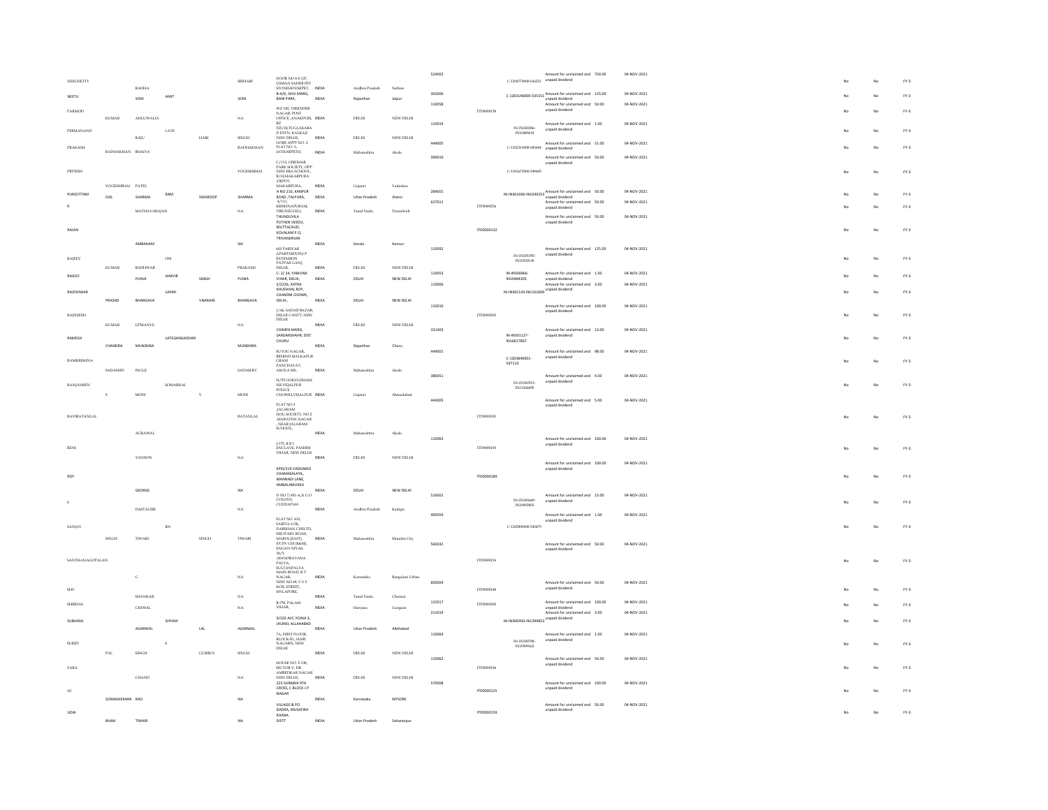| | | | | | | | | | | | | | | | | | | |
|---|---|---|---|---|---|---|---|---|---|---|---|---|---|---|---|---|---|---|
| NEELISETTY | | RADHA | | | SRIHARI | DOOR NO 4-2-127, USMAN SAHEB PET STONEHOUSEPET, | INDIA | Andhra Pradesh | Nellore | 524002 | | C-1204770000-016231 | Amount for unclaimed and unpaid dividend | 750.00 | 04-NOV-2021 | No | No | FY-3 |
| NEETU | | SONI | AMIT | | SONI | B-4/D, SHIV MARG, BANI PARK, | INDIA | Rajasthan | Jaipur | 302006 | | C-1203140000-035151 | Amount for unclaimed and unpaid dividend | 125.00 | 04-NOV-2021 | No | No | FY-3 |
| PARMOD | KUMAR | AHLUWALIA | | | NA | WZ-182, VIRENDER NAGAR, POST OFFICE, ANAKPURI, RZ | INDIA | DELHI | NEW DELHI | 110058 | ITD0000158 | | Amount for unclaimed and unpaid dividend | 50.00 | 04-NOV-2021 | No | No | FY-3 |
| PERMANAND | | RAJU | LATE | HARI | SINGH | 535/24,TUGLAKABAD EXTN. KALKAJI NEW DELHI, | | DELHI | NEW DELHI | 110019 | | IN-IN300206-10489618 | Amount for unclaimed and unpaid dividend | 1.00 | 04-NOV-2021 | No | No | FY-3 |
| PRAKASH | RADHAKISAN | BHAIYA | | | RADHAKISAN | GORE APPT NO 3, FLAT NO 3, JATHARPETH, | INDIA | Maharashtra | Akola | 444005 | | C-1302310000-085694 | Amount for unclaimed and unpaid dividend | 51.00 | 04-NOV-2021 | No | No | FY-3 |
| PRITESH | YOGESHBHAI | PATEL | | | YOGESHBHAI | C/113, GIRDHAR PARK SOCIETY, OPP. NEW ERA SCHOOL, B/H,MAKARPURA ,DEPOT, MAKARPURA, | INDIA | Gujarat | Vadodara | 390010 | | C-1301670000-349445 | Amount for unclaimed and unpaid dividend | 50.00 | 04-NOV-2021 | No | No | FY-3 |
| PURSOTTAM | DAS | SHARMA | RAM | SWAROOP | SHARMA | H NO 216, KANPUR ROAD, TALPURA, | INDIA | Uttar Pradesh | Jhansi | 284001 | | IN-IN301696-IN1049253 | Amount for unclaimed and unpaid dividend | 50.00 | 04-NOV-2021 | No | No | FY-3 |
| R | | MATHAVARAJAN | | | NA | 4/111, KRISHNAPURAM, TIRUNELVELI, | INDIA | Tamil Nadu | Tirunelveli | 627011 | ITD0000236 | | Amount for unclaimed and unpaid dividend | 50.00 | 04-NOV-2021 | No | No | FY-3 |
| RAJAN | | AMBAHAM | | | NA | THUNDUVILA PUTHEN VEEDU, MUTTACAUD, KOVALAM P O, TRIVANDRUM | INDIA | Kerala | Kannur | | ITD0000132 | | Amount for unclaimed and unpaid dividend | 50.00 | 04-NOV-2021 | No | No | FY-3 |
| RAJEEV | KUMAR | BADHWAR | OM | | PRAKASH | 603 PARIVAR APARTMENTS,I P EXTENSION PATPAR GANJ, DELHI, | INDIA | DELHI | NEW DELHI | 110092 | | IN-IN301055-10530130 | Amount for unclaimed and unpaid dividend | 125.00 | 04-NOV-2021 | No | No | FY-3 |
| RAJEEV | | PUNIA | HARVIR | SINGH | PUNIA | C- 2/ 24, YAMUNA VIHAR, DELHI, | INDIA | DELHI | NEW DELHI | 110053 | | IN-IN300966-IN10484305 | Amount for unclaimed and unpaid dividend | 1.00 | 04-NOV-2021 | No | No | FY-3 |
| RAJESHWAR | PRASAD | BHARGAVA | LAXMI | VNARAIN | BHARGAVA | 5/2226, KATRA KHUSHHAL ROY, CHANDNI CHOWK, DELHI , | INDIA | DELHI | NEW DELHI | 110006 | | IN-IN301143-IN1101609 | Amount for unclaimed and unpaid dividend | 3.00 | 04-NOV-2021 | No | No | FY-3 |
| RAJNEESH | KUMAR | UPMANYU | | | NA | 1/46, SADAR BAZAR, DELHI CANTT, NEW DELHI | INDIA | DELHI | NEW DELHI | 110010 | ITD0000203 | | Amount for unclaimed and unpaid dividend | 100.00 | 04-NOV-2021 | No | No | FY-3 |
| RAMESH | CHANDRA | MUNDHRA | LATEGANGADHAR | | MUNDHRA | CHIMPA MARG, SARDARSHAHR, DIST CHURU | INDIA | Rajasthan | Churu | 331403 | | IN-IN301127-IN16617867 | Amount for unclaimed and unpaid dividend | 13.00 | 04-NOV-2021 | No | No | FY-3 |
| RAMKRISHNA | SADASHIV | INGLE | | | SADASHIV | SUYOG NAGAR, BEHIND MALKAPUR GRAM PANCHAYAT, AKOLA MS, | INDIA | Maharashtra | Akola | 444001 | | C-1203840001-597113 | Amount for unclaimed and unpaid dividend | 98.00 | 04-NOV-2021 | No | No | FY-3 |
| RANJANBEN | S | MODI | SOMABHAI | V | MODI | H/33 GOKULDHAM, NR VEJALPUR POLICE CHOWKI,VEJALPUR | INDIA | Gujarat | Ahmedabad | 380051 | | IN-IN300513-IN11364695 | Amount for unclaimed and unpaid dividend | 4.00 | 04-NOV-2021 | No | No | FY-3 |
| RAVIRATANLAL | | AGRAWAL | | | RATANLAL | FLAT NO.3 ,JALARAM HOUSOCIETY, NO.2 ,MARATHA NAGAR , NEAR JALARAM SCHOOL, | INDIA | Maharashtra | Akola | 444005 | ITD0000031 | | Amount for unclaimed and unpaid dividend | 5.00 | 04-NOV-2021 | No | No | FY-3 |
| RENI | | TANDON | | | NA | J-175, R B I ENCLAVE, PASHIM VIHAR, NEW DELHI | INDIA | DELHI | NEW DELHI | 110063 | ITD0000193 | | Amount for unclaimed and unpaid dividend | 100.00 | 04-NOV-2021 | No | No | FY-3 |
| ROY | | GEORGE | | | NA | KPXI/319 VADDAKKE CHAMAKALAYIL, MANNADI LANE, AMBALAMUKKU | INDIA | DELHI | NEW DELHI | | ITD0000189 | | Amount for unclaimed and unpaid dividend | 100.00 | 04-NOV-2021 | No | No | FY-3 |
| S | | DASTAGIRI | | | NA | D NO 7/451-A,N G O COLONY, CUDDAPAH | INDIA | Andhra Pradesh | Kadapa | 516001 | | IN-IN300669-10492803 | Amount for unclaimed and unpaid dividend | 15.00 | 04-NOV-2021 | No | No | FY-3 |
| SANJAY | SINGH | TIWARI | RN | SINGH | TIWARI | FLAT NO. 410, SARITA LOK, DARSHAN CHS LTD, MILITARY ROAD, MAROL(EAST), | INDIA | Maharashtra | Mumbai City | 400059 | | C-1202890000-320475 | Amount for unclaimed and unpaid dividend | 1.00 | 04-NOV-2021 | No | No | FY-3 |
| SANTHANAGOPALAN | | G | | | NA | EX DY GM (E&M), ENGAN NIVAS, 58/5, ,MANORAYANA PALYA, SULTANPALYA MAIN ROAD, R T NAGAR, | INDIA | Karnataka | Bangalore Urban | 560032 | ITD0000214 | | Amount for unclaimed and unpaid dividend | 50.00 | 04-NOV-2021 | No | No | FY-3 |
| SHV | | SHANKAR | | | NA | NEW NO 69, V S V KOIL STREET, MYLAPORE, | INDIA | Tamil Nadu | Chennai | 600004 | ITD0000188 | | Amount for unclaimed and unpaid dividend | 50.00 | 04-NOV-2021 | No | No | FY-3 |
| SHIBDAS | | GHOSAL | | | NA | B-759, PALAM VIHAR, | INDIA | Haryana | Gurgaon | 122017 | ITD0000200 | | Amount for unclaimed and unpaid dividend | 100.00 | 04-NOV-2021 | No | No | FY-3 |
| SUBHASH | | AGARWAL | SHYAM | LAL | AGARWAL | 9/103 AVC YOJNA 3, JHUNSI, ALLAHABAD | INDIA | Uttar Pradesh | Allahabad | 211019 | | IN-IN300450-IN1399853 | Amount for unclaimed and unpaid dividend | 3.00 | 04-NOV-2021 | No | No | FY-3 |
| SURJIT | PAL | SINGH | S | GURBUX | SINGH | 7A, FIRST FLOOR, BLOCK-EL, HARI NAGARN, NEW DELHI | INDIA | DELHI | NEW DELHI | 110064 | | IN-IN300708-10399562 | Amount for unclaimed and unpaid dividend | 1.00 | 04-NOV-2021 | No | No | FY-3 |
| TARA | | CHAND | | | NA | HOUSE NO. F-138, SECTOR V, DR AMBEDKAR NAGAR NEW DELHI, | INDIA | DELHI | NEW DELHI | 110062 | ITD0000196 | | Amount for unclaimed and unpaid dividend | 50.00 | 04-NOV-2021 | No | No | FY-3 |
| U | SOMASHEKARA | RAO | | | NA | 223 SURABHI 9TH CROSS, C BLOCK J P NAGAR | INDIA | Karnataka | MYSORE | 570008 | ITD0000125 | | Amount for unclaimed and unpaid dividend | 100.00 | 04-NOV-2021 | No | No | FY-3 |
| UDAI | BHAN | TIWARI | | | NA | VILLAGE & PO DADRA, MUSAFIRA KHANA DISTT | INDIA | Uttar Pradesh | Saharanpur | | ITD0000159 | | Amount for unclaimed and unpaid dividend | 50.00 | 04-NOV-2021 | No | No | FY-3 |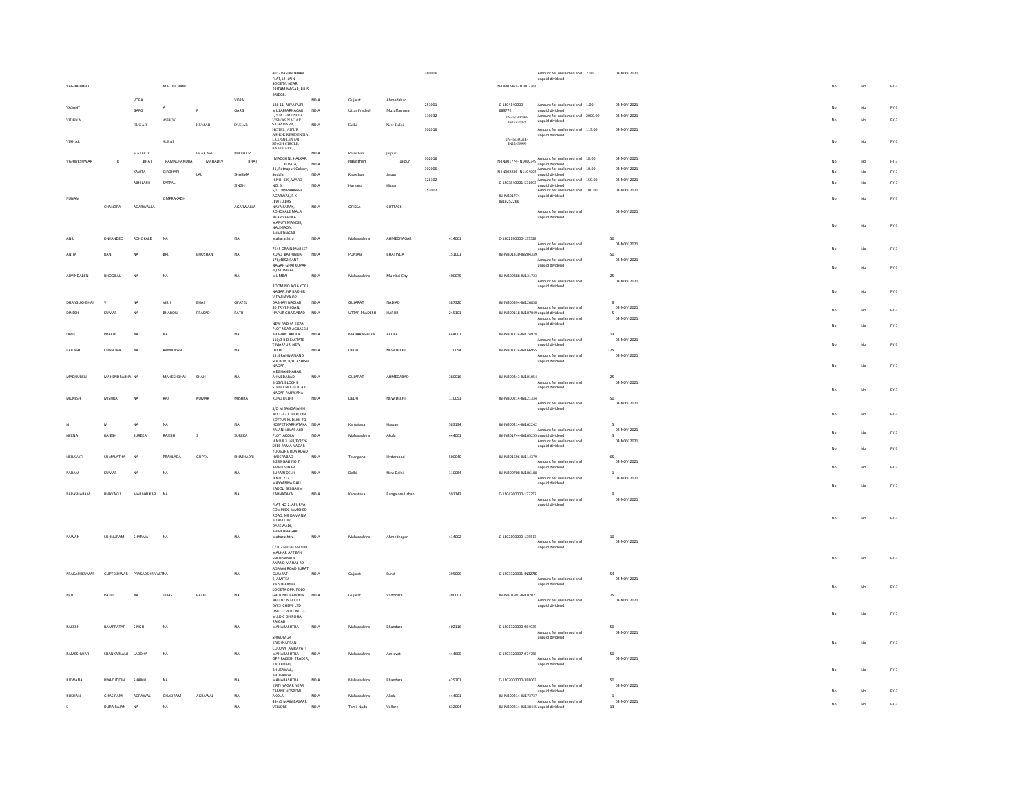| | | | | | | | | | | | | | | | | | | |
|---|---|---|---|---|---|---|---|---|---|---|---|---|---|---|---|---|---|---|
| VAGHAJIBHAI | | | MALUKCHAND | | | 401- VASUNDHARA FLAT,12- JAIN SOCIETY, NEAR PRITAM NAGAR, ELLIS BRIDGE, | INDIA | Gujarat | Ahmedabad | 380006 | | IN-IN302461-IN1007368 | Amount for unclaimed and unpaid dividend | 2.00 | 04-NOV-2021 | No | No | FY-3 |
| VASANT | | VORA GARG | A | R | VORA GARG | 186 11, ARYA PURI, MUZAFFARNAGAR | INDIA | Uttar Pradesh | Muzaffarnagar | 251001 | | C-1304140000-689772 | Amount for unclaimed and unpaid dividend | 1.00 | 04-NOV-2021 | No | No | FY-3 |
| VIDHYA | | DUGAR | ASHOK | KUMAR | DUGAR | 1/57A GALI NO 3, VISWAS NAGAR SAHADARA, | INDIA | Delhi | New Delhi | 110032 | | IN-IN301549-IN17475972 | Amount for unclaimed and unpaid dividend | 2000.00 | 04-NOV-2021 | No | No | FY-3 |
| VISHAL | | MATHUR | SURAJ | PRAKASH | MATHUR | HOTEL JAIPUR ASHOK,RESIDENTIA L COMPLEX JAI SINGH CIRCLE, BANI PARK, , | INDIA | Rajasthan | Jaipur | 302016 | | IN-IN301055-IN12438990 | Amount for unclaimed and unpaid dividend | 113.00 | 04-NOV-2021 | No | No | FY-3 |
| VISHWESHWAR | R | BHAT | RAMACHANDRA | MAHADEV | BHAT | MADGUNI, HALKAR, KUMTA, | INDIA | Rajasthan | Jaipur | 302016 | | IN-IN301774-IN1060349 | Amount for unclaimed and unpaid dividend | 18.00 | 04-NOV-2021 | No | No | FY-3 |
| | | KAVITA | GIRDHARI | LAL | SHARMA | 31, Ratnapuri Colony, Sodala, | INDIA | Rajasthan | Jaipur | 302006 | | IN-IN302236-IN1194005 | Amount for unclaimed and unpaid dividend | 10.00 | 04-NOV-2021 | No | No | FY-3 |
| | | ABHILASH | SATPAL | | SINGH | H.NO. 439, WARD NO. 5, | INDIA | Haryana | Hisar | 126102 | | C-1203840001-531691 | Amount for unclaimed and unpaid dividend | 150.00 | 04-NOV-2021 | No | No | FY-3 |
| PUNAM | | | OMPRAKASH | | | S/O OM PRAKASH AGARWAL, R K JEWELLERS | | | | 753002 | | IN-IN301774-IN13252266 | Amount for unclaimed and unpaid dividend | 100.00 | 04-NOV-2021 | No | No | FY-3 |
| | CHANDRA | AGARWALLA | | | AGARWALLA | NAYA SARAK, | INDIA | ORISSA | CUTTACK | | | | | | | | | |
| ANIL | DNYANDEO | ROHOKALE | NA | | NA | ROHOKALE MALA, NEAR VARULA MARUTI MANDIR, NALEGAON, AHMEDNGAR Maharashtra | INDIA | Maharashtra | AHMEDNAGAR | | 414001 | C-1302190000-135528 | Amount for unclaimed and unpaid dividend | 50 | 04-NOV-2021 | No | No | FY-3 |
| ANITA | RANI | NA | BRIJ | BHUSHAN | NA | 7645 GRAIN MARKET ROAD BATHINDA | INDIA | PUNJAB | BHATINDA | | 151001 | IN-IN301330-IN204339 | Amount for unclaimed and unpaid dividend | 50 | 04-NOV-2021 | No | No | FY-3 |
| ARVINDABEN | BHOGILAL | NA | NA | | NA | 176/4892 PANT NAGAR GHATKOPAR (E) MUMBAI MUMBAI | INDIA | Maharashtra | Mumbai City | | 400075 | IN-IN300888-IN131733 | Amount for unclaimed and unpaid dividend | 25 | 04-NOV-2021 | No | No | FY-3 |
| DHANSUKHBHAI | V | NA | VIRJI | BHAI | GPATEL | ROOM NO A/16 YOGI NAGAR, NR BADHIR VIDYALAYA OP DABHAN NADIAD | INDIA | GUJARAT | NADIAD | | 387320 | IN-IN300394-IN126838 | Amount for unclaimed and unpaid dividend | 8 | 04-NOV-2021 | No | No | FY-3 |
| DINESH | KUMAR | NA | BHARON | PRASAD | RATHI | 30 TRIVENI GANJ HAPUR GHAZIABAD | INDIA | UTTAR PRADESH | HAPUR | | 245101 | IN-IN300118-IN107049 | Amount for unclaimed and unpaid dividend | 5 | 04-NOV-2021 | No | No | FY-3 |
| DIPTI | PRAFUL | NA | NA | | NA | NEW RADHA KISAN PLOT NEAR AGRASEN BHAVAN AKOLA | INDIA | MAHARASHTRA | AKOLA | | 444001 | IN-IN301774-IN174978 | Amount for unclaimed and unpaid dividend | 13 | 04-NOV-2021 | No | No | FY-3 |
| KAILASH | CHANDRA | NA | RAMJIWAN | | NA | 110/3 B D EASTATE TIMARPUR NEW DELHI | INDIA | DELHI | NEW DELHI | | 110054 | IN-IN301774-IN166955 | Amount for unclaimed and unpaid dividend | 125 | 04-NOV-2021 | No | No | FY-3 |
| MADHUBEN | MAHENDRABHAI NA | | MAHESHBHAI | SHAH | NA | 15, BRAHMANAND SOCIETY, B/H. ASHISH NAGAR , MEGHANINAGAR, AHMEDABAD. | INDIA | GUJARAT | AHMEDABAD | | 380016 | IN-IN300343-IN101054 | Amount for unclaimed and unpaid dividend | 25 | 04-NOV-2021 | No | No | FY-3 |
| MUKESH | MISHRA | NA | RAJ | KUMAR | MISHRA | B-15/1 BLOCK B STREET NO 20 JITAR NAGAR PARWANA ROAD DELHI | INDIA | DELHI | NEW DELHI | | 110051 | IN-IN300214-IN121334 | Amount for unclaimed and unpaid dividend | 50 | 04-NOV-2021 | No | No | FY-3 |
| N | M | NA | NA | | NA | S/O M SANGAVAIH H NO 1243 L B EXUON KOTTUR KUDLIGI TQ HOSPET KARNATAKA | INDIA | Karnataka | Hassan | | 583134 | IN-IN300214-IN162242 | Amount for unclaimed and unpaid dividend | 5 | 04-NOV-2021 | No | No | FY-3 |
| NEENA | RAJESH | SUREKA | RAJESH | S | SUREKA | RAJANI NIVAS ALSI PLOT AKOLA | INDIA | Maharashtra | Akola | | 444001 | IN-IN301744-IN165255 | Amount for unclaimed and unpaid dividend | 3 | 04-NOV-2021 | No | No | FY-3 |
| NERAVATI | SUMALATHA | NA | PRAHLADA | GUPTA | SHIMHADRI | H NO 8 3 168/E/2/26 SREE RAMA NAGAR YOUSUF GUDA ROAD HYDERABAD | INDIA | Telangana | Hyderabad | | 500040 | IN-IN301696-IN114379 | Amount for unclaimed and unpaid dividend | 65 | 04-NOV-2021 | No | No | FY-3 |
| PADAM | KUMAR | NA | NA | | NA | B 289 GALI NO 7 AMRIT VIHAR, BURARI DELHI | INDIA | Delhi | New Delhi | | 110084 | IN-IN300708-IN106188 | Amount for unclaimed and unpaid dividend | 1 | 04-NOV-2021 | No | No | FY-3 |
| PARASHARAM | BHAVAKU | MARIHALKAR | NA | | NA | H NO. 217 MAYYANNA GALLI KADOLI BELGAUM KARNATAKA | INDIA | Karnataka | Bangalore Urban | | 591143 | C-1204760000-177257 | Amount for unclaimed and unpaid dividend | 9 | 04-NOV-2021 | No | No | FY-3 |
| PAWAN | SUHNURAM | SHARMA | NA | | NA | FLAT NO 2, APURVA COMPLEX, JAMKHED ROAD, NR DAMANIA BUNGLOW, DAREWADI, AHMEDNAGAR Maharashtra | INDIA | Maharashtra | Ahmednagar | | 414002 | C-1302190000-135513 | Amount for unclaimed and unpaid dividend | 10 | 04-NOV-2021 | No | No | FY-3 |
| PRAKASHKUMAR | GUPTESHWAR | PRASADSHRIVASTNA | | | NA | C/302 MEGH MAYUR MALHAR APT B/H SNEH SANKUL ANAND MAHAL RD ADAJAN ROAD SURAT GUJARAT | INDIA | Gujarat | Surat | | 395009 | C-1203320001-IN3278: | Amount for unclaimed and unpaid dividend | 54 | 04-NOV-2021 | No | No | FY-3 |
| PRITI | PATEL | NA | TEJAS | PATEL | NA | 6, AMITEJ RAJSTHAMBH SOCIETY OPP. POLO GROUND BARODA | INDIA | Gujarat | Vadodara | | 390001 | IN-IN301991-IN102021 | Amount for unclaimed and unpaid dividend | 25 | 04-NOV-2021 | No | No | FY-3 |
| RAKESH | RAMPRATAP | SINGH | NA | | NA | NEELIKON FOOD DYES CHEM LTD UNIT -2 PLOT NO -17 M.I.D.C DH ROHA RAIGAD MAHARASHTRA | INDIA | Maharashtra | Bhandara | | 402116 | C-1201320000-984035 | Amount for unclaimed and unpaid dividend | 50 | 04-NOV-2021 | No | No | FY-3 |
| RAMESHWAR | SHANKARLALJI | LADDHA | NA | | NA | SHIVOM 24 KRISHNARPAN COLONY AMRAVATI MAHARASHTRA | INDIA | Maharashtra | Amravati | | 444605 | C-1203320007-074758 | Amount for unclaimed and unpaid dividend | 50 | 04-NOV-2021 | No | No | FY-3 |
| RIZWANA | RIYAZUDDIN | SHAIKH | NA | | NA | OPP-RAKESH TRADER, KND ROAD, BHUSAWAL, BHUSAWAL MAHARASHTRA | INDIA | Maharashtra | Bhandara | | 425201 | C-1202000000-388063 | Amount for unclaimed and unpaid dividend | 50 | 04-NOV-2021 | No | No | FY-3 |
| ROSHAN | GHASIRAM | AGRAWAL | GHASIRAM | AGRAWAL | NA | KIRTI NAGAR NEAR TAMNE HOSPITAL AKOLA | INDIA | Maharashtra | Akola | | 444001 | IN-IN300214-IN173737 | Amount for unclaimed and unpaid dividend | 1 | 04-NOV-2021 | No | No | FY-3 |
| S | DURAIRAJAN | NA | NA | | NA | 434/5 MAIN BAZAAR VELLORE | INDIA | Tamil Nadu | Vellore | | 632004 | IN-IN300214-IN138445 | Amount for unclaimed and unpaid dividend | 13 | 04-NOV-2021 | No | No | FY-3 |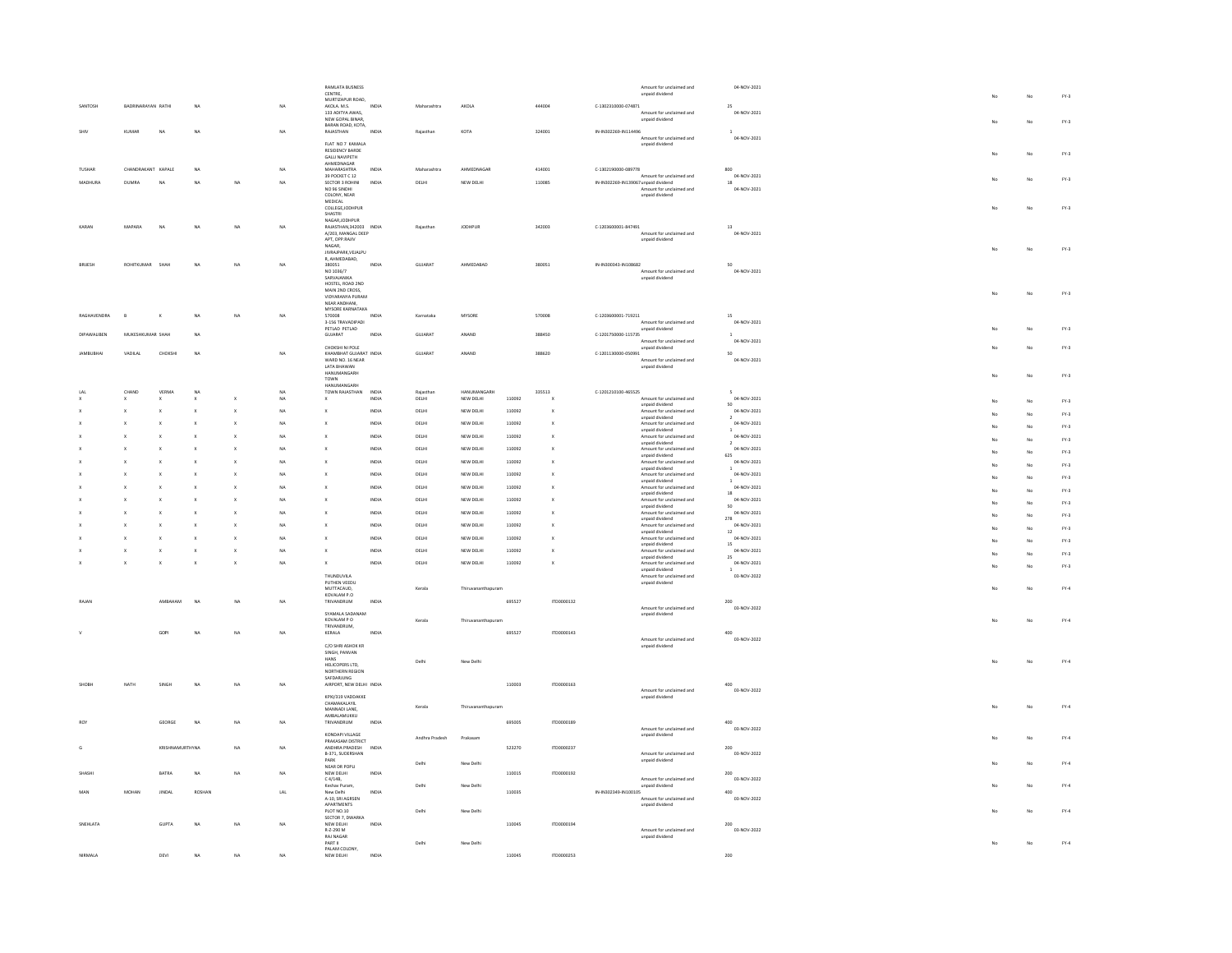| | | | | | | | | | | | | | | | | | | |
|---|---|---|---|---|---|---|---|---|---|---|---|---|---|---|---|---|---|---|
| SANTOSH | BADRINARAYAN | RATHI | NA | | NA | RAMLATA BUSNESS CENTRE, MURTIZAPUR ROAD, AKOLA. M.S. | INDIA | Maharashtra | AKOLA | | 444004 | | C-1302310000-074871 | Amount for unclaimed and unpaid dividend | 25 | 04-NOV-2021 | No | No | FY-3 |
| SHIV | KUMAR | NA | NA | | NA | 133 ADITYA AWAS, NEW GOPAL BINAR, BARAN ROAD, KOTA, RAJASTHAN | INDIA | Rajasthan | KOTA | | 324001 | | IN-IN302269-IN114496 | Amount for unclaimed and unpaid dividend | 1 | 04-NOV-2021 | No | No | FY-3 |
| TUSHAR | CHANDRAKANT | KAPALE | NA | | NA | FLAT NO 7 KAMALA RESIDENCY BARDE GALLI NAVIPETH AHMEDNAGAR MAHARASHTRA | INDIA | Maharashtra | AHMEDNAGAR | | 414001 | | C-1302190000-089778 | Amount for unclaimed and unpaid dividend | 800 | 04-NOV-2021 | No | No | FY-3 |
| MADHURA | DUMRA | NA | NA | NA | NA | 39 POCKET C 12 SECTOR 3 ROHINI | INDIA | DELHI | NEW DELHI | | 110085 | | IN-IN302269-IN139067 | Amount for unclaimed and unpaid dividend | 18 | 04-NOV-2021 | No | No | FY-3 |
| KARAN | MAPARA | NA | NA | NA | NA | NO 96 SINDHI COLONY, NEAR MEDICAL COLLEGE,JODHPUR SHASTRI NAGAR,JODHPUR RAJASTHAN,342003 | INDIA | Rajasthan | JODHPUR | | 342003 | | C-1203600001-847491 | Amount for unclaimed and unpaid dividend | 13 | 04-NOV-2021 | No | No | FY-3 |
| BRIJESH | ROHITKUMAR | SHAH | NA | NA | NA | A/203, MANGAL DEEP APT, OPP.RAJIV NAGAR, JIVRAJPARK,VEJALPUR, AHMEDABAD, 380051 | INDIA | GUJARAT | AHMEDABAD | | 380051 | | IN-IN300343-IN108682 | Amount for unclaimed and unpaid dividend | 50 | 04-NOV-2021 | No | No | FY-3 |
| RAGHAVENDRA | B | K | NA | NA | NA | NO 1036/7 SARVAJANIKA HOSTEL, ROAD 2ND MAIN 2ND CROSS, VIDYARANYA PURAM NEAR ANDHANI, MYSORE KARNATAKA 570008 | INDIA | Karnataka | MYSORE | | 570008 | | C-1203600001-719211 | Amount for unclaimed and unpaid dividend | 15 | 04-NOV-2021 | No | No | FY-3 |
| DIPAWALIBEN | MUKESHKUMAR | SHAH | NA | | | 3-156 TRAVADIPADI PETLAD PETLAD GUJARAT | INDIA | GUJARAT | ANAND | | 388450 | | C-1201750000-115735 | Amount for unclaimed and unpaid dividend | 1 | 04-NOV-2021 | No | No | FY-3 |
| JAMBUBHAI | VADILAL | CHOKSHI | NA | | NA | CHOKSHI NI POLE KHAMBHAT GUJARAT | INDIA | GUJARAT | ANAND | | 388620 | | C-1201130000-050991 | Amount for unclaimed and unpaid dividend | 50 | 04-NOV-2021 | No | No | FY-3 |
| LAL | CHAND | VERMA | NA | | NA | WARD NO. 16 NEAR LATA BHAWAN HANUMANGARH TOWN HANUMANGARH TOWN RAJASTHAN | INDIA | Rajasthan | HANUMANGARH | | 335513 | | C-1201210100-465525 | Amount for unclaimed and unpaid dividend | 5 | 04-NOV-2021 | No | No | FY-3 |
| X | X | X | X | X | NA | X | INDIA | DELHI | NEW DELHI | 110092 | X | | | Amount for unclaimed and unpaid dividend | 50 | 04-NOV-2021 | No | No | FY-3 |
| X | X | X | X | X | NA | X | INDIA | DELHI | NEW DELHI | 110092 | X | | | Amount for unclaimed and unpaid dividend | 2 | 04-NOV-2021 | No | No | FY-3 |
| X | X | X | X | X | NA | X | INDIA | DELHI | NEW DELHI | 110092 | X | | | Amount for unclaimed and unpaid dividend | 1 | 04-NOV-2021 | No | No | FY-3 |
| X | X | X | X | X | NA | X | INDIA | DELHI | NEW DELHI | 110092 | X | | | Amount for unclaimed and unpaid dividend | 2 | 04-NOV-2021 | No | No | FY-3 |
| X | X | X | X | X | NA | X | INDIA | DELHI | NEW DELHI | 110092 | X | | | Amount for unclaimed and unpaid dividend | 625 | 04-NOV-2021 | No | No | FY-3 |
| X | X | X | X | X | NA | X | INDIA | DELHI | NEW DELHI | 110092 | X | | | Amount for unclaimed and unpaid dividend | 1 | 04-NOV-2021 | No | No | FY-3 |
| X | X | X | X | X | NA | X | INDIA | DELHI | NEW DELHI | 110092 | X | | | Amount for unclaimed and unpaid dividend | 1 | 04-NOV-2021 | No | No | FY-3 |
| X | X | X | X | X | NA | X | INDIA | DELHI | NEW DELHI | 110092 | X | | | Amount for unclaimed and unpaid dividend | 18 | 04-NOV-2021 | No | No | FY-3 |
| X | X | X | X | X | NA | X | INDIA | DELHI | NEW DELHI | 110092 | X | | | Amount for unclaimed and unpaid dividend | 50 | 04-NOV-2021 | No | No | FY-3 |
| X | X | X | X | X | NA | X | INDIA | DELHI | NEW DELHI | 110092 | X | | | Amount for unclaimed and unpaid dividend | 278 | 04-NOV-2021 | No | No | FY-3 |
| X | X | X | X | X | NA | X | INDIA | DELHI | NEW DELHI | 110092 | X | | | Amount for unclaimed and unpaid dividend | 12 | 04-NOV-2021 | No | No | FY-3 |
| X | X | X | X | X | NA | X | INDIA | DELHI | NEW DELHI | 110092 | X | | | Amount for unclaimed and unpaid dividend | 15 | 04-NOV-2021 | No | No | FY-3 |
| X | X | X | X | X | NA | X | INDIA | DELHI | NEW DELHI | 110092 | X | | | Amount for unclaimed and unpaid dividend | 25 | 04-NOV-2021 | No | No | FY-3 |
| X | X | X | X | X | NA | X | INDIA | DELHI | NEW DELHI | 110092 | X | | | Amount for unclaimed and unpaid dividend | 1 | 04-NOV-2021 | No | No | FY-3 |
| RAJAN | | AMBAHAM | NA | NA | NA | THUNDUVILA PUTHEN VEEDU MUTTACAUD, KOVALAM P.O TRIVANDRUM | INDIA | Kerala | Thiruvananthapuram | 695527 | ITD0000132 | | | Amount for unclaimed and unpaid dividend | 200 | 03-NOV-2022 | No | No | FY-4 |
| V | | GOPI | NA | NA | NA | SYAMALA SADANAM KOVALAM P O TRIVANDRUM, KERALA | INDIA | Kerala | Thiruvananthapuram | 695527 | ITD0000143 | | | Amount for unclaimed and unpaid dividend | 400 | 03-NOV-2022 | No | No | FY-4 |
| SHOBH | NATH | SINGH | NA | NA | NA | C/O SHRI ASHOK KR SINGH, PAWVAN HANS HELICOPERS LTD, NORTHERN REGION SAFDARJUNG AIRPORT, NEW DELHI | INDIA | Delhi | New Delhi | 110003 | ITD0000163 | | | Amount for unclaimed and unpaid dividend | 400 | 03-NOV-2022 | No | No | FY-4 |
| ROY | | GEORGE | NA | NA | NA | KPXI/319 VADDAKKE CHAMAKALAYIL MANNADI LANE, AMBALAMUKKU TRIVANDRUM | INDIA | Kerala | Thiruvananthapuram | 695005 | ITD0000189 | | | Amount for unclaimed and unpaid dividend | 400 | 03-NOV-2022 | No | No | FY-4 |
| G | | KRISHNAMURTHY | NA | NA | NA | KONDAPI VILLAGE PRAKASAM DISTRICT ANDHRA PRADESH | INDIA | Andhra Pradesh | Prakasam | 523270 | ITD0000237 | | | Amount for unclaimed and unpaid dividend | 200 | 03-NOV-2022 | No | No | FY-4 |
| SHASHI | | BATRA | NA | NA | NA | B-371, SUDERSHAN PARK NEAR DR POPLI NEW DELHI | INDIA | Delhi | New Delhi | 110015 | ITD0000192 | | | Amount for unclaimed and unpaid dividend | 200 | 03-NOV-2022 | No | No | FY-4 |
| MAN | MOHAN | JINDAL | ROSHAN | | LAL | C 4/148, Keshav Puram, New Delhi | INDIA | Delhi | New Delhi | 110035 | | | IN-IN302349-IN100105 | Amount for unclaimed and unpaid dividend | 400 | 03-NOV-2022 | No | No | FY-4 |
| SNEHLATA | | GUPTA | NA | NA | NA | A-10, SRI AGRSEN APARTMENTS PLOT NO.10 SECTOR 7, DWARKA NEW DELHI | INDIA | Delhi | New Delhi | 110045 | ITD0000194 | | | Amount for unclaimed and unpaid dividend | 200 | 03-NOV-2022 | No | No | FY-4 |
| NIRMALA | | DEVI | NA | NA | NA | R-Z-290 M RAJ NAGAR PART II PALAM COLONY, NEW DELHI | INDIA | Delhi | New Delhi | 110045 | ITD0000253 | | | Amount for unclaimed and unpaid dividend | 200 | 03-NOV-2022 | No | No | FY-4 |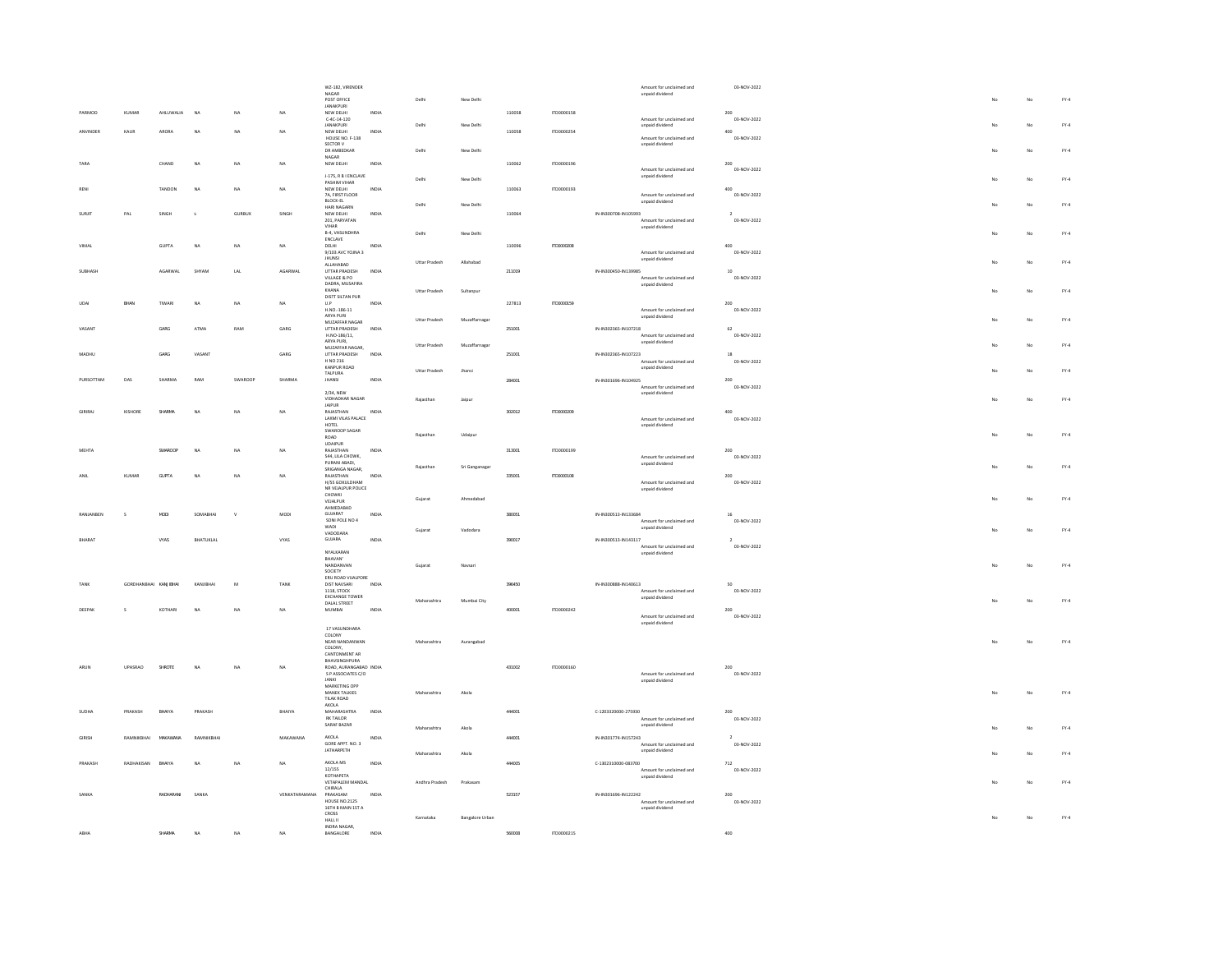| | | | | | | | | | | | | | | | | | | |
|---|---|---|---|---|---|---|---|---|---|---|---|---|---|---|---|---|---|---|
| PARMOD | KUMAR | AHLUWALIA | NA | NA | NA | WZ-182, VIRENDER NAGAR POST OFFICE JANAKPURI NEW DELHI | INDIA | Delhi | New Delhi | 110058 | ITD0000158 | | Amount for unclaimed and unpaid dividend | 200 | 03-NOV-2022 | No | No | FY-4 |
| ANVINDER | KAUR | ARORA | NA | NA | NA | C-4C-14-120 JANAKPURI NEW DELHI | INDIA | Delhi | New Delhi | 110058 | ITD0000254 | | Amount for unclaimed and unpaid dividend | 400 | 03-NOV-2022 | No | No | FY-4 |
| TARA | | CHAND | NA | NA | NA | HOUSE NO. F-138 SECTOR V DR AMBEDKAR NAGAR NEW DELHI | INDIA | Delhi | New Delhi | 110062 | ITD0000196 | | Amount for unclaimed and unpaid dividend | 200 | 03-NOV-2022 | No | No | FY-4 |
| RENI | | TANDON | NA | NA | NA | J-175, R B I ENCLAVE PASHIM VIHAR NEW DELHI | INDIA | Delhi | New Delhi | 110063 | ITD0000193 | | Amount for unclaimed and unpaid dividend | 400 | 03-NOV-2022 | No | No | FY-4 |
| SURJIT | PAL | SINGH | S | GURBUX | SINGH | 7A, FIRST FLOOR BLOCK-EL HARI NAGARN NEW DELHI | INDIA | Delhi | New Delhi | 110064 | | IN-IN300708-IN105993 | Amount for unclaimed and unpaid dividend | 2 | 03-NOV-2022 | No | No | FY-4 |
| VIMAL | | GUPTA | NA | NA | NA | 201, PARYATAN VIHAR B-4, VASUNDHRA ENCLAVE DELHI | INDIA | Delhi | New Delhi | 110096 | ITD0000208 | | Amount for unclaimed and unpaid dividend | 400 | 03-NOV-2022 | No | No | FY-4 |
| SUBHASH | | AGARWAL | SHYAM | LAL | AGARWAL | 9/103 AVC YOJNA 3 JHUNSI ALLAHABAD UTTAR PRADESH | INDIA | Uttar Pradesh | Allahabad | 211019 | | IN-IN300450-IN139985 | Amount for unclaimed and unpaid dividend | 10 | 03-NOV-2022 | No | No | FY-4 |
| UDAI | BHAN | TIWARI | NA | NA | NA | VILLAGE & PO DADRA, MUSAFIRA KHANA DISTT SILTAN PUR U P | INDIA | Uttar Pradesh | Sultanpur | 227813 | ITD0000159 | | Amount for unclaimed and unpaid dividend | 200 | 03-NOV-2022 | No | No | FY-4 |
| VASANT | | GARG | ATMA | RAM | GARG | H.NO.-186-11 ARYA PURI MUZAFFAR NAGAR UTTAR PRADESH | INDIA | Uttar Pradesh | Muzaffarnagar | 251001 | | IN-IN302365-IN107218 | Amount for unclaimed and unpaid dividend | 62 | 03-NOV-2022 | No | No | FY-4 |
| MADHU | | GARG | VASANT | | GARG | H.NO-186/11, ARYA PURI, MUZAFFAR NAGAR, UTTAR PRADESH | INDIA | Uttar Pradesh | Muzaffarnagar | 251001 | | IN-IN302365-IN107223 | Amount for unclaimed and unpaid dividend | 18 | 03-NOV-2022 | No | No | FY-4 |
| PURSOTTAM | DAS | SHARMA | RAM | SWAROOP | SHARMA | H NO 216 KANPUR ROAD TALPURA JHANSI | INDIA | Uttar Pradesh | Jhansi | 284001 | | IN-IN301696-IN104925 | Amount for unclaimed and unpaid dividend | 200 | 03-NOV-2022 | No | No | FY-4 |
| GIRIRAJ | KISHORE | SHARMA | NA | NA | NA | 2/34, NEW VIDHADHAR NAGAR JAIPUR RAJASTHAN | INDIA | Rajasthan | Jaipur | 302012 | ITD0000209 | | Amount for unclaimed and unpaid dividend | 400 | 03-NOV-2022 | No | No | FY-4 |
| MEHTA | | SWAROOP | NA | NA | NA | LAXMI VILAS PALACE HOTEL SWAROOP SAGAR ROAD UDAIPUR RAJASTHAN | INDIA | Rajasthan | Udaipur | 313001 | ITD0000199 | | Amount for unclaimed and unpaid dividend | 200 | 03-NOV-2022 | No | No | FY-4 |
| ANIL | KUMAR | GUPTA | NA | NA | NA | 544, ULA CHOWK, PURANI ABADI, SRIGANGA NAGAR, RAJASTHAN | INDIA | Rajasthan | Sri Ganganagar | 335001 | ITD0000108 | | Amount for unclaimed and unpaid dividend | 200 | 03-NOV-2022 | No | No | FY-4 |
| RANJANBEN | S | MODI | SOMABHAI | V | MODI | H/55 GOKULDHAM NR VEJALPUR POLICE CHOWKI VEJALPUR AHMEDABAD GUJARAT | INDIA | Gujarat | Ahmedabad | 380051 | | IN-IN300513-IN133684 | Amount for unclaimed and unpaid dividend | 16 | 03-NOV-2022 | No | No | FY-4 |
| BHARAT | | VYAS | BHATUKLAL | | VYAS | SONI POLE NO 4 WADI VADODARA GUJARA | INDIA | Gujarat | Vadodara | 390017 | | IN-IN300513-IN143117 | Amount for unclaimed and unpaid dividend | 2 | 03-NOV-2022 | No | No | FY-4 |
| TANK | GORDHANBHAI | KANJIBHAI | KANJIBHAI | M | TANK | NYALKARAN BHAVAN' NANDANVAN SOCIETY ERU ROAD VIJALPORE DIST NAVSARI | INDIA | Gujarat | Navsari | 396450 | | IN-IN300888-IN140613 | Amount for unclaimed and unpaid dividend | 50 | 03-NOV-2022 | No | No | FY-4 |
| DEEPAK | S | KOTHARI | NA | NA | NA | 1118, STOCK EXCHANGE TOWER DALAL STREET MUMBAI | INDIA | Maharashtra | Mumbai City | 400001 | ITD0000242 | | Amount for unclaimed and unpaid dividend | 200 | 03-NOV-2022 | No | No | FY-4 |
| ARUN | UPASRAO | SHROTE | NA | NA | NA | 17 VASUNDHARA COLONY NEAR NANDANVAN COLONY, CANTONMENT AR BHAVSINGHPURA ROAD, AURANGABAD | INDIA | Maharashtra | Aurangabad | 431002 | ITD0000160 | | Amount for unclaimed and unpaid dividend | 200 | 03-NOV-2022 | No | No | FY-4 |
| SUDHA | PRAKASH | BHAIYA | PRAKASH | | BHAIYA | S P ASSOCIATES C/O JANKI MARKETING OPP MANEK TALKIES TILAK ROAD AKOLA MAHARASHTRA | INDIA | Maharashtra | Akola | 444001 | | C-1203320000-275930 | Amount for unclaimed and unpaid dividend | 200 | 03-NOV-2022 | No | No | FY-4 |
| GIRISH | RAMNIKBHAI | MAKAWANA | RAMNIKBHAI | | MAKAWANA | RK TAILOR SARAF BAZAR AKOLA | INDIA | Maharashtra | Akola | 444001 | | IN-IN301774-IN157243 | Amount for unclaimed and unpaid dividend | 2 | 03-NOV-2022 | No | No | FY-4 |
| PRAKASH | RADHAKISAN | BHAIYA | NA | NA | NA | GORE APPT. NO. 3 JATHARPETH AKOLA MS | INDIA | Maharashtra | Akola | 444005 | | C-1302310000-083700 | Amount for unclaimed and unpaid dividend | 712 | 03-NOV-2022 | No | No | FY-4 |
| SANKA | | RADHARANI | SANKA | | VENKATARAMANA | 12/155 KOTHAPETA VETAPALEM MANDAL CHIRALA PRAKASAM | INDIA | Andhra Pradesh | Prakasam | 523157 | | IN-IN301696-IN122242 | Amount for unclaimed and unpaid dividend | 200 | 03-NOV-2022 | No | No | FY-4 |
| ABHA | | SHARMA | NA | NA | NA | HOUSE NO.2125 16TH B MAIN 1ST A CROSS HALL II INDRA NAGAR, BANGALORE | INDIA | Karnataka | Bangalore Urban | 560008 | ITD0000215 | | | 400 | | No | No | FY-4 |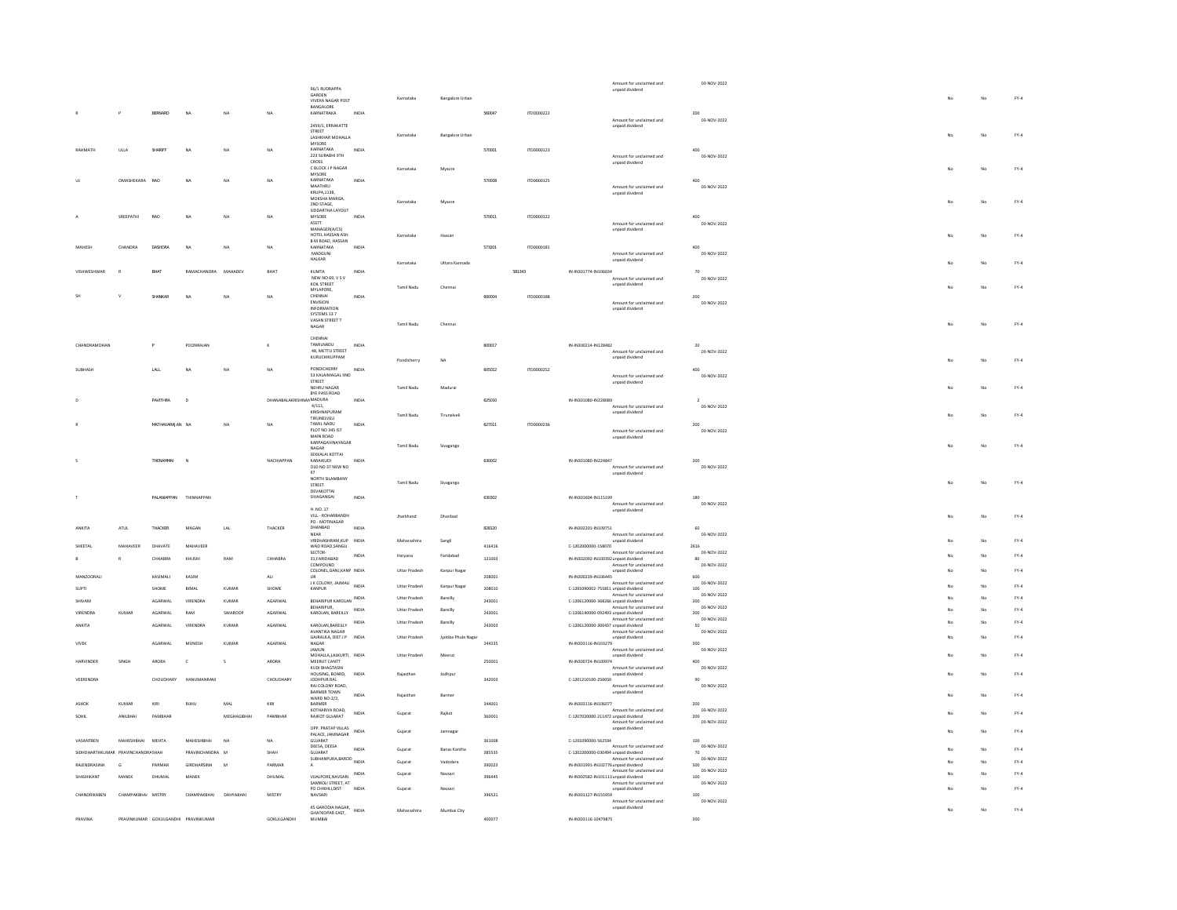| | | | | | | | | | | | | | | | | | | | |
|---|---|---|---|---|---|---|---|---|---|---|---|---|---|---|---|---|---|---|---|
| B | P | BERNARD | NA | NA | NA | 96/1 RUDRAPPA GARDEN VIVEKA NAGAR POST BANGALORE KARNATRAKA | INDIA | Karnataka | Bangalore Urban | 560047 | ITD0000222 | | Amount for unclaimed and unpaid dividend | 200 | 03-NOV-2022 | | No | No | FY-4 |
| RAHMATH | ULLA | SHARIFF | NA | NA | NA | 2459/1, ERRAKATTE STREET LASHKHAR MOHALLA MYSORE KARNATAKA | INDIA | Karnataka | Bangalore Urban | 570001 | ITD0000123 | | Amount for unclaimed and unpaid dividend | 400 | 03-NOV-2022 | | No | No | FY-4 |
| U | OMASHEKARA | RAO | NA | NA | NA | 223 SURABHI 9TH CROSS C BLOCK J P NAGAR MYSORE KARNATAKA | INDIA | Karnataka | Mysore | 570008 | ITD0000125 | | Amount for unclaimed and unpaid dividend | 400 | 03-NOV-2022 | | No | No | FY-4 |
| A | SREEPATHI | RAO | NA | NA | NA | MAATHRU KRUPA,1138, MOKSHA MARGA, 2ND STAGE, SIDDARTHA LAYOUT MYSORE | INDIA | Karnataka | Mysore | 570011 | ITD0000122 | | Amount for unclaimed and unpaid dividend | 400 | 03-NOV-2022 | | No | No | FY-4 |
| MAHESH | CHANDRA | DASHORA | NA | NA | NA | ASSTT MANAGER(A/CS) HOTEL HASSAN ASH B M ROAD, HASSAN KARNATAKA | INDIA | Karnataka | Hassan | 573201 | ITD0000181 | | Amount for unclaimed and unpaid dividend | 400 | 03-NOV-2022 | | No | No | FY-4 |
| VISHWESHWAR | R | BHAT | RAMACHANDRA | MAHADEV | BHAT | MADGUNI HALKAR KUMTA | INDIA | Karnataka | Uttara Kannada | | 581343 | IN-IN301774-IN106034 | Amount for unclaimed and unpaid dividend | 70 | 03-NOV-2022 | | No | No | FY-4 |
| SH | V | SHANKAR | NA | NA | NA | NEW NO 69, V S V KOIL STREET MYLAPORE, CHENNAI | INDIA | Tamil Nadu | Chennai | 600004 | ITD0000188 | | Amount for unclaimed and unpaid dividend | 200 | 03-NOV-2022 | | No | No | FY-4 |
| CHANDRAMOHAN | | P | POONRAJAN | | K | ENVISION INFORMATION SYSTEMS 13 7 VASAN STREET T NAGAR CHENNAI TAMILNADU | INDIA | Tamil Nadu | Chennai | 600017 | | IN-IN300214-IN128482 | Amount for unclaimed and unpaid dividend | 20 | 03-NOV-2022 | | No | No | FY-4 |
| SUBHASH | | LALL | NA | NA | NA | 48, METTU STREET KURUCHIKUPPAM PONDICHERRY | INDIA | Pondicherry | NA | 605012 | ITD0000252 | | Amount for unclaimed and unpaid dividend | 400 | 03-NOV-2022 | | No | No | FY-4 |
| D | | PAVITHRA | D | | DHANABALAKRISHNAN | 53 KALAIMAGAL IIND STREET NEHRU NAGAR BYE PASS ROAD MADURA | INDIA | Tamil Nadu | Madurai | 625010 | | IN-IN301080-IN228089 | Amount for unclaimed and unpaid dividend | 2 | 03-NOV-2022 | | No | No | FY-4 |
| R | | MATHAVARAJAN | NA | NA | NA | 4/111, KRISHNAPURAM TIRUNELVELI TAMIL NADU | INDIA | Tamil Nadu | Tirunelveli | 627011 | ITD0000236 | | Amount for unclaimed and unpaid dividend | 200 | 03-NOV-2022 | | No | No | FY-4 |
| S | | THENAMMAI | N | | NACHIAPPAN | PLOT NO 345 IST MAIN ROAD KARPAGAVINAYAGAR NAGAR SEKKALAI KOTTAI KARAIKUDI | INDIA | Tamil Nadu | Sivaganga | 630002 | | IN-IN301080-IN224847 | Amount for unclaimed and unpaid dividend | 200 | 03-NOV-2022 | | No | No | FY-4 |
| T | | PALANIAPPAN | THINNAPPAN | | | OLD NO 37 NEW NO 97 NORTH SILAMBANY STREET DEVAKOTTAI SIVAGANGAI | INDIA | Tamil Nadu | Sivaganga | 630302 | | IN-IN301604-IN115199 | Amount for unclaimed and unpaid dividend | 180 | 03-NOV-2022 | | No | No | FY-4 |
| ANKITA | ATUL | THACKER | MAGAN | LAL | THACKER | H. NO. 17 VILL - ROHARBANDH PO - MOTINAGAR DHANBAD | INDIA | Jharkhand | Dhanbad | 828120 | | IN-IN302201-IN109751 | Amount for unclaimed and unpaid dividend | 60 | 03-NOV-2022 | | No | No | FY-4 |
| SHEETAL | MAHAVEER | DHAVATE | MAHAVEER | | | NEAR VRDHASHRAM,KUP WAD ROAD,SANGLI | INDIA | Maharashtra | Sangli | 416416 | | C-1202000000-158070 | Amount for unclaimed and unpaid dividend | 2616 | 03-NOV-2022 | | No | No | FY-4 |
| B | R | CHHABRA | KHUSHI | RAM | CHHABRA | SECTOR-31,FARIDABAD | INDIA | Haryana | Faridabad | 121003 | | IN-IN302092-IN100392 | Amount for unclaimed and unpaid dividend | 80 | 03-NOV-2022 | | No | No | FY-4 |
| MANZOORALI | | KASIMALI | KASIM | | ALI | COMPOUND COLONEL,GANJ,KANPUR | INDIA | Uttar Pradesh | Kanpur Nagar | 208001 | | IN-IN300239-IN106445 | Amount for unclaimed and unpaid dividend | 600 | 03-NOV-2022 | | No | No | FY-4 |
| SUPTI | | SHOME | BIMAL | KUMAR | SHOME | J K COLONY, JAJMAU KANPUR | INDIA | Uttar Pradesh | Kanpur Nagar | 208010 | | C-1201090002-755811 | Amount for unclaimed and unpaid dividend | 100 | 03-NOV-2022 | | No | No | FY-4 |
| SHIVAM | | AGARWAL | VIRENDRA | KUMAR | AGARWAL | BEHARIPUR KAROLAN | INDIA | Uttar Pradesh | Bareilly | 243001 | | C-1206120000-368266 | Amount for unclaimed and unpaid dividend | 200 | 03-NOV-2022 | | No | No | FY-4 |
| VIRENDRA | KUMAR | AGARWAL | RAM | SWAROOP | AGARWAL | BEHARIPUR, KAROLAN, BAREILLY | INDIA | Uttar Pradesh | Bareilly | 243001 | | C-1206140000-092493 | Amount for unclaimed and unpaid dividend | 200 | 03-NOV-2022 | | No | No | FY-4 |
| ANKITA | | AGARWAL | VIRENDRA | KUMAR | AGARWAL | KAROLAN,BAREILLY | INDIA | Uttar Pradesh | Bareilly | 243003 | | C-1206120000-300437 | Amount for unclaimed and unpaid dividend | 50 | 03-NOV-2022 | | No | No | FY-4 |
| VIVEK | | AGARWAL | MUNESH | KUMAR | AGARWAL | AVANTIKA NAGAR GAJRAULA, DIST J P NAGAR | INDIA | Uttar Pradesh | Jyotiba Phule Nagar | 244235 | | IN-IN303116-IN103279 | Amount for unclaimed and unpaid dividend | 200 | 03-NOV-2022 | | No | No | FY-4 |
| HARVINDER | SINGH | ARORA | C | S | ARORA | JAMUN MOHALLA,LALKURTI, MEERUT CANTT | INDIA | Uttar Pradesh | Meerut | 250001 | | IN-IN300724-IN100974 | Amount for unclaimed and unpaid dividend | 400 | 03-NOV-2022 | | No | No | FY-4 |
| VEERENDRA | | CHOUDHARY | HANUMANRAM | | CHOUDHARY | KUDI BHAGTASNI HOUSING, BOARD, JODHPUR RAJ. | INDIA | Rajasthan | Jodhpur | 342003 | | C-1201210100-250050 | Amount for unclaimed and unpaid dividend | 90 | 03-NOV-2022 | | No | No | FY-4 |
| ASHOK | KUMAR | KIRI | RIJHU | MAL | KIRI | RAI COLONY ROAD, BARMER TOWN WARD NO-2/2, BARMER | INDIA | Rajasthan | Barmer | 344001 | | IN-IN303116-IN106077 | Amount for unclaimed and unpaid dividend | 200 | 03-NOV-2022 | | No | No | FY-4 |
| SOHIL | ANILBHAI | PAMBHAR | | MEGHAGBHAI | PAMBHAR | KOTHARIYA ROAD, RAJKOT GUJARAT | INDIA | Gujarat | Rajkot | 360001 | | C-1207020000-211472 | Amount for unclaimed and unpaid dividend | 200 | 03-NOV-2022 | | No | No | FY-4 |
| VASANTBEN | MAHESHBHAI | MEHTA | MAHESHBHAI | NA | NA | OPP. PRATAP VILLAS PALACE, JAMNAGAR GUJARAT | INDIA | Gujarat | Jamnagar | 361008 | | C-1201090000-562594 | Amount for unclaimed and unpaid dividend | 100 | 03-NOV-2022 | | No | No | FY-4 |
| SIDHDHARTHKUMAR | PRAVINCHANDRA | SHAH | PRAVINCHANDRA | M | SHAH | DEESA, DEESA GUJARAT | INDIA | Gujarat | Banas Kantha | 385535 | | C-1202200000-030494 | Amount for unclaimed and unpaid dividend | 70 | 03-NOV-2022 | | No | No | FY-4 |
| RAJENDRASINH | G | PARMAR | GIRDHARSINH | M | PARMAR | SUBHANPURA,BAROD A | INDIA | Gujarat | Vadodara | 390023 | | IN-IN301991-IN102776 | Amount for unclaimed and unpaid dividend | 500 | 03-NOV-2022 | | No | No | FY-4 |
| SHASHIKANT | MANEK | DHUMAL | MANEK | | DHUMAL | VIJALPORE,NAVSARI. | INDIA | Gujarat | Navsari | 396445 | | IN-IN302582-IN101113 | Amount for unclaimed and unpaid dividend | 100 | 03-NOV-2022 | | No | No | FY-4 |
| CHANDRIKABEN | CHAMPAKBHAI | MISTRY | CHAMPAKBHAI | DAHYABHAI | MISTRY | SAMROLI STREET, AT PO CHIKHLI,DIST-NAVSARI | INDIA | Gujarat | Navsari | 396521 | | IN-IN301127-IN155959 | Amount for unclaimed and unpaid dividend | 100 | 03-NOV-2022 | | No | No | FY-4 |
| PRAVINA | PRAVINKUMAR | GOKULGANDHI | PRAVINKUMAR | | GOKULGANDHI | 45 GARODIA NAGAR, GHATKOPAR EAST, MUMBAI | INDIA | Maharashtra | Mumbai City | 400077 | | IN-IN303116-10479875 | Amount for unclaimed and unpaid dividend | 200 | 03-NOV-2022 | | No | No | FY-4 |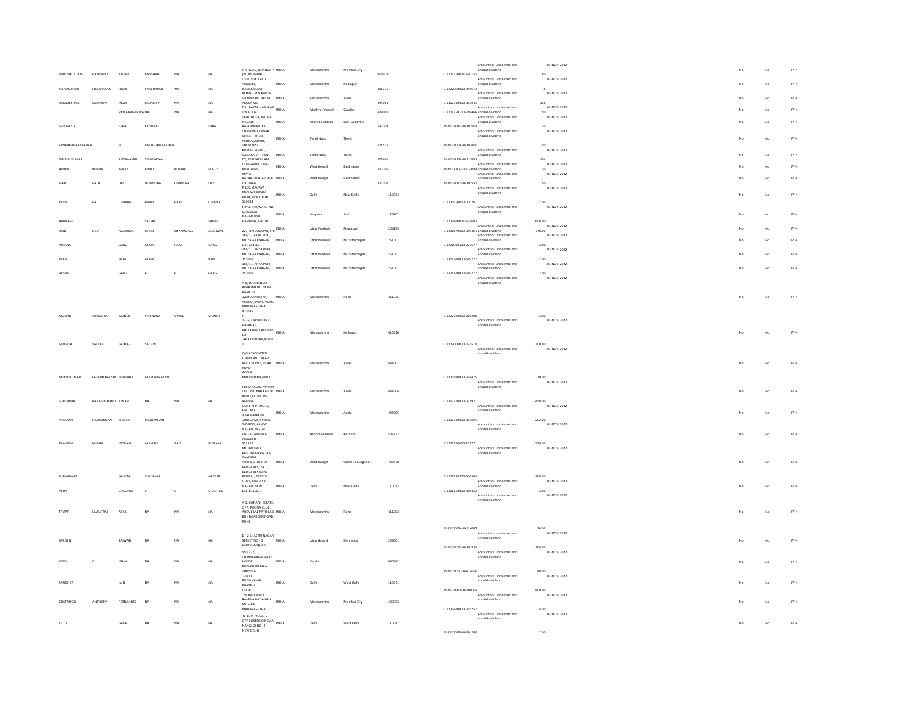| | | | | | | | | | | | | | | | | | | |
|---|---|---|---|---|---|---|---|---|---|---|---|---|---|---|---|---|---|---|
| PURUSHOTTAM | BANSHRAJ | YADAV | BANSHRAJ | NA | NA | P N ROAD, BHANDUP (W),MUMBAI | INDIA | Maharashtra | Mumbai City | 400078 | C-1203320001-520153 | Amount for unclaimed and unpaid dividend | 40 | 03-NOV-2022 | No | No | FY-4 |
| NANDKISHOR | PRABHAKAR | JOSHI | PRABHAKAR | NA | NA | OPPOSITE AZAD TWAKIES, ICHALKARANJI | INDIA | Maharashtra | Kolhapur | 416115 | C-1202000000-345673 | Amount for unclaimed and unpaid dividend | 8 | 03-NOV-2022 | No | No | FY-4 |
| RAMKRISHNA | SADASHIV | INGLE | SADASHIV | NA | NA | BEHIND MALKAPUR GRAM PANCHAYAT, AKOLA MS | INDIA | Maharashtra | Akola | 444001 | C-1302310000-083943 | Amount for unclaimed and unpaid dividend | 398 | 03-NOV-2022 | No | No | FY-4 |
| | | RAMANAGARWA | NA | NA | NA | DAL BAZAR, LASHKAR, GWALIOR | INDIA | Madhya Pradesh | Gwalior | 474001 | C-1201770100-746466 | Amount for unclaimed and unpaid dividend | 50 | 03-NOV-2022 | No | No | FY-4 |
| SRINIVASU | | ERRA | KRISHNA | | ERRA | TADITHOTA, INDIRA NAGAR, RAJAHMUNDRY | INDIA | Andhra Pradesh | East Godavari | 533103 | IN-IN302863-IN102364 | Amount for unclaimed and unpaid dividend | 20 | 03-NOV-2022 | No | No | FY-4 |
| SANKARANARAYANAN | | B | BALAGURUNATHAN | | | CHIDAMBARANAR STREET, THENI ALLINAGARAM, THENI DIST | INDIA | Tamil Nadu | Theni | 625531 | IN-IN301774-IN103436 | Amount for unclaimed and unpaid dividend | 50 | 03-NOV-2022 | No | No | FY-4 |
| SENTHILKUMAR | | SEENIVASAN | SEENIVASAN | | | KUMAR STREET, VADAKARAI THENI DT, PERIYAKULAM | INDIA | Tamil Nadu | Theni | 625601 | IN-IN301774-IN113312 | Amount for unclaimed and unpaid dividend | 104 | 03-NOV-2022 | No | No | FY-4 |
| AMIYA | KUMAR | MAITY | BIMAL | KUMAR | MAITY | DURGAPUR, DIST-BURDWAN | INDIA | West Bengal | Bardhaman | 713205 | IN-IN300773-10153568 | Amount for unclaimed and unpaid dividend | 30 | 03-NOV-2022 | No | No | FY-4 |
| HARI | PADA | DAS | DEBENDRA | CHANDRA | DAS | MAYA BAZAR,DURGAPUR,B URDWAN | INDIA | West Bengal | Bardhaman | 713207 | IN-IN302105-IN102278 | Amount for unclaimed and unpaid dividend | 50 | 03-NOV-2022 | No | No | FY-4 |
| YASH | PAL | CHOPRA | ANANT | RAM | CHOPRA | P 109,MAURYA ENCLAVE,PITAM PURA,NEW DELHI 110034 | INDIA | Delhi | New Delhi | 110034 | C-1205920000-000281 | Amount for unclaimed and unpaid dividend | 2.00 | 03-NOV-2022 | No | No | FY-4 |
| ABHILASH | | | SATPAL | | SINGH | H.NO. 439,WARD NO. 5,HAKIKAT NAGAR,JIND HARYANA,126102 | INDIA | Haryana | Jind | 126102 | C-1203840001-531693 | Amount for unclaimed and unpaid dividend | 600.00 | 03-NOV-2022 | No | No | FY-4 |
| RANI | DEVI | AGARWAL | GHAN | SHYAMDASS | AGARWAL | 221, BARA BAZAR, SHII | INDIA | Uttar Pradesh | Firozabad | 205135 | C-1201640000-059464 | Amount for unclaimed and unpaid dividend | 740.00 | 03-NOV-2022 | No | No | FY-4 |
| ALPANA | | GARG | ATMA | RAM | GARG | 186/11 ARYA PURI, MUZAFFARNAGAR U.P. 251001 | INDIA | Uttar Pradesh | Muzaffarnagar | 251001 | C-1201060400-027677 | Amount for unclaimed and unpaid dividend | 2.00 | 03-NOV-2022 | No | No | FY-4 |
| PREM | | BALA | ATMA | | RAM | 186/11, ARYA PURI, MUZAFFARNAGAR, 251001 | INDIA | Uttar Pradesh | Muzaffarnagar | 251001 | C-1304140000-689772 | Amount for unclaimed and unpaid dividend | 2.00 | 03-NOV-2022 | No | No | FY-4 |
| VASANT | | GARG | A | R | GARG | 186/11, ARYA PURI, MUZAFFARNAGAR, 251001 | INDIA | Uttar Pradesh | Muzaffarnagar | 251001 | C-1304140000-689772 | Amount for unclaimed and unpaid dividend | 2.00 | 03-NOV-2022 | No | No | FY-4 |
| MONALI | VIRENDRA | MUNOT | VIRENDRA | VINOD | MUNOT | A-8, DHANANJAY APARTMENT, NEAR BANK OF ,MAHARASHTRA, AKURDI, PUNE, PUNE MAHARASHTRA, 411035 P | INDIA | Maharashtra | Pune | 411035 | C-1202350000-266208 | Amount for unclaimed and unpaid dividend | 2.00 | 03-NOV-2022 | No | No | FY-4 |
| SANGITA | SACHIN | JADHAV | SACHIN | | | 1335, LAKSHTEERT VASAHAT, PHULEWADI,KOLHAP UR ,AHARASHTRA,41601 0 | INDIA | Maharashtra | Kolhapur | 416010 | C-1202000000-093518 | Amount for unclaimed and unpaid dividend | 300.00 | 03-NOV-2022 | No | No | FY-4 |
| NITESHKUMAR | LAXMINARAYAN | BHUTADA | LAXMINARAYAN | | | C/O ASSOCIATED LUBRICANT, NEAR AKOT STAND, TILAK ROAD AKOLA Maharashtra,444001 | INDIA | Maharashtra | Akola | 444001 | C-1303580000-034475 | Amount for unclaimed and unpaid dividend | 10.00 | 03-NOV-2022 | No | No | FY-4 |
| SURENDRA | KAILASHCHAND | TIWARI | NA | NA | NA | PREM KALAS, MAYUR COLONY, MALKAPUR ROAD,AKOLA MS 444004 | INDIA | Maharashtra | Akola | 444004 | C-1302310000-091971 | Amount for unclaimed and unpaid dividend | 450.00 | 03-NOV-2022 | No | No | FY-4 |
| PRAKASH | RADHAKISAN | BHAIYA | RADHAKISAN | | | GORE APPT NO. 3, FLAT NO. 3,JATHARPETH ,AKOLA MS 444005 | INDIA | Maharashtra | Akola | 444005 | C-1302310000-083694 | Amount for unclaimed and unpaid dividend | 202.00 | 03-NOV-2022 | No | No | FY-4 |
| PRAKASH | KUMAR | INDRAM | LAXMAN | RAO | INDRAM | 7-7-87/1, ASHOK NAGAR, JAGTAL, JAGTAL ANDHRA PRADESH 505327 | INDIA | Andhra Pradesh | Kurnool | 505327 | C-1202770000-109771 | Amount for unclaimed and unpaid dividend | 590.00 | 03-NOV-2022 | No | No | FY-4 |
| SUBHANKAR | | NASKAR | SUKUMAR | | NASKAR | MITHAKHALI PASCHIMPARA, PO-CANNING TOWN,SOUTH 24 PARGANAS, 24 PARGANAS WEST BENGAL, 743329 | INDIA | West Bengal | South 24 Parganas | 743329 | C-1201910300-540305 | Amount for unclaimed and unpaid dividend | 200.00 | 03-NOV-2022 | No | No | FY-4 |
| ASHA | | CHACHRA | P | C | CHACHRA | G 3/1, MALVIYA NAGAR, NEW DELHI110017 | INDIA | Delhi | New Delhi | 110017 | C-1201130000-388452 | Amount for unclaimed and unpaid dividend | 2.00 | 03-NOV-2022 | No | No | FY-4 |
| TRUPTI | LAJPATRAI | ARYA | NA | NA | NA | A-2, KONARK ESTATE, OPP. POONA CLUB, ABOVE LAL PATH LAB, BUNDGARDEN ROAD, PUNE | INDIA | Maharashtra | Pune | 411002 | IN-IN300974-IN116372 | Amount for unclaimed and unpaid dividend | 20.00 | 03-NOV-2022 | No | No | FY-4 |
| SAROJINI | | SAJWAN | NA | NA | NA | D - 2 SHASTRI NAGAR STREET NO - 1 DEHRADUN(U.K) | INDIA | Uttarakhand | Dehradun | 248001 | IN-IN301653-IN102148 | Amount for unclaimed and unpaid dividend | 100.00 | 03-NOV-2022 | No | No | FY-4 |
| JOMY | C | JOHN | NA | NA | NA | 550(377) CHIRIYANKANDATYH HOUSE PUTHENPEEDIKA THRISSUR | INDIA | Kerala | | 680642 | IN-IN301637-IN414695 | Amount for unclaimed and unpaid dividend | 40.00 | 03-NOV-2022 | No | No | FY-4 |
| SANDHYA | | JAIN | NA | NA | NA | J-1/11 BUDH VIHAR PHASE- I DELHI | INDIA | Delhi | West Delhi | 110041 | IN-IN303108-IN100068 | Amount for unclaimed and unpaid dividend | 800.00 | 03-NOV-2022 | No | No | FY-4 |
| COSTANCIO | ANTHONY | FERNANDES | NA | NA | NA | 24, KALEWADI RAHEVASHI SANGH MUMBAI MAHARASHTRA | INDIA | Maharashtra | Mumbai City | 400033 | C-1203440000-035252 | Amount for unclaimed and unpaid dividend | 4.00 | 03-NOV-2022 | No | No | FY-4 |
| JYOTI | | GAUR | NA | NA | NA | D- 879, PHASE- 2 OPP LOKESH CINEMA NANGLOI NO- 2 NEW DELHI | INDIA | Delhi | West Delhi | 110041 | IN-IN300589-IN101534 | Amount for unclaimed and unpaid dividend | 2.00 | 03-NOV-2022 | No | No | FY-4 |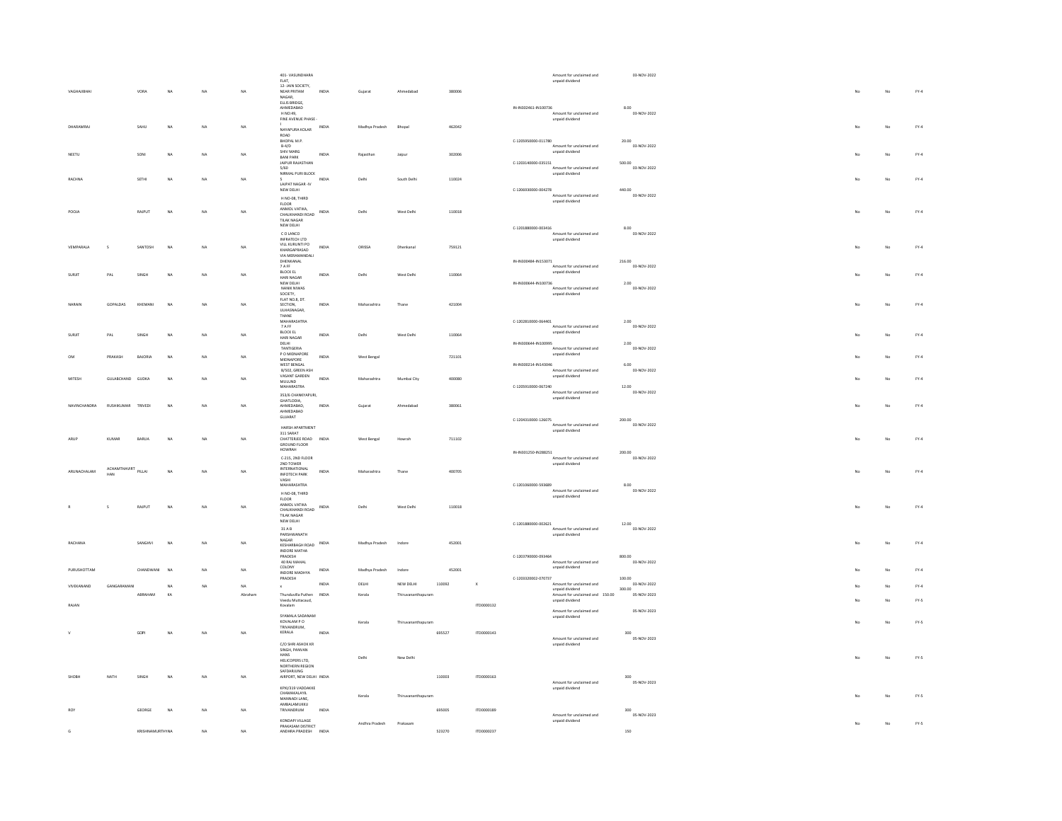| First Name | Middle Name | Last Name | Father/Husband First Name | Father/Husband Middle Name | Father/Husband Last Name | Address | Country | State | District | Pin Code | Folio Number | DP Id-Client Id-Account Number | Investment Type | Amount | Proposed Date of Transfer | PAN | Date of Birth | Aadhar Number | Nominee Name | Joint Holder Name | Remarks | Is the Investment (amount / shares) under any litigation | Is the shares transfer from unpaid suspense account | Financial Year |
|---|---|---|---|---|---|---|---|---|---|---|---|---|---|---|---|---|---|---|---|---|---|---|---|---|
| VAGHAJIBHAI | | VORA | NA | NA | NA | 401- VASUNDHARA FLAT, 12- JAIN SOCIETY, NEAR PRITAM NAGAR, ELLIS BRIDGE, AHMEDABAD | INDIA | Gujarat | Ahmedabad | 380006 | | IN-IN302461-IN100736 | Amount for unclaimed and unpaid dividend | 8.00 | 03-NOV-2022 | | | | | | | No | No | FY-4 |
| DHARAMRAJ | | SAHU | NA | NA | NA | H NO-49, FINE AVENUE PHASE - I NAYAPURA KOLAR ROAD BHOPAL M.P. | INDIA | Madhya Pradesh | Bhopal | 462042 | | C-1205950000-011780 | Amount for unclaimed and unpaid dividend | 20.00 | 03-NOV-2022 | | | | | | | No | No | FY-4 |
| NEETU | | SONI | NA | NA | NA | B-4/D SHIV MARG BANI PARK JAIPUR RAJASTHAN | INDIA | Rajasthan | Jaipur | 302006 | | C-1203140000-035151 | Amount for unclaimed and unpaid dividend | 500.00 | 03-NOV-2022 | | | | | | | No | No | FY-4 |
| RACHNA | | SETHI | NA | NA | NA | S/60 NIRMAL PURI BLOCK S LAJPAT NAGAR -IV NEW DELHI | INDIA | Delhi | South Delhi | 110024 | | C-1206930000-004278 | Amount for unclaimed and unpaid dividend | 440.00 | 03-NOV-2022 | | | | | | | No | No | FY-4 |
| POOJA | | RAJPUT | NA | NA | NA | H NO-08, THIRD FLOOR ANMOL VATIKA, CHAUKHANDI ROAD TILAK NAGAR NEW DELHI | INDIA | Delhi | West Delhi | 110018 | | C-1201880000-003416 | Amount for unclaimed and unpaid dividend | 8.00 | 03-NOV-2022 | | | | | | | No | No | FY-4 |
| VEMPARALA | S | SANTOSH | NA | NA | NA | C O LANCO INFRATECH LTD VILL KURUNTI PO KHARGAPRASAD VIA MERAMANDALI DHENKANAL | INDIA | ORISSA | Dhenkanal | 759121 | | IN-IN300484-IN153071 | Amount for unclaimed and unpaid dividend | 216.00 | 03-NOV-2022 | | | | | | | No | No | FY-4 |
| SURJIT | PAL | SINGH | NA | NA | NA | 7 A FF BLOCK EL HARI NAGAR NEW DELHI | INDIA | Delhi | West Delhi | 110064 | | IN-IN300644-IN100736 | Amount for unclaimed and unpaid dividend | 2.00 | 03-NOV-2022 | | | | | | | No | No | FY-4 |
| NARAIN | GOPALDAS | KHEMANI | NA | NA | NA | NANIK NIWAS SOCIETY, FLAT NO.8, DT. SECTION, ULHASNAGAR, THANE MAHARASHTRA | INDIA | Maharashtra | Thane | 421004 | | C-1202810000-064401 | Amount for unclaimed and unpaid dividend | 2.00 | 03-NOV-2022 | | | | | | | No | No | FY-4 |
| SURJIT | PAL | SINGH | NA | NA | NA | 7 A FF BLOCK EL HARI NAGAR DELHI | INDIA | Delhi | West Delhi | 110064 | | IN-IN300644-IN100995 | Amount for unclaimed and unpaid dividend | 2.00 | 03-NOV-2022 | | | | | | | No | No | FY-4 |
| OM | PRAKASH | BAJORIA | NA | NA | NA | TANTIGERIA P O MIDNAPORE MIDNAPORE WEST BENGAL | INDIA | West Bengal | | 721101 | | IN-IN300214-IN143046 | Amount for unclaimed and unpaid dividend | 6.00 | 03-NOV-2022 | | | | | | | No | No | FY-4 |
| MITESH | GULABCHAND | GUDKA | NA | NA | NA | B/502, GREEN ASH VASANT GARDEN MULUND MAHARASTRA | INDIA | Maharashtra | Mumbai City | 400080 | | C-1205910000-067240 | Amount for unclaimed and unpaid dividend | 12.00 | 03-NOV-2022 | | | | | | | No | No | FY-4 |
| NAVINCHANDRA | RUSHIKUMAR | TRIVEDI | NA | NA | NA | 353/6 CHANKYAPURI, GHATLODIA, AHMEDABAD, AHMEDABAD GUJARAT | INDIA | Gujarat | Ahmedabad | 380061 | | C-1204310000-126075 | Amount for unclaimed and unpaid dividend | 200.00 | 03-NOV-2022 | | | | | | | No | No | FY-4 |
| ARUP | KUMAR | BARUA | NA | NA | NA | HARSH APARTMENT 311 SARAT CHATTERJEE ROAD GROUND FLOOR HOWRAH | INDIA | West Bengal | Howrah | 711102 | | IN-IN301250-IN288251 | Amount for unclaimed and unpaid dividend | 200.00 | 03-NOV-2022 | | | | | | | No | No | FY-4 |
| ARUNACHALAM | ACHAMTHAVIRT HAN | PILLAI | NA | NA | NA | C-215, 2ND FLOOR 2ND TOWER INTERNATIONAL INFOTECH PARK VASHI MAHARASHTRA | INDIA | Maharashtra | Thane | 400705 | | C-1201060000-593689 | Amount for unclaimed and unpaid dividend | 8.00 | 03-NOV-2022 | | | | | | | No | No | FY-4 |
| R | S | RAJPUT | NA | NA | NA | H NO-08, THIRD FLOOR ANMOL VATIKA CHAUKHANDI ROAD TILAK NAGAR NEW DELHI | INDIA | Delhi | West Delhi | 110018 | | C-1201880000-002621 | Amount for unclaimed and unpaid dividend | 12.00 | 03-NOV-2022 | | | | | | | No | No | FY-4 |
| RACHANA | | SANGHVI | NA | NA | NA | 31 A B PARSHWANATH NAGAR KESHARBAGH ROAD INDORE MATHA PRADESH | INDIA | Madhya Pradesh | Indore | 452001 | | C-1203790000-093464 | Amount for unclaimed and unpaid dividend | 800.00 | 03-NOV-2022 | | | | | | | No | No | FY-4 |
| PURUSHOTTAM | | CHANDWANI | NA | NA | NA | 40 RAJ MAHAL COLONY INDORE MADHYA PRADESH | INDIA | Madhya Pradesh | Indore | 452001 | | C-1203320002-070737 | Amount for unclaimed and unpaid dividend | 100.00 | 03-NOV-2022 | | | | | | | No | No | FY-4 |
| VIVEKANAND | GANGARAMANI | | NA | NA | NA | x | INDIA | DELHI | NEW DELHI | 110092 | X | | Amount for unclaimed and unpaid dividend | 300.00 | 03-NOV-2022 | | | | | | | No | No | FY-4 |
| RAJAN | | ABRAHAM | KA | | Abraham | Thunduvila Puthen Veedu Muttacaud, Kovalam | INDIA | Kerala | Thiruvananthapuram | | ITD0000132 | | Amount for unclaimed and unpaid dividend | 150.00 | 05-NOV-2023 | | | | | | | No | No | FY-5 |
| V | | GOPI | NA | NA | NA | SYAMALA SADANAM KOVALAM P O TRIVANDRUM, KERALA | INDIA | Kerala | Thiruvananthapuram | 695527 | ITD0000143 | | Amount for unclaimed and unpaid dividend | 300 | 05-NOV-2023 | | | | | | | No | No | FY-5 |
| SHOBH | NATH | SINGH | NA | NA | NA | C/O SHRI ASHOK KR SINGH, PANVAN HANS HELICOPERS LTD, NORTHERN REGION SAFDARJUNG AIRPORT, NEW DELHI | INDIA | Delhi | New Delhi | 110003 | ITD0000163 | | Amount for unclaimed and unpaid dividend | 300 | 05-NOV-2023 | | | | | | | No | No | FY-5 |
| ROY | | GEORGE | NA | NA | NA | KPXI/319 VADDAKKE CHAMAKALAYIL MANNADI LANE, AMBALAMUKKU TRIVANDRUM | INDIA | Kerala | Thiruvananthapuram | 695005 | ITD0000189 | | Amount for unclaimed and unpaid dividend | 300 | 05-NOV-2023 | | | | | | | No | No | FY-5 |
| G | | KRISHNAMURTHY | NA | NA | NA | KONDAPI VILLAGE PRAKASAM DISTRICT ANDHRA PRADESH | INDIA | Andhra Pradesh | Prakasam | 523270 | ITD0000237 | | | 150 | | | | | | | | No | No | FY-5 |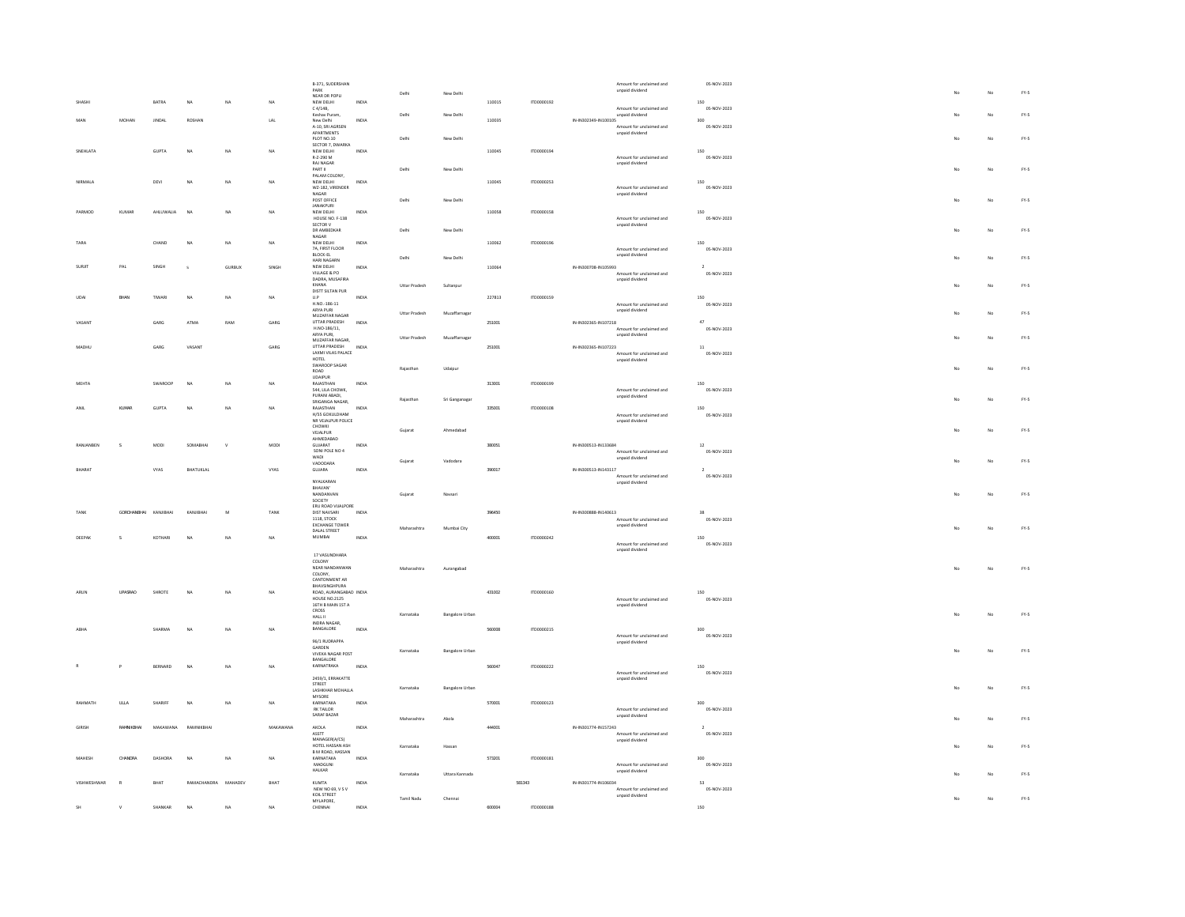| | | | | | | | | | | | | | | | | | | |
|---|---|---|---|---|---|---|---|---|---|---|---|---|---|---|---|---|---|---|
| SHASHI | | BATRA | NA | NA | NA | B-371, SUDERSHAN PARK NEAR DR POPLI NEW DELHI | INDIA | Delhi | New Delhi | 110015 | ITD0000192 | | Amount for unclaimed and unpaid dividend | 150 | 05-NOV-2023 | No | No | FY-5 |
| MAN | MOHAN | JINDAL | ROSHAN | | LAL | C 4/148, Keshav Puram, New Delhi | INDIA | Delhi | New Delhi | 110035 | | IN-IN302349-IN100105 | Amount for unclaimed and unpaid dividend | 300 | 05-NOV-2023 | No | No | FY-5 |
| SNEHLATA | | GUPTA | NA | NA | NA | A-10, SRI AGRSEN APARTMENTS PLOT NO.10 SECTOR 7, DWARKA NEW DELHI | INDIA | Delhi | New Delhi | 110045 | ITD0000194 | | Amount for unclaimed and unpaid dividend | 150 | 05-NOV-2023 | No | No | FY-5 |
| NIRMALA | | DEVI | NA | NA | NA | R-Z-290 M RAJ NAGAR PART II PALAM COLONY, NEW DELHI | INDIA | Delhi | New Delhi | 110045 | ITD0000253 | | Amount for unclaimed and unpaid dividend | 150 | 05-NOV-2023 | No | No | FY-5 |
| PARMOD | KUMAR | AHLUWALIA | NA | NA | NA | WZ-182, VIRENDER NAGAR POST OFFICE JANAKPURI NEW DELHI | INDIA | Delhi | New Delhi | 110058 | ITD0000158 | | Amount for unclaimed and unpaid dividend | 150 | 05-NOV-2023 | No | No | FY-5 |
| TARA | | CHAND | NA | NA | NA | HOUSE NO. F-138 SECTOR V DR AMBEDKAR NAGAR NEW DELHI | INDIA | Delhi | New Delhi | 110062 | ITD0000196 | | Amount for unclaimed and unpaid dividend | 150 | 05-NOV-2023 | No | No | FY-5 |
| SURJIT | PAL | SINGH | S | GURBUX | SINGH | 7A, FIRST FLOOR BLOCK-EL HARI NAGARN NEW DELHI | INDIA | Delhi | New Delhi | 110064 | | IN-IN300708-IN105993 | Amount for unclaimed and unpaid dividend | 2 | 05-NOV-2023 | No | No | FY-5 |
| UDAI | BHAN | TIWARI | NA | NA | NA | VILLAGE & PO DADRA, MUSAFIRA KHANA DISTT SILTAN PUR U P | INDIA | Uttar Pradesh | Sultanpur | 227813 | ITD0000159 | | Amount for unclaimed and unpaid dividend | 150 | 05-NOV-2023 | No | No | FY-5 |
| VASANT | | GARG | ATMA | RAM | GARG | H.NO.-186-11 ARYA PURI MUZAFFAR NAGAR UTTAR PRADESH | INDIA | Uttar Pradesh | Muzaffarnagar | 251001 | | IN-IN302365-IN107218 | Amount for unclaimed and unpaid dividend | 47 | 05-NOV-2023 | No | No | FY-5 |
| MADHU | | GARG | VASANT | | GARG | H.NO-186/11, ARYA PURI, MUZAFFAR NAGAR, UTTAR PRADESH | INDIA | Uttar Pradesh | Muzaffarnagar | 251001 | | IN-IN302365-IN107223 | Amount for unclaimed and unpaid dividend | 11 | 05-NOV-2023 | No | No | FY-5 |
| MEHTA | | SWAROOP | NA | NA | NA | LAXMI VILAS PALACE HOTEL SWAROOP SAGAR ROAD UDAIPUR RAJASTHAN | INDIA | Rajasthan | Udaipur | 313001 | ITD0000199 | | Amount for unclaimed and unpaid dividend | 150 | 05-NOV-2023 | No | No | FY-5 |
| ANIL | KUMAR | GUPTA | NA | NA | NA | 544, LILA CHOWK, PURANI ABADI, SRIGANGA NAGAR, RAJASTHAN | INDIA | Rajasthan | Sri Ganganagar | 335001 | ITD0000108 | | Amount for unclaimed and unpaid dividend | 150 | 05-NOV-2023 | No | No | FY-5 |
| RANJANBEN | S | MODI | SOMABHAI | V | MODI | H/55 GOKULDHAM NR VEJALPUR POLICE CHOWKI VEJALPUR AHMEDABAD GUJARAT | INDIA | Gujarat | Ahmedabad | 380051 | | IN-IN300513-IN133684 | Amount for unclaimed and unpaid dividend | 12 | 05-NOV-2023 | No | No | FY-5 |
| BHARAT | | VYAS | BHATUKLAL | | VYAS | SONI POLE NO 4 WADI VADODARA GUJARA | INDIA | Gujarat | Vadodara | 390017 | | IN-IN300513-IN143117 | Amount for unclaimed and unpaid dividend | 2 | 05-NOV-2023 | No | No | FY-5 |
| TANK | GORDHANBHAI | KANJIBHAI | KANJIBHAI | M | TANK | NYALKARAN BHAVAN' NANDANVAN SOCIETY ERU ROAD VIJALPORE DIST NAVSARI | INDIA | Gujarat | Navsari | 396450 | | IN-IN300888-IN140613 | Amount for unclaimed and unpaid dividend | 38 | 05-NOV-2023 | No | No | FY-5 |
| DEEPAK | S | KOTHARI | NA | NA | NA | 1118, STOCK EXCHANGE TOWER DALAL STREET MUMBAI | INDIA | Maharashtra | Mumbai City | 400001 | ITD0000242 | | Amount for unclaimed and unpaid dividend | 150 | 05-NOV-2023 | No | No | FY-5 |
| ARUN | UPASRAO | SHROTE | NA | NA | NA | 17 VASUNDHARA COLONY NEAR NANDANVAN COLONY, CANTONMENT AR BHAVSINGHPURA ROAD, AURANGABAD | INDIA | Maharashtra | Aurangabad | 431002 | ITD0000160 | | Amount for unclaimed and unpaid dividend | 150 | 05-NOV-2023 | No | No | FY-5 |
| ABHA | | SHARMA | NA | NA | NA | HOUSE NO.2125 16TH B MAIN 1ST A CROSS HALL II INDRA NAGAR, BANGALORE | INDIA | Karnataka | Bangalore Urban | 560008 | ITD0000215 | | Amount for unclaimed and unpaid dividend | 300 | 05-NOV-2023 | No | No | FY-5 |
| R | P | BERNARD | NA | NA | NA | 96/1 RUDRAPPA GARDEN VIVEKA NAGAR POST BANGALORE KARNATAKA | INDIA | Karnataka | Bangalore Urban | 560047 | ITD0000222 | | Amount for unclaimed and unpaid dividend | 150 | 05-NOV-2023 | No | No | FY-5 |
| RAHMATH | ULLA | SHARIFF | NA | NA | NA | 2459/1, ERRAKATTE STREET LASHKHAR MOHALLA MYSORE KARNATAKA | INDIA | Karnataka | Bangalore Urban | 570001 | ITD0000123 | | Amount for unclaimed and unpaid dividend | 300 | 05-NOV-2023 | No | No | FY-5 |
| GIRISH | RAMNIKBHAI | MAKAWANA | RAMNIKBHAI | | MAKAWANA | RK TAILOR SARAF BAZAR AKOLA | INDIA | Maharashtra | Akola | 444001 | | IN-IN301774-IN157243 | Amount for unclaimed and unpaid dividend | 2 | 05-NOV-2023 | No | No | FY-5 |
| MAHESH | CHANDRA | DASHORA | NA | NA | NA | ASSTT MANAGER(A/CS) HOTEL HASSAN ASH B M ROAD, HASSAN KARNATAKA | INDIA | Karnataka | Hassan | 573201 | ITD0000181 | | Amount for unclaimed and unpaid dividend | 300 | 05-NOV-2023 | No | No | FY-5 |
| VISHWESHWAR | R | BHAT | RAMACHANDRA | MAHADEV | BHAT | MADGUNI HALKAR KUMTA | INDIA | Karnataka | Uttara Kannada | 581343 | | IN-IN301774-IN106034 | Amount for unclaimed and unpaid dividend | 53 | 05-NOV-2023 | No | No | FY-5 |
| SH | V | SHANKAR | NA | NA | NA | NEW NO 69, V S V KOIL STREET MYLAPORE, CHENNAI | INDIA | Tamil Nadu | Chennai | 600004 | ITD0000188 | | | 150 | | No | No | FY-5 |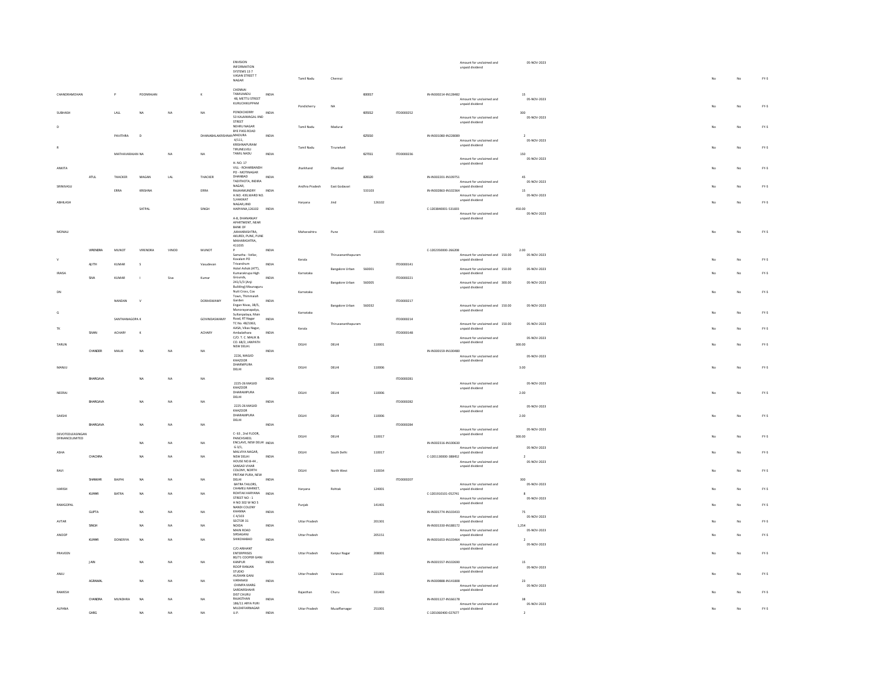| | | | | | | | | | | | | | | | | | | |
|---|---|---|---|---|---|---|---|---|---|---|---|---|---|---|---|---|---|---|
| CHANDRAMOHAN | | P | POONRAJAN | | K | ENVISION INFORMATION SYSTEMS 13 7 VASAN STREET T NAGAR CHENNAI TAMILNADU | INDIA | Tamil Nadu | Chennai | 600017 | | IN-IN300214-IN128482 | Amount for unclaimed and unpaid dividend | 15 | 05-NOV-2023 | No | No | FY-5 |
| SUBHASH | | LALL | NA | NA | NA | 48, METTU STREET KURUCHIKUPPAM PONDICHERRY | INDIA | Pondicherry | NA | 605012 | ITD0000252 | | Amount for unclaimed and unpaid dividend | 300 | 05-NOV-2023 | No | No | FY-5 |
| D | | PAVITHRA | D | | DHANABALAKRISHNAN | 53 KALAIMAGAL IIND STREET NEHRU NAGAR BYE PASS ROAD MADURA | INDIA | Tamil Nadu | Madurai | 625010 | | IN-IN301080-IN228089 | Amount for unclaimed and unpaid dividend | 2 | 05-NOV-2023 | No | No | FY-5 |
| R | | MATHAVARAJAN | NA | NA | NA | 4/111, KRISHNAPURAM TIRUNELVELI TAMIL NADU | INDIA | Tamil Nadu | Tirunelveli | 627011 | ITD0000236 | | Amount for unclaimed and unpaid dividend | 150 | 05-NOV-2023 | No | No | FY-5 |
| ANKITA | ATUL | THACKER | MAGAN | LAL | THACKER | H. NO. 17 VILL - ROHARBANDH PO - MOTINAGAR DHANBAD | INDIA | Jharkhand | Dhanbad | 828120 | | IN-IN302201-IN109751 | Amount for unclaimed and unpaid dividend | 45 | 05-NOV-2023 | No | No | FY-5 |
| SRINIVASU | | ERRA | KRISHNA | | ERRA | TADITHOTA, INDIRA NAGAR, RAJAHMUNDRY | INDIA | Andhra Pradesh | East Godavari | 533103 | | IN-IN302863-IN102364 | Amount for unclaimed and unpaid dividend | 15 | 05-NOV-2023 | No | No | FY-5 |
| ABHILASH | | | SATPAL | | SINGH | H.NO. 439,WARD NO. 5,HAKIKAT NAGAR,JIND HARYANA,126102 | INDIA | Haryana | Jind | 126102 | | C-1203840001-531693 | Amount for unclaimed and unpaid dividend | 450.00 | 05-NOV-2023 | No | No | FY-5 |
| MONALI | VIRENDRA | MUNOT | VIRENDRA | VINOD | MUNOT | A-8, DHANANJAY APARTMENT, NEAR BANK OF ,MAHARASHTRA, AKURDI, PUNE, PUNE MAHARASHTRA, 411035 P | INDIA | Maharashtra | Pune | 411035 | | C-1202350000-266208 | Amount for unclaimed and unpaid dividend | 2.00 | 05-NOV-2023 | No | No | FY-5 |
| V | AJITH | KUMAR | S | | Vasudevan | Samatha - Vellar, Kovalam PO Trivandrum | INDIA | Kerala | Thiruvananthapuram | | ITD0000141 | | Amount for unclaimed and unpaid dividend | 150.00 | 05-NOV-2023 | No | No | FY-5 |
| IRAISA | SIVA | KUMAR | I | Siva | Kumar | Hotel Ashok (ATT), Kumarakrupa High Grounds, | INDIA | Karnataka | Bangalore Urban | 560001 | ITD0000221 | | Amount for unclaimed and unpaid dividend | 150.00 | 05-NOV-2023 | No | No | FY-5 |
| DN | NANDAN | V | | | DORAISWAMY | 241/1/3 (Anji Building) Maunaguru Nutt Cross, Cox Town, Thimmaiah Garden | INDIA | Karnataka | Bangalore Urban | 560005 | ITD0000217 | | Amount for unclaimed and unpaid dividend | 300.00 | 05-NOV-2023 | No | No | FY-5 |
| G | SANTHANAGOPA | K | | | GOVINDASWAMY | Engan Nivas, 38/5, Manorayanapalya, Sultanpalya, Main Road, RT Nagar | INDIA | Karnataka | Bangalore Urban | 560032 | ITD0000214 | | Amount for unclaimed and unpaid dividend | 150.00 | 05-NOV-2023 | No | No | FY-5 |
| TK | SIVAN | ACHARY | K | | ACHARY | TC No. 48/1063, AASA, Vikas Nagar, Ambalathara | INDIA | Kerala | Thiruvananthapuram | | ITD0000148 | | Amount for unclaimed and unpaid dividend | 150.00 | 05-NOV-2023 | No | No | FY-5 |
| TARUN | CHANDER | MALIK | NA | NA | NA | C/O. T. C. MALIK & CO. 68/2, JANPATH NEW DELHI | INDIA | DELHI | DELHI | 110001 | | IN-IN300159-IN100480 | Amount for unclaimed and unpaid dividend | 300.00 | 05-NOV-2023 | No | No | FY-5 |
| MANJU | BHARGAVA | | NA | NA | NA | 2226, MASJID KHAZOOR DHARMPURA DELHI | INDIA | DELHI | DELHI | 110006 | ITD0000281 | | Amount for unclaimed and unpaid dividend | 3.00 | 05-NOV-2023 | No | No | FY-5 |
| NEERAJ | BHARGAVA | | NA | NA | NA | 2225-26 MASJID KHAZOOR DHARAMPURA DELHI | INDIA | DELHI | DELHI | 110006 | ITD0000282 | | Amount for unclaimed and unpaid dividend | 2.00 | 05-NOV-2023 | No | No | FY-5 |
| SAKSHI | BHARGAVA | | NA | NA | NA | 2225-26 MASJID KHAZOOR DHARAMPURA DELHI | INDIA | DELHI | DELHI | 110006 | ITD0000284 | | Amount for unclaimed and unpaid dividend | 2.00 | 05-NOV-2023 | No | No | FY-5 |
| DEVOTEDLEASINGAN DFINANCELIMITED | | | NA | NA | NA | C- 63 , 2nd FLOOR, PANCHSHEEL ENCLAVE, NEW DELHI | INDIA | DELHI | DELHI | 110017 | | IN-IN302316-IN100630 | Amount for unclaimed and unpaid dividend | 300.00 | 05-NOV-2023 | No | No | FY-5 |
| ASHA | CHACHRA | | NA | NA | NA | G-3/1, MALVIYA NAGAR, NEW DELHI | INDIA | DELHI | South Delhi | 110017 | | C-1201130000-388452 | Amount for unclaimed and unpaid dividend | 2 | 05-NOV-2023 | No | No | FY-5 |
| RAVI | SHANKAR | BAJPAI | NA | NA | NA | HOUSE NO.B-44, SANSAD VIHAR COLONY, NORTH PRITAM PURA, NEW DELHI | INDIA | DELHI | North West | 110034 | ITD0000207 | | Amount for unclaimed and unpaid dividend | 300 | 05-NOV-2023 | No | No | FY-5 |
| HARISH | KUMAR | BATRA | NA | NA | NA | BATRA TAILORS, CHAMELI MARKET, ROHTAK HARYANA | INDIA | Haryana | Rohtak | 124001 | | C-1201910101-052761 | Amount for unclaimed and unpaid dividend | 8 | 05-NOV-2023 | No | No | FY-5 |
| RAMGOPAL | GUPTA | | NA | NA | NA | STREET NO - 1 H NO 302 W NO 5 NANDI COLONY KHANNA | INDIA | Punjab | | 141401 | | IN-IN301774-IN103433 | Amount for unclaimed and unpaid dividend | 75 | 05-NOV-2023 | No | No | FY-5 |
| AVTAR | SINGH | | NA | NA | NA | C 4/103 SECTOR 31 NOIDA | INDIA | Uttar Pradesh | | 201301 | | IN-IN301330-IN188172 | Amount for unclaimed and unpaid dividend | 1,254 | 05-NOV-2023 | No | No | FY-5 |
| ANOOP | KUMAR | DONERIYA | NA | NA | NA | MAIN ROAD SIRSAGANJ SHIKOHABAD | INDIA | Uttar Pradesh | | 205151 | | IN-IN301653-IN103464 | Amount for unclaimed and unpaid dividend | 2 | 05-NOV-2023 | No | No | FY-5 |
| PRAVEEN | JAIN | | NA | NA | NA | C/O ARIHANT ENTERPRISES 80/71 COOPER GANJ KANPUR | INDIA | Uttar Pradesh | Kanpur Nagar | 208001 | | IN-IN301557-IN102690 | Amount for unclaimed and unpaid dividend | 15 | 05-NOV-2023 | No | No | FY-5 |
| ANJU | AGRAWAL | | NA | NA | NA | ROOP RANJAN STUDIO AUSHAN GANJ VARANASI | INDIA | Uttar Pradesh | Varanasi | 221001 | | IN-IN300888-IN141808 | Amount for unclaimed and unpaid dividend | 23 | 05-NOV-2023 | No | No | FY-5 |
| RAMESH | CHANDRA | MUNDHRA | NA | NA | NA | CHAMPA MARG SARDARSHAHR DIST CHURU RAJASTHAN | INDIA | Rajasthan | Churu | 331403 | | IN-IN301127-IN166178 | Amount for unclaimed and unpaid dividend | 38 | 05-NOV-2023 | No | No | FY-5 |
| ALPANA | GARG | | NA | NA | NA | 186/11 ARYA PURI MUZAFFARNAGAR U.P. | INDIA | Uttar Pradesh | Muzaffarnagar | 251001 | | C-1201060400-027677 | Amount for unclaimed and unpaid dividend | 2 | 05-NOV-2023 | No | No | FY-5 |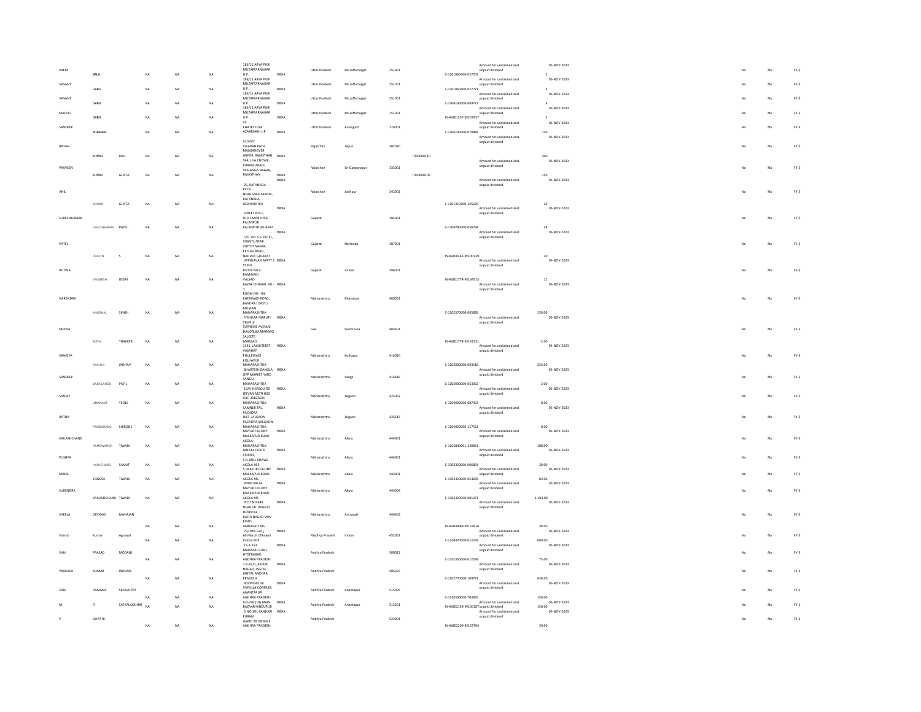| | | | | | | | | | | | | | | | | | | | |
|---|---|---|---|---|---|---|---|---|---|---|---|---|---|---|---|---|---|---|---|
| PREM | BALA | | NA | NA | NA | 186/11 ARYA PURI MUZAFFARNAGAR U.P. | INDIA | Uttar Pradesh | Muzaffarnagar | 251001 | | C-1201060400-027702 | Amount for unclaimed and unpaid dividend | 2 | 05-NOV-2023 | No | No | FY-5 |
| VASANT | GARG | | NA | NA | NA | 186/11 ARYA PURI MUZAFFARNAGAR U.P. | INDIA | Uttar Pradesh | Muzaffarnagar | 251001 | | C-1201060400-027721 | Amount for unclaimed and unpaid dividend | 3 | 05-NOV-2023 | No | No | FY-5 |
| VASANT | GARG | | NA | NA | NA | 186/11 ARYA PURI MUZAFFARNAGAR U.P. | INDIA | Uttar Pradesh | Muzaffarnagar | 251001 | | C-1304140000-689772 | Amount for unclaimed and unpaid dividend | 9 | 05-NOV-2023 | No | No | FY-5 |
| MADHU | GARG | | NA | NA | NA | 186/11 ARYA PURI MUZAFFARNAGAR U.P. | INDIA | Uttar Pradesh | Muzaffarnagar | 251001 | | IN-IN301557-IN207957 | Amount for unclaimed and unpaid dividend | 2 | 05-NOV-2023 | No | No | FY-5 |
| SANDEEP | AGRAWAL | | NA | NA | NA | 93 KHATRI TOLA AZAMGARH UP | INDIA | Uttar Pradesh | Azamgarh | 276001 | | C-1206140000-070488 | Amount for unclaimed and unpaid dividend | 120 | 05-NOV-2023 | No | No | FY-5 |
| RATAN | KUMAR | RAO | NA | NA | NA | 42/40/2 SWARAN PATH MANSAROVER JAIPUR, RAJASTHAN | INDIA | Rajasthan | Jaipur | 302020 | ITD0000210 | | Amount for unclaimed and unpaid dividend | 300 | 05-NOV-2023 | No | No | FY-5 |
| PRAVEEN | KUMAR | GUPTA | NA | NA | NA | 544, LILA CHOWK, PURANI ABADI, SRIGANGA NAGAR, RAJASTHAN | INDIA | Rajasthan | Sri Ganganagar | 335001 | ITD0000109 | | Amount for unclaimed and unpaid dividend | 150 | 05-NOV-2023 | No | No | FY-5 |
| ANIL | KUMAR | GUPTA | NA | NA | NA | 25, RATANADA EXTN. NEAR SABZI MANDI, RATANADA, JODHPUR RAJ | INDIA | Rajasthan | Jodhpur | 342001 | | C-1201210100-225676 | Amount for unclaimed and unpaid dividend | 29 | 05-NOV-2023 | No | No | FY-5 |
| SURESHKUMAR | DALCHHARAM | PATEL | NA | NA | NA | STREET NO-1, OLD LAXMIPURA, PALANPUR PALANPUR GUJARAT | INDIA | Gujarat | | 385001 | | C-1204780000-056734 | Amount for unclaimed and unpaid dividend | 38 | 05-NOV-2023 | No | No | FY-5 |
| PATEL | PRAVIN | S | NA | NA | NA | C/O. DR. S.S. PATEL, SHANTI, NEAR VIDYUT NAGAR, PETLAD ROAD, NADIAD, GUJARAT | INDIA | Gujarat | Narmada | 387001 | | IN-IN300343-IN100139 | Amount for unclaimed and unpaid dividend | 30 | 05-NOV-2023 | No | No | FY-5 |
| RUTWA | YAGNESH | DESAI | NA | NA | NA | VRINDAVAN APPTT 1 ST FLR BLOCK NO 4 RAMWADI VALSAD | INDIA | Gujarat | Valsad | 396001 | | IN-IN301774-IN164513 | Amount for unclaimed and unpaid dividend | 11 | 05-NOV-2023 | No | No | FY-5 |
| NARENDRA | KHUSHAL | SINGH | NA | NA | NA | RAZAK CHHWAL NO - 7, ROOM NO - 04, KHERWADI ROAD, BANDRA ( EAST ) MUMBAI MAHARASHTRA | INDIA | Maharashtra | Bhandara | 400051 | | C-1202570000-095828 | Amount for unclaimed and unpaid dividend | 150.00 | 05-NOV-2023 | No | No | FY-5 |
| MEENA | BIPIN | THAKKER | NA | NA | NA | F/6 NEAR MARUTI TEMPLE SUPREME AVENUE DAVORLIM MARGAO SALCETE MARGAO | INDIA | Goa | South Goa | 403601 | | IN-IN301774-IN142131 | Amount for unclaimed and unpaid dividend | 2.00 | 05-NOV-2023 | No | No | FY-5 |
| SANGITA | SACHIN | JADHAV | NA | NA | NA | 1335, LAKSHTEERT VASAHAT PHULEWADI KOLHAPUR MAHARASHTRA | INDIA | Maharashtra | Kolhapur | 416010 | | C-1202000000-093518 | Amount for unclaimed and unpaid dividend | 225.00 | 05-NOV-2023 | No | No | FY-5 |
| SANDEEP | BABASAHEB | PATIL | NA | NA | NA | BHARTESH BANGLA OPP MARKET YARD SANGLI MAHARASHTRA | INDIA | Maharashtra | Sangli | 416416 | | C-1202000000-053052 | Amount for unclaimed and unpaid dividend | 2.00 | 05-NOV-2023 | No | No | FY-5 |
| SANJAY | UMAKANT | YEOLE | NA | NA | NA | 19/A SHIRSOLI RD JEEVAN MOTI HSG SOC. JALGAON MAHARASHTRA | INDIA | Maharashtra | Jalgaon | 425002 | | C-1204920000-087493 | Amount for unclaimed and unpaid dividend | 8.00 | 05-NOV-2023 | No | No | FY-5 |
| RATNA | PANDURANG | SHIRODE | NA | NA | NA | SAMNER TAL. PACHORA DIST. JALGAON PACHORA/JALGAON MAHARASHTRA | INDIA | Maharashtra | Jalgaon | 425115 | | C-1204920000-117531 | Amount for unclaimed and unpaid dividend | 8.00 | 05-NOV-2023 | No | No | FY-5 |
| KAILASHCHAND | RAMESWARUP | TIWARI | NA | NA | NA | MAYUR COLONY MALKAPUR ROAD AKOLA MAHARASHTRA | INDIA | Maharashtra | Akola | 444001 | | C-1203840001-240821 | Amount for unclaimed and unpaid dividend | 188.00 | 05-NOV-2023 | No | No | FY-5 |
| PUSHPA | HARICHAND | SAMAT | NA | NA | NA | JANATA CLOTH STORES, S.R. MILL CHAWL AKOLA M.S. | INDIA | Maharashtra | Akola | 444001 | | C-1302310000-006804 | Amount for unclaimed and unpaid dividend | 30.00 | 05-NOV-2023 | No | No | FY-5 |
| MINAL | YOGESH | TIWARI | NA | NA | NA | 5, MAYUR COLONY MALKAPUR ROAD AKOLA MS | INDIA | Maharashtra | Akola | 444001 | | C-1302310000-054878 | Amount for unclaimed and unpaid dividend | 84.00 | 05-NOV-2023 | No | No | FY-5 |
| SURENDRA | KAILASHCHAND | TIWARI | NA | NA | NA | PREM KALAS MAYUR COLONY MALKAPUR ROAD AKOLA MS | INDIA | Maharashtra | Akola | 444004 | | C-1302310000-091971 | Amount for unclaimed and unpaid dividend | 1,193.00 | 05-NOV-2023 | No | No | FY-5 |
| SHEELA | DEVIDAS | MAHAJAN | NA | NA | NA | PLOT NO 448 NEAR DR. WAGH S HOSPITAL RATHI NAGAR VMV ROAD AMRAVATI MS | INDIA | Maharashtra | Amravati | 444603 | | IN-IN300888-IN137824 | Amount for unclaimed and unpaid dividend | 38.00 | 05-NOV-2023 | No | No | FY-5 |
| Sharad | Kumar | Agrawal | NA | NA | NA | 79,Usha Ganj, Ali Manzil Chhawni Indore M.P. | INDIA | Madhya Pradesh | Indore | 452001 | | C-1204370000-012243 | Amount for unclaimed and unpaid dividend | 600.00 | 05-NOV-2023 | No | No | FY-5 |
| SHIV | PRASAD | MODANI | NA | NA | NA | 15-2-253 MAHARAJ GUNJ, HYDERABAD. ANDHRA PRADESH | INDIA | Andhra Pradesh | | 500012 | | C-1201350000-012296 | Amount for unclaimed and unpaid dividend | 75.00 | 05-NOV-2023 | No | No | FY-5 |
| PRAKASH | KUMAR | INDRAM | NA | NA | NA | 7-7-87/1, ASHOK NAGAR, JAGTAL JAGTAL ANDHRA PRADESH | INDIA | Andhra Pradesh | | 505327 | | C-1202770000-109771 | Amount for unclaimed and unpaid dividend | 638.00 | 05-NOV-2023 | No | No | FY-5 |
| SREE | RAMANA | SIRUGUPPA | NA | NA | NA | ROOM NO 26 SYFULLA COMPLEX ANANTAPUR ANDHRA PRADESH | INDIA | Andhra Pradesh | Anantapur | 515005 | | C-1203500000-703425 | Amount for unclaimed and unpaid dividend | 150.00 | 05-NOV-2023 | No | No | FY-5 |
| M | R | SATYALAKSHMI | NA | NA | NA | 8-3-336 (19) MAIN BAZAAR HINDUPUR | INDIA | Andhra Pradesh | Anantapur | 515201 | | IN-IN302148-IN100187 | Amount for unclaimed and unpaid dividend | 150.00 | 05-NOV-2023 | No | No | FY-5 |
| P | JAYATHI | | NA | NA | NA | D NO 201 PANDARI PURAM WARD 28 ONGOLE ANDHRA PRADESH | INDIA | Andhra Pradesh | | 523001 | | IN-IN302269-IN137704 | Amount for unclaimed and unpaid dividend | 30.00 | | No | No | FY-5 |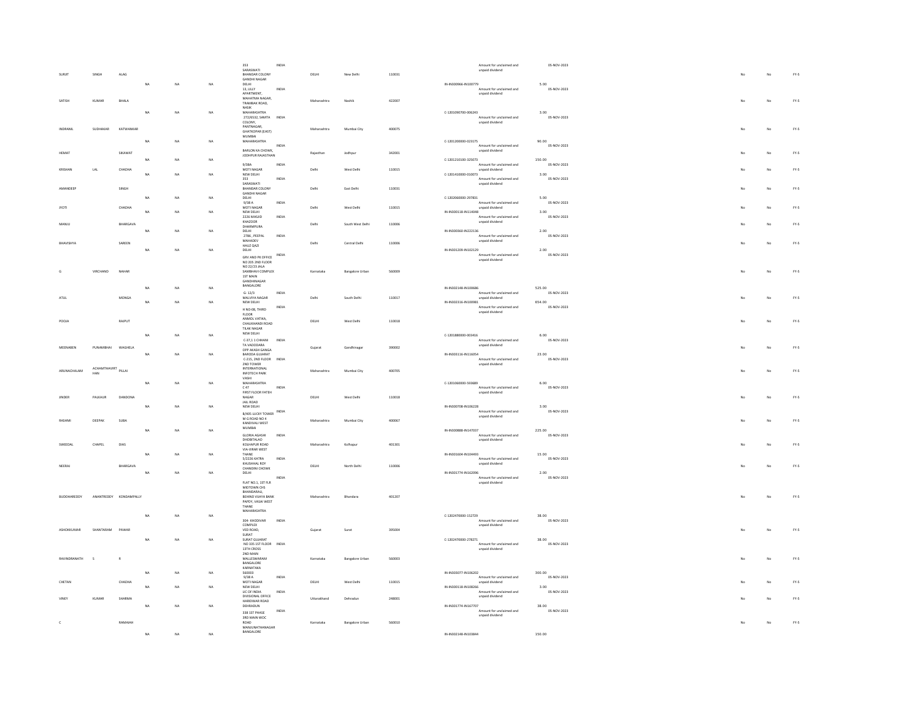| | | | | | | | | | | | | | | | | | | |
|---|---|---|---|---|---|---|---|---|---|---|---|---|---|---|---|---|---|---|
| SURJIT | SINGH | ALAG | NA | NA | NA | 353 SARASWATI BHANDAR COLONY GANDHI NAGAR DELHI | INDIA | DELHI | New Delhi | 110031 | | IN-IN300966-IN100779 | Amount for unclaimed and unpaid dividend | 5.00 | 05-NOV-2023 | No | No | FY-5 |
| SATISH | KUMAR | BHALA | NA | NA | NA | 13, LILLY APARTMENT, MAHATMA NAGAR, TRAMBAK ROAD, NASIK MAHARASHTRA | INDIA | Maharashtra | Nashik | 422007 | | C-1201090700-006243 | Amount for unclaimed and unpaid dividend | 3.00 | 05-NOV-2023 | No | No | FY-5 |
| INDRANIL | SUDHAKAR | KATWANKAR | NA | NA | NA | 272/6532, SAMTA COLONY, PANTNAGAR, GHATKOPAR (EAST) MUMBAI MAHARASHTRA | INDIA | Maharashtra | Mumbai City | 400075 | | C-1201200000-023175 | Amount for unclaimed and unpaid dividend | 90.00 | 05-NOV-2023 | No | No | FY-5 |
| HEMAT | | SIKAWAT | NA | NA | NA | BARLON KA CHOWK, JODHPUR RAJASTHAN | INDIA | Rajasthan | Jodhpur | 342001 | | C-1201210100-325073 | Amount for unclaimed and unpaid dividend | 150.00 | 05-NOV-2023 | No | No | FY-5 |
| KRISHAN | LAL | CHADHA | NA | NA | NA | 9/38A MOTI NAGAR NEW DELHI | INDIA | Delhi | West Delhi | 110015 | | C-1201410000-010073 | Amount for unclaimed and unpaid dividend | 3.00 | 05-NOV-2023 | No | No | FY-5 |
| AMANDEEP | | SINGH | NA | NA | NA | 353 SARASWATI BHANDAR COLONY GANDHI NAGAR DELHI | INDIA | Delhi | East Delhi | 110031 | | C-1202060000-297831 | Amount for unclaimed and unpaid dividend | 5.00 | 05-NOV-2023 | No | No | FY-5 |
| JYOTI | | CHADHA | NA | NA | NA | 9/38 A MOTI NAGAR NEW DELHI | INDIA | Delhi | West Delhi | 110015 | | IN-IN300118-IN114048 | Amount for unclaimed and unpaid dividend | 3.00 | 05-NOV-2023 | No | No | FY-5 |
| MANJU | | BHARGAVA | NA | NA | NA | 2226 MASJID KHAZOOR DHARMPURA DELHI | INDIA | Delhi | South West Delhi | 110006 | | IN-IN300360-IN222136 | Amount for unclaimed and unpaid dividend | 2.00 | 05-NOV-2023 | No | No | FY-5 |
| BHAVISHYA | | SAREEN | NA | NA | NA | 2786 , PEEPAL MAHADEV HAUZ QAZI DELHI | INDIA | Delhi | Central Delhi | 110006 | | IN-IN301209-IN102129 | Amount for unclaimed and unpaid dividend | 2.00 | 05-NOV-2023 | No | No | FY-5 |
| G | VIRCHAND | NAHAR | NA | NA | NA | GRV AND PK OFFICE NO 205 2ND FLOOR NO 22/23 JALA SAMBHAVI COMPLEX 1ST MAIN GANDHINAGAR BANGALORE | INDIA | Karnataka | Bangalore Urban | 560009 | | IN-IN302148-IN100686 | Amount for unclaimed and unpaid dividend | 525.00 | 05-NOV-2023 | No | No | FY-5 |
| ATUL | | MONGA | NA | NA | NA | G- 12/3 MALVIYA NAGAR NEW DELHI | INDIA | Delhi | South Delhi | 110017 | | IN-IN302316-IN100981 | Amount for unclaimed and unpaid dividend | 654.00 | 05-NOV-2023 | No | No | FY-5 |
| POOJA | | RAJPUT | NA | NA | NA | H NO-08, THIRD FLOOR ANMOL VATIKA, CHAUKHANDI ROAD TILAK NAGAR NEW DELHI | INDIA | DELHI | West Delhi | 110018 | | C-1201880000-003416 | Amount for unclaimed and unpaid dividend | 6.00 | 05-NOV-2023 | No | No | FY-5 |
| MEENABEN | PUNAMBHAI | WAGHELA | NA | NA | NA | C-37,1 1 CHHANI TA VADODARA OPP AKASH GANGA BARODA GUJARAT | INDIA | Gujarat | Gandhinagar | 390002 | | IN-IN303116-IN116054 | Amount for unclaimed and unpaid dividend | 23.00 | 05-NOV-2023 | No | No | FY-5 |
| ARUNACHALAM | ACHAMTHAVIRTHAN | PILLAI | NA | NA | NA | C-215, 2ND FLOOR 2ND TOWER INTERNATIONAL INFOTECH PARK VASHI MAHARASHTRA | INDIA | Maharashtra | Mumbai City | 400705 | | C-1201060000-593689 | Amount for unclaimed and unpaid dividend | 6.00 | 05-NOV-2023 | No | No | FY-5 |
| JINDER | PALKAUR | DANDONA | NA | NA | NA | C 47 FIRST FLOOR FATEH NAGAR JAIL ROAD NEW DELHI | INDIA | DELHI | West Delhi | 110018 | | IN-IN300708-IN106228 | Amount for unclaimed and unpaid dividend | 3.00 | 05-NOV-2023 | No | No | FY-5 |
| RASHMI | DEEPAK | SUBA | NA | NA | NA | B/405 LUCKY TOWER M G ROAD NO 4 KANDIVALI WEST MUMBAI | INDIA | Maharashtra | Mumbai City | 400067 | | IN-IN300888-IN147037 | Amount for unclaimed and unpaid dividend | 225.00 | 05-NOV-2023 | No | No | FY-5 |
| SWEEDAL | CHAPEL | DIAS | NA | NA | NA | GLORIA AGASHI DHOBITALAO KOLHAPUR ROAD VIA-VIRAR WEST THANE | INDIA | Maharashtra | Kolhapur | 401301 | | IN-IN301604-IN104493 | Amount for unclaimed and unpaid dividend | 15.00 | 05-NOV-2023 | No | No | FY-5 |
| NEERAJ | | BHARGAVA | NA | NA | NA | 5/2226 KATRA KHUSHHAL ROY CHANDINI CHOWK DELHI | INDIA | DELHI | North Delhi | 110006 | | IN-IN301774-IN162096 | Amount for unclaimed and unpaid dividend | 2.00 | 05-NOV-2023 | No | No | FY-5 |
| BUDDHAREDDY | ANANTREDDY | KONDAMPALLY | NA | NA | NA | FLAT NO.1, 1ST FLR MIDTOWN CHS BHANDARALI, BEHIND VIJAYA BANK PAPDY, VASAI WEST THANE MAHARASHTRA | INDIA | Maharashtra | Bhandara | 401207 | | C-1202470000-152729 | Amount for unclaimed and unpaid dividend | 38.00 | 05-NOV-2023 | No | No | FY-5 |
| ASHOKKUMAR | SHANTARAM | PAWAR | NA | NA | NA | 304- KHODIYAR COMPLEX VED ROAD, SURAT SURAT GUJARAT | INDIA | Gujarat | Surat | 395004 | | C-1202470000-278271 | Amount for unclaimed and unpaid dividend | 38.00 | 05-NOV-2023 | No | No | FY-5 |
| RAVINDRANATH | S | R | NA | NA | NA | NO 335 1ST FLOOR 13TH CROSS 2ND MAIN MALLESWARAM BANGALORE KARNATAKA 560003 | INDIA | Karnataka | Bangalore Urban | 560003 | | IN-IN303077-IN106202 | Amount for unclaimed and unpaid dividend | 300.00 | 05-NOV-2023 | No | No | FY-5 |
| CHETAN | | CHADHA | NA | NA | NA | 9/38 A MOTI NAGAR NEW DELHI | INDIA | DELHI | West Delhi | 110015 | | IN-IN300118-IN108266 | Amount for unclaimed and unpaid dividend | 3.00 | 05-NOV-2023 | No | No | FY-5 |
| VINEY | KUMAR | SHARMA | NA | NA | NA | LIC OF INDIA DIVISIONAL OFFICE HARIDWAR ROAD DEHRADUN | INDIA | Uttarakhand | Dehradun | 248001 | | IN-IN301774-IN167707 | Amount for unclaimed and unpaid dividend | 38.00 | 05-NOV-2023 | No | No | FY-5 |
| C | | RAMAIAH | NA | NA | NA | 338 1ST PHASE 3RD MAIN WOC ROAD MANJUNATHANAGAR BANGALORE | INDIA | Karnataka | Bangalore Urban | 560010 | | IN-IN302148-IN103844 | | 150.00 | | No | No | FY-5 |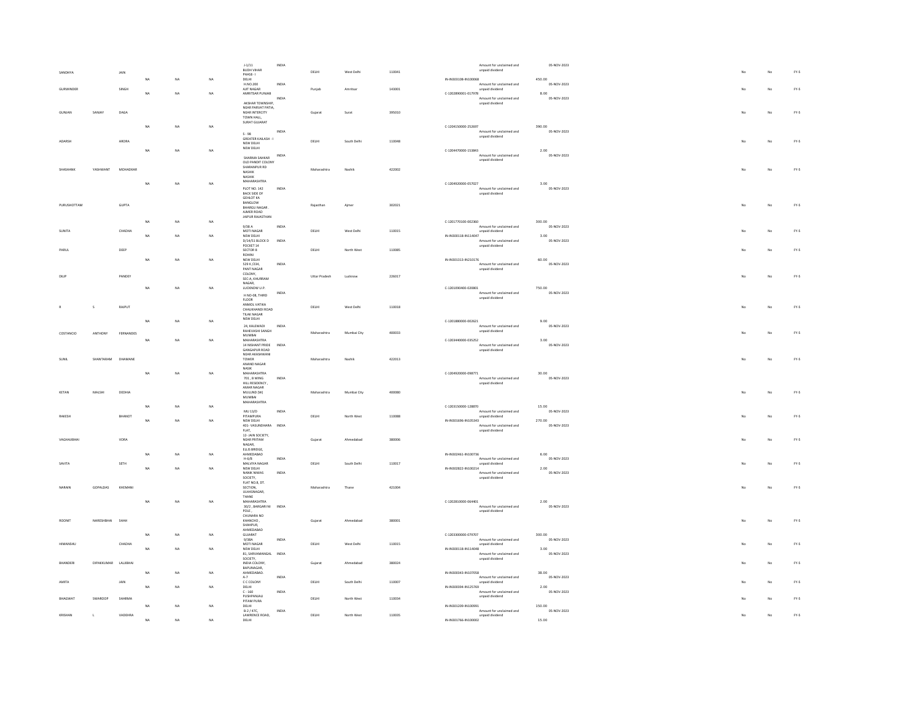| SANDHYA | | JAIN | NA | NA | NA | J-1/11 BUDH VIHAR PHASE - I DELHI | INDIA | DELHI | West Delhi | 110041 | | IN-IN300108-IN100068 | Amount for unclaimed and unpaid dividend | 450.00 | 05-NOV-2023 | | | No | No | FY-5 |
|---|---|---|---|---|---|---|---|---|---|---|---|---|---|---|---|---|---|---|---|---|
| GURWINDER | | SINGH | NA | NA | NA | H.NO.200 AJIT NAGAR AMRITSAR PUNJAB | INDIA | Punjab | Amritsar | 143001 | | C-1202890001-017978 | Amount for unclaimed and unpaid dividend | 8.00 | 05-NOV-2023 | | | No | No | FY-5 |
| GUNJAN | SANJAY | DAGA | NA | NA | NA | AKSHAR TOWNSHIP, NEAR PARVAT PATIA, NEAR INTERCITY TOWN HALL, SURAT GUJARAT | INDIA | Gujarat | Surat | 395010 | | C-1204150000-252697 | Amount for unclaimed and unpaid dividend | 390.00 | 05-NOV-2023 | | | No | No | FY-5 |
| ADARSH | | ARORA | NA | NA | NA | S - 98 GREATER KAILASH - I NEW DELHI NEW DELHI | INDIA | DELHI | South Delhi | 110048 | | C-1204470000-153843 | Amount for unclaimed and unpaid dividend | 2.00 | 05-NOV-2023 | | | No | No | FY-5 |
| SHASHANK | YASHWANT | MOHADKAR | NA | NA | NA | SHARMA SAHKAR OLD PANDIT COLONY SHARANPUR RD NASHIK NASHIK MAHARASHTRA | INDIA | Maharashtra | Nashik | 422002 | | C-1204920000-057027 | Amount for unclaimed and unpaid dividend | 3.00 | 05-NOV-2023 | | | No | No | FY-5 |
| PURUSHOTTAM | | GUPTA | NA | NA | NA | PLOT NO. 142 BACK SIDE OF GEHLOT KA BANGLOW BHARGU NAGAR . AJMER ROAD JAIPUR RAJASTHAN | INDIA | Rajasthan | Ajmer | 302021 | | C-1201770100-002360 | Amount for unclaimed and unpaid dividend | 300.00 | 05-NOV-2023 | | | No | No | FY-5 |
| SUNITA | | CHADHA | NA | NA | NA | 9/38 A MOTI NAGAR NEW DELHI | INDIA | DELHI | West Delhi | 110015 | | IN-IN300118-IN114047 | Amount for unclaimed and unpaid dividend | 3.00 | 05-NOV-2023 | | | No | No | FY-5 |
| PARUL | | DEEP | NA | NA | NA | D/14/51 BLOCK D POCKET 14 SECTOR 8 ROHINI NEW DELHI | INDIA | DELHI | North West | 110085 | | IN-IN301313-IN210176 | Amount for unclaimed and unpaid dividend | 60.00 | 05-NOV-2023 | | | No | No | FY-5 |
| DILIP | | PANDEY | NA | NA | NA | 529 K /234, PANT NAGAR COLONY, SEC-A, KHURRAM NAGAR, LUCKNOW U.P. | INDIA | Uttar Pradesh | Lucknow | 226017 | | C-1201090400-020801 | Amount for unclaimed and unpaid dividend | 750.00 | 05-NOV-2023 | | | No | No | FY-5 |
| R | S | RAJPUT | NA | NA | NA | H NO-08, THIRD FLOOR ANMOL VATIKA CHAUKHANDI ROAD TILAK NAGAR NEW DELHI | INDIA | DELHI | West Delhi | 110018 | | C-1201880000-002621 | Amount for unclaimed and unpaid dividend | 9.00 | 05-NOV-2023 | | | No | No | FY-5 |
| COSTANCIO | ANTHONY | FERNANDES | NA | NA | NA | 24, KALEWADI RAHEVASHI SANGH MUMBAI MAHARASHTRA | INDIA | Maharashtra | Mumbai City | 400033 | | C-1203440000-035252 | Amount for unclaimed and unpaid dividend | 3.00 | 05-NOV-2023 | | | No | No | FY-5 |
| SUNIL | SHANTARAM | DHAMANE | NA | NA | NA | 14 NISHANT PRIDE GANGAPUR ROAD NEAR AKASHWANI TOWER ANAND NAGAR NASIK MAHARASHTRA | INDIA | Maharashtra | Nashik | 422013 | | C-1204920000-098771 | Amount for unclaimed and unpaid dividend | 30.00 | 05-NOV-2023 | | | No | No | FY-5 |
| KETAN | MALSHI | DEDHIA | NA | NA | NA | 701 , B WING HILL RESIDENCY , AMAR NAGAR MULUND (W) MUMBAI MAHARASHTRA | INDIA | Maharashtra | Mumbai City | 400080 | | C-1203150000-128870 | Amount for unclaimed and unpaid dividend | 15.00 | 05-NOV-2023 | | | No | No | FY-5 |
| RAKESH | | BHANOT | NA | NA | NA | MU 13/D PITAMPURA NEW DELHI | INDIA | DELHI | North West | 110088 | | IN-IN301696-IN105343 | Amount for unclaimed and unpaid dividend | 270.00 | 05-NOV-2023 | | | No | No | FY-5 |
| VAGHAJIBHAI | | VORA | NA | NA | NA | 401- VASUNDHARA FLAT, 12- JAIN SOCIETY, NEAR PRITAM NAGAR, ELLIS BRIDGE, AHMEDABAD | INDIA | Gujarat | Ahmedabad | 380006 | | IN-IN302461-IN100736 | Amount for unclaimed and unpaid dividend | 6.00 | 05-NOV-2023 | | | No | No | FY-5 |
| SAVITA | | SETH | NA | NA | NA | H-6/8 MALVIYA NAGAR NEW DELHI | INDIA | DELHI | South Delhi | 110017 | | IN-IN302822-IN100214 | Amount for unclaimed and unpaid dividend | 2.00 | 05-NOV-2023 | | | No | No | FY-5 |
| NARAIN | GOPALDAS | KHEMANI | NA | NA | NA | NANIK NIWAS SOCIETY, FLAT NO.8, DT. SECTION, ULHASNAGAR, THANE MAHARASHTRA | INDIA | Maharashtra | Thane | 421004 | | C-1202810000-064401 | Amount for unclaimed and unpaid dividend | 2.00 | 05-NOV-2023 | | | No | No | FY-5 |
| ROONIT | NARESHBHAI | SHAH | NA | NA | NA | 30/2 , BARGARI NI POLE , CHUNARA NO KHANCHO , SHAHPUR, AHMEDABAD GUJARAT | INDIA | Gujarat | Ahmedabad | 380001 | | C-1203300000-079707 | Amount for unclaimed and unpaid dividend | 300.00 | 05-NOV-2023 | | | No | No | FY-5 |
| HIMANSHU | | CHADHA | NA | NA | NA | 9/38A MOTI NAGAR NEW DELHI | INDIA | DELHI | West Delhi | 110015 | | IN-IN300118-IN114048 | Amount for unclaimed and unpaid dividend | 3.00 | 05-NOV-2023 | | | No | No | FY-5 |
| BHANDERI | DIPAKKUMAR | LALJIBHAI | NA | NA | NA | 81, SARVAMANGAL SOCIETY, INDIA COLONY, BAPUNAGAR, AHMEDABAD. | INDIA | Gujarat | Ahmedabad | 380024 | | IN-IN300343-IN107058 | Amount for unclaimed and unpaid dividend | 38.00 | 05-NOV-2023 | | | No | No | FY-5 |
| AMITA | | JAIN | NA | NA | NA | A-7 C C COLONY DELHI | INDIA | DELHI | South Delhi | 110007 | | IN-IN300394-IN125769 | Amount for unclaimed and unpaid dividend | 2.00 | 05-NOV-2023 | | | No | No | FY-5 |
| BHAGWAT | SWAROOP | SHARMA | NA | NA | NA | C - 160 PUSHPANJALI PITAM PURA DELHI | INDIA | DELHI | North West | 110034 | | IN-IN301209-IN100991 | Amount for unclaimed and unpaid dividend | 150.00 | 05-NOV-2023 | | | No | No | FY-5 |
| KRISHAN | L | VADEHRA | NA | NA | NA | B-2 / 47C, LAWRENCE ROAD, DELHI | INDIA | DELHI | North West | 110035 | | IN-IN301766-IN100002 | Amount for unclaimed and unpaid dividend | 15.00 | 05-NOV-2023 | | | No | No | FY-5 |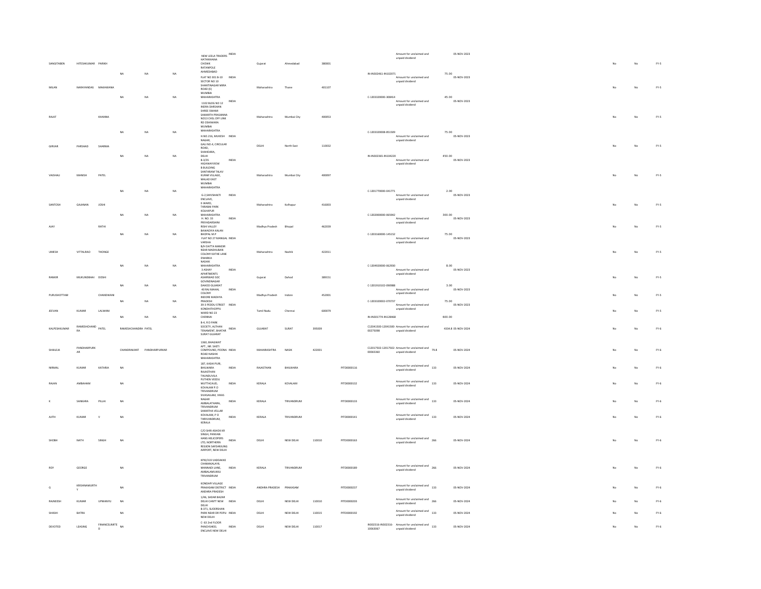| | | | | | | | | | | | | | | | | | | |
|---|---|---|---|---|---|---|---|---|---|---|---|---|---|---|---|---|---|---|
| SANGITABEN | HITESHKUMAR | PARIKH | NA | NA | NA | NEW LEELA TRADERS HATHIKHANA CHOWK RATANPOLE AHMEDABAD | INDIA | Gujarat | Ahmedabad | 380001 | | IN-IN302461-IN102071 | Amount for unclaimed and unpaid dividend | 75.00 | 05-NOV-2023 | No | No | FY-5 |
| MILAN | NARAYANDAS | MAKAWANA | NA | NA | NA | FLAT NO 301 B-10 SECTOR NO 10 SHANTINAGAR MIRA ROAD (E) MUMBAI MAHARASHTRA | INDIA | Maharashtra | Thane | 401107 | | C-1203320000-308414 | Amount for unclaimed and unpaid dividend | 45.00 | 05-NOV-2023 | No | No | FY-5 |
| RAJAT | | KHANNA | NA | NA | NA | 1102 BLDG NO 12 INDRA DARSHAN SHREE SWAMI SAMARTH PRASANNA NO13 CHSL OFF LINK RD OSHIWARA MUMBAI MAHARASHTRA | INDIA | Maharashtra | Mumbai City | 400053 | | C-1203320008-851509 | Amount for unclaimed and unpaid dividend | 75.00 | 05-NOV-2023 | No | No | FY-5 |
| GIRVAR | PARSHAD | SHARMA | NA | NA | NA | H NO.216, MUKESH NAGAR, GALI NO.4, CIRCULAR ROAD, SHAHDARA, DELHI | INDIA | DELHI | North East | 110032 | | IN-IN302365-IN104220 | Amount for unclaimed and unpaid dividend | 450.00 | 05-NOV-2023 | No | No | FY-5 |
| VAISHALI | MANISH | PATEL | NA | NA | NA | B-3/35 HIGHWAYVIEW B BUILDING SANTARAM TALAV KURAR VILLAGE, MALAD EAST MUMBAI MAHARASHTRA | INDIA | Maharashtra | Mumbai City | 400097 | | C-1201770000-041771 | Amount for unclaimed and unpaid dividend | 2.00 | 05-NOV-2023 | No | No | FY-5 |
| SANTOSH | GAJANAN | JOSHI | NA | NA | NA | G-2,SHIVSHAKTI ENCLAVE, E-WARD, TARABAI PARK KOLHAPUR MAHARASHTRA | INDIA | Maharashtra | Kolhapur | 416003 | | C-1202000000-065942 | Amount for unclaimed and unpaid dividend | 300.00 | 05-NOV-2023 | No | No | FY-5 |
| AJAY | | RATHI | NA | NA | NA | H. NO. 33 PRIYADARSHINI RISHI VALLEY BAWADIYA KALAN BHOPAL M.P | INDIA | Madhya Pradesh | Bhopal | 462039 | | C-1203160000-145152 | Amount for unclaimed and unpaid dividend | 75.00 | 05-NOV-2023 | No | No | FY-5 |
| UMESH | VITTALRAO | THONGE | NA | NA | NA | FLAT NO 27 MANGAL VARSHA B/H DATTA MANDIR NEAR MADHUBAN COLONY KATHE LANE DWARKA NASHIK MAHARASHTRA | INDIA | Maharashtra | Nashik | 422011 | | C-1204920000-062930 | Amount for unclaimed and unpaid dividend | 8.00 | 05-NOV-2023 | No | No | FY-5 |
| RANKIR | MUKUNDBHAI | DOSHI | NA | NA | NA | 3 ASHAY APARTMENTS ASHIRWAD SOC GOVINDNAGAR DAHOD GUJARAT | INDIA | Gujarat | Dahod | 389151 | | C-1201910102-090988 | Amount for unclaimed and unpaid dividend | 3.00 | 05-NOV-2023 | No | No | FY-5 |
| PURUSHOTTAM | | CHANDWANI | NA | NA | NA | 40 RAJ MAHAL COLONY INDORE MADHYA PRADESH | INDIA | Madhya Pradesh | Indore | 452001 | | C-1203320002-070737 | Amount for unclaimed and unpaid dividend | 75.00 | 05-NOV-2023 | No | No | FY-5 |
| JEEVAN | KUMAR | LALWANI | NA | NA | NA | 39-3 PEDDU STREET KONDHITHOPPU WARD NO 23 CHENNAI | INDIA | Tamil Nadu | Chennai | 600079 | | IN-IN301774-IN128468 | Amount for unclaimed and unpaid dividend | 600.00 | 05-NOV-2023 | No | No | FY-5 |
| KALPESHKUMAR | RAMESHCHAND RA | PATEL | RAMESHCHANDRA | PATEL | | B-4, R.D PARK SOCIETY, ALTHAN TENAMENT, BHATAR SURAT GUJARAT | INDIA | GUJARAT | SURAT | 395009 | | C12041500-12041500-00275098 | Amount for unclaimed and unpaid dividend | 4334.8 | 05-NOV-2024 | No | No | FY-6 |
| SHAILJA | PANDHARPURK AR | | CHANDRAKANT | PANDHARPURKAR | | 1360, BHAGWAT APT., NR. SHETI COMPOUND, POONA ROAD NASHIK MAHARASHTRA | INDIA | MAHARASHTRA | NASIK | 422001 | | C12017502-12017502-00065360 | Amount for unclaimed and unpaid dividend | 79.8 | 05-NOV-2024 | No | No | FY-6 |
| NIRMAL | KUMAR | KATARIA | NA | | | 187, KASHI PURI, BHILWARA RAJASTHAN | INDIA | RAJASTHAN | BHILWARA | | PITD0000116 | | Amount for unclaimed and unpaid dividend | 133 | 05-NOV-2024 | No | No | FY-6 |
| RAJAN | AMBAHAM | | NA | | | THUNDUVILA PUTHEN VEEDU MUTTACAUD, KOVALAM P.O TRIVANDRUM | INDIA | KERALA | KOVALAM | | PITD0000132 | | Amount for unclaimed and unpaid dividend | 133 | 05-NOV-2024 | No | No | FY-6 |
| K | SANKARA | PILLAI | NA | | | SIVASAILAM, VIKAS NAGAR AMBALATHARA, TRIVANDRUM | INDIA | KERALA | TRIVANDRUM | | PITD0000133 | | Amount for unclaimed and unpaid dividend | 133 | 05-NOV-2024 | No | No | FY-6 |
| AJITH | KUMAR | V | NA | | | SAMATHA VELLAR KOVALAM, P O THIRUVANDRUM, KERALA | INDIA | KERALA | TRIVANDRUM | | PITD0000141 | | Amount for unclaimed and unpaid dividend | 133 | 05-NOV-2024 | No | No | FY-6 |
| SHOBH | NATH | SINGH | NA | | | C/O SHRI ASHOK KR SINGH, PANVAN HANS HELICOPTERS LTD, NORTHERN REGION SAFDARJUNG AIRPORT, NEW DELHI | INDIA | DELHI | NEW DELHI | 110010 | PITD0000163 | | Amount for unclaimed and unpaid dividend | 266 | 05-NOV-2024 | No | No | FY-6 |
| ROY | GEORGE | | NA | | | KPXI/319 VADDAKKE CHAMAKALAYIL MANNADI LANE, AMBALAMUKKU TRIVANDRUM | INDIA | KERALA | TRIVANDRUM | | PITD0000189 | | Amount for unclaimed and unpaid dividend | 266 | 05-NOV-2024 | No | No | FY-6 |
| G | KRISHNAMURTH Y | | NA | | | KONDAPI VILLAGE PRAKASAM DISTRICT ANDHRA PRADESH | INDIA | ANDHRA PRADESH | PRAKASAM | | PITD0000237 | | Amount for unclaimed and unpaid dividend | 133 | 05-NOV-2024 | No | No | FY-6 |
| RAJNEESH | KUMAR | UPMANYU | NA | | | 1/46, SADAR BAZAR DELHI CANTT NEW DELHI | INDIA | DELHI | NEW DELHI | 110010 | PITD0000203 | | Amount for unclaimed and unpaid dividend | 266 | 05-NOV-2024 | No | No | FY-6 |
| SHASHI | BATRA | | NA | | | B-371, SUDERSHAN PARK NEAR DR POPLI NEW DELHI | INDIA | DELHI | NEW DELHI | 110015 | PITD0000192 | | Amount for unclaimed and unpaid dividend | 133 | 05-NOV-2024 | No | No | FY-6 |
| DEVOTED | LEASING | FINANCELIMITE D | NA | | | C- 63 2nd FLOOR PANCHSHEEL ENCLAVE NEW DELHI | INDIA | DELHI | NEW DELHI | 110017 | | IN302316-IN302316-10063067 | Amount for unclaimed and unpaid dividend | 133 | 05-NOV-2024 | No | No | FY-6 |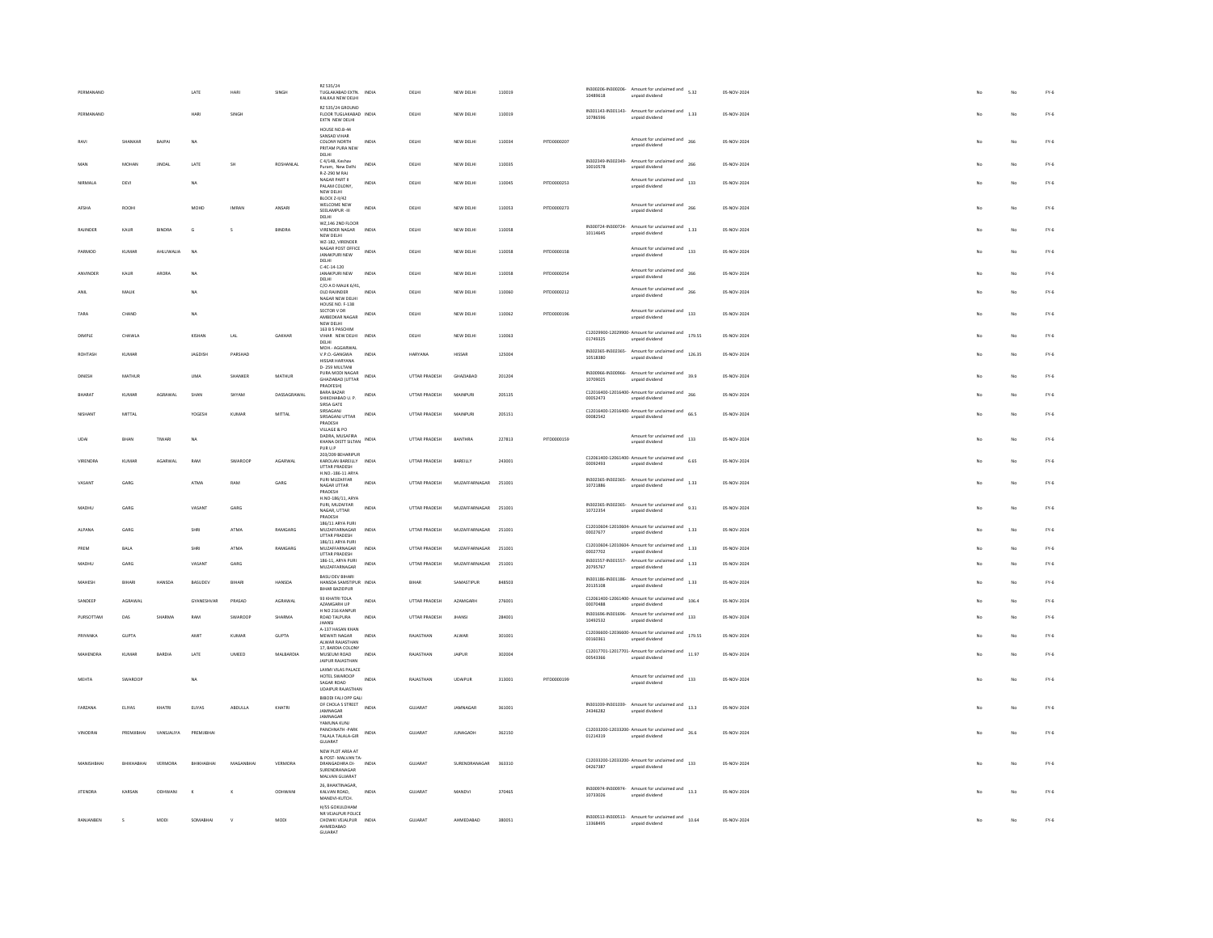| | | | | | | | | | | | | | | | | | | | | |
|---|---|---|---|---|---|---|---|---|---|---|---|---|---|---|---|---|---|---|---|---|
| PERMANAND | | | LATE | HARI | SINGH | RZ 535/24 TUGLAKABAD EXTN. KALKAJI NEW DELHI | INDIA | DELHI | NEW DELHI | 110019 | | IN300206-IN300206-10489618 | Amount for unclaimed and unpaid dividend | 5.32 | 05-NOV-2024 | | | No | No | FY-6 |
| PERMANAND | | | HARI | SINGH | | RZ 535/24 GROUND FLOOR TUGLAKABAD EXTN NEW DELHI | INDIA | DELHI | NEW DELHI | 110019 | | IN301143-IN301143-10786596 | Amount for unclaimed and unpaid dividend | 1.33 | 05-NOV-2024 | | | No | No | FY-6 |
| RAVI | SHANKAR | BAJPAI | NA | | | HOUSE NO.B-44 SANSAD VIHAR COLONY NORTH PRITAM PURA NEW DELHI | INDIA | DELHI | NEW DELHI | 110034 | PITD0000207 | | Amount for unclaimed and unpaid dividend | 266 | 05-NOV-2024 | | | No | No | FY-6 |
| MAN | MOHAN | JINDAL | LATE | SH | ROSHANLAL | C 4/148, Keshav Puram, New Delhi | INDIA | DELHI | NEW DELHI | 110035 | | IN302349-IN302349-10010578 | Amount for unclaimed and unpaid dividend | 266 | 05-NOV-2024 | | | No | No | FY-6 |
| NIRMALA | DEVI | | NA | | | R-Z-290 M RAJ NAGAR PART II PALAM COLONY, NEW DELHI | INDIA | DELHI | NEW DELHI | 110045 | PITD0000253 | | Amount for unclaimed and unpaid dividend | 133 | 05-NOV-2024 | | | No | No | FY-6 |
| AFSHA | ROOHI | | MOHD | IMRAN | ANSARI | BLOCK Z-II/42 WELCOME NEW SEELAMPUR -III DELHI | INDIA | DELHI | NEW DELHI | 110053 | PITD0000273 | | Amount for unclaimed and unpaid dividend | 266 | 05-NOV-2024 | | | No | No | FY-6 |
| RAJINDER | KAUR | BINDRA | G | S | BINDRA | WZ,146 2ND FLOOR VIRENDER NAGAR NEW DELHI | INDIA | DELHI | NEW DELHI | 110058 | | IN300724-IN300724-10114645 | Amount for unclaimed and unpaid dividend | 1.33 | 05-NOV-2024 | | | No | No | FY-6 |
| PARMOD | KUMAR | AHLUWALIA | NA | | | WZ-182, VIRENDER NAGAR POST OFFICE JANAKPURI NEW DELHI | INDIA | DELHI | NEW DELHI | 110058 | PITD0000158 | | Amount for unclaimed and unpaid dividend | 133 | 05-NOV-2024 | | | No | No | FY-6 |
| ANVINDER | KAUR | ARORA | NA | | | C-4C-14-120 JANAKPURI NEW DELHI | INDIA | DELHI | NEW DELHI | 110058 | PITD0000254 | | Amount for unclaimed and unpaid dividend | 266 | 05-NOV-2024 | | | No | No | FY-6 |
| ANIL | MALIK | | NA | | | C/O A.D MALIK 6/41, OLD RAJINDER NAGAR NEW DELHI | INDIA | DELHI | NEW DELHI | 110060 | PITD0000212 | | Amount for unclaimed and unpaid dividend | 266 | 05-NOV-2024 | | | No | No | FY-6 |
| TARA | CHAND | | NA | | | HOUSE NO. F-138 SECTOR V DR AMBEDKAR NAGAR NEW DELHI | INDIA | DELHI | NEW DELHI | 110062 | PITD0000196 | | Amount for unclaimed and unpaid dividend | 133 | 05-NOV-2024 | | | No | No | FY-6 |
| DIMPLE | CHAWLA | | KISHAN | LAL | GAKHAR | 163 B S PASCHIM VIHAR NEW DELHI DELHI | INDIA | DELHI | NEW DELHI | 110063 | | C12029900-12029900-01749325 | Amount for unclaimed and unpaid dividend | 179.55 | 05-NOV-2024 | | | No | No | FY-6 |
| ROHTASH | KUMAR | | JAGDISH | PARSHAD | | MOH - AGGARWAL V.P.O.-GANGWA HISSAR HARYANA | INDIA | HARYANA | HISSAR | 125004 | | IN302365-IN302365-10518380 | Amount for unclaimed and unpaid dividend | 126.35 | 05-NOV-2024 | | | No | No | FY-6 |
| DINESH | MATHUR | | UMA | SHANKER | MATHUR | D- 259 MULTANI PURA MODI NAGAR GHAZIABAD (UTTAR PRADESH) | INDIA | UTTAR PRADESH | GHAZIABAD | 201204 | | IN300966-IN300966-10709025 | Amount for unclaimed and unpaid dividend | 39.9 | 05-NOV-2024 | | | No | No | FY-6 |
| BHARAT | KUMAR | AGRAWAL | SHAN | SHYAM | DASSAGRAWAL | BARA BAZAR SHIKOHABAD U. P. | INDIA | UTTAR PRADESH | MAINPURI | 205135 | | C12016400-12016400-00052473 | Amount for unclaimed and unpaid dividend | 266 | 05-NOV-2024 | | | No | No | FY-6 |
| NISHANT | MITTAL | | YOGESH | KUMAR | MITTAL | SIRSA GATE SIRSAGANJ SIRSAGANJ UTTAR PRADESH | INDIA | UTTAR PRADESH | MAINPURI | 205151 | | C12016400-12016400-00082542 | Amount for unclaimed and unpaid dividend | 66.5 | 05-NOV-2024 | | | No | No | FY-6 |
| UDAI | BHAN | TIWARI | NA | | | VILLAGE & PO DADRA, MUSAFIRA KHANA DISTT SILTAN PUR U.P | INDIA | UTTAR PRADESH | BANTHRA | 227813 | PITD0000159 | | Amount for unclaimed and unpaid dividend | 133 | 05-NOV-2024 | | | No | No | FY-6 |
| VIRENDRA | KUMAR | AGARWAL | RAM | SWAROOP | AGARWAL | 203/209 BEHARIPUR KAROLAN BAREILLY UTTAR PRADESH | INDIA | UTTAR PRADESH | BAREILLY | 243001 | | C12061400-12061400-00092493 | Amount for unclaimed and unpaid dividend | 6.65 | 05-NOV-2024 | | | No | No | FY-6 |
| VASANT | GARG | | ATMA | RAM | GARG | H.NO.-186-11 ARYA PURI MUZAFFAR NAGAR UTTAR PRADESH | INDIA | UTTAR PRADESH | MUZAFFARNAGAR | 251001 | | IN302365-IN302365-10721886 | Amount for unclaimed and unpaid dividend | 1.33 | 05-NOV-2024 | | | No | No | FY-6 |
| MADHU | GARG | | VASANT | GARG | | H.NO-186/11, ARYA PURI, MUZAFFAR NAGAR, UTTAR PRADESH | INDIA | UTTAR PRADESH | MUZAFFARNAGAR | 251001 | | IN302365-IN302365-10722354 | Amount for unclaimed and unpaid dividend | 9.31 | 05-NOV-2024 | | | No | No | FY-6 |
| ALPANA | GARG | | SHRI | ATMA | RAMGARG | 186/11 ARYA PURI MUZAFFARNAGAR UTTAR PRADESH | INDIA | UTTAR PRADESH | MUZAFFARNAGAR | 251001 | | C12010604-12010604-00027677 | Amount for unclaimed and unpaid dividend | 1.33 | 05-NOV-2024 | | | No | No | FY-6 |
| PREM | BALA | | SHRI | ATMA | RAMGARG | 186/11 ARYA PURI MUZAFFARNAGAR UTTAR PRADESH | INDIA | UTTAR PRADESH | MUZAFFARNAGAR | 251001 | | C12010604-12010604-00027702 | Amount for unclaimed and unpaid dividend | 1.33 | 05-NOV-2024 | | | No | No | FY-6 |
| MADHU | GARG | | VASANT | GARG | | 186-11, ARYA PURI MUZAFFARNAGAR | INDIA | UTTAR PRADESH | MUZAFFARNAGAR | 251001 | | IN301557-IN301557-20795767 | Amount for unclaimed and unpaid dividend | 1.33 | 05-NOV-2024 | | | No | No | FY-6 |
| MAHESH | BIHARI | HANSDA | BASUDEV | BIHARI | HANSDA | BASU DEV BIHARI HANSDA SAMSTIPUR BIHAR BAZIDPUR | INDIA | BIHAR | SAMASTIPUR | 848503 | | IN301186-IN301186-20135108 | Amount for unclaimed and unpaid dividend | 1.33 | 05-NOV-2024 | | | No | No | FY-6 |
| SANDEEP | AGRAWAL | | GYANESHWAR | PRASAD | AGRAWAL | 93 KHATRI TOLA AZAMGARH UP | INDIA | UTTAR PRADESH | AZAMGARH | 276001 | | C12061400-12061400-00070488 | Amount for unclaimed and unpaid dividend | 106.4 | 05-NOV-2024 | | | No | No | FY-6 |
| PURSOTTAM | DAS | SHARMA | RAM | SWAROOP | SHARMA | H NO 216 KANPUR ROAD TALPURA JHANSI | INDIA | UTTAR PRADESH | JHANSI | 284001 | | IN301696-IN301696-10492532 | Amount for unclaimed and unpaid dividend | 133 | 05-NOV-2024 | | | No | No | FY-6 |
| PRIYANKA | GUPTA | | AMIT | KUMAR | GUPTA | A-137 HASAN KHAN MEWATI NAGAR ALWAR RAJASTHAN | INDIA | RAJASTHAN | ALWAR | 301001 | | C12036600-12036600-00160361 | Amount for unclaimed and unpaid dividend | 179.55 | 05-NOV-2024 | | | No | No | FY-6 |
| MAHENDRA | KUMAR | BARDIA | LATE | UMEED | MALBARDIA | 17, BARDIA COLONY MUSEUM ROAD JAIPUR RAJASTHAN | INDIA | RAJASTHAN | JAIPUR | 302004 | | C12017701-12017701-00543366 | Amount for unclaimed and unpaid dividend | 11.97 | 05-NOV-2024 | | | No | No | FY-6 |
| MEHTA | SWAROOP | | NA | | | LAXMI VILAS PALACE HOTEL SWAROOP SAGAR ROAD UDAIPUR RAJASTHAN | INDIA | RAJASTHAN | UDAIPUR | 313001 | PITD0000199 | | Amount for unclaimed and unpaid dividend | 133 | 05-NOV-2024 | | | No | No | FY-6 |
| FARZANA | ELIYAS | KHATRI | ELIYAS | ABDULLA | KHATRI | BIBODI FALI OPP GALI OF CHOLA S STREET JAMNAGAR JAMNAGAR | INDIA | GUJARAT | JAMNAGAR | 361001 | | IN301039-IN301039-24346282 | Amount for unclaimed and unpaid dividend | 13.3 | 05-NOV-2024 | | | No | No | FY-6 |
| VINODRAI | PREMJIBHAI | VANSJALIYA | PREMJIBHAI | | | YAMUNA KUNJ PANCHNATH -PARK TALALA TALALA-GIR GUJARAT | INDIA | GUJARAT | JUNAGADH | 362150 | | C12033200-12033200-01214319 | Amount for unclaimed and unpaid dividend | 26.6 | 05-NOV-2024 | | | No | No | FY-6 |
| MANISHBHAI | BHIKHABHAI | VERMORA | BHIKHABHAI | MAGANBHAI | VERMORA | NEW PLOT AREA AT & POST- MALVAN TA-DRANGADHRA DI-SURENDRANAGAR MALVAN GUJARAT | INDIA | GUJARAT | SURENDRANAGAR | 363310 | | C12033200-12033200-04267387 | Amount for unclaimed and unpaid dividend | 133 | 05-NOV-2024 | | | No | No | FY-6 |
| JITENDRA | KARSAN | ODHWANI | K | K | ODHWANI | 26, BHAKTINAGAR, KALYAN ROAD, MANDVI-KUTCH. | INDIA | GUJARAT | MANDVI | 370465 | | IN300974-IN300974-10733026 | Amount for unclaimed and unpaid dividend | 13.3 | 05-NOV-2024 | | | No | No | FY-6 |
| RANJANBEN | S | MODI | SOMABHAI | V | MODI | H/55 GOKULDHAM NR VEJALPUR POLICE CHOWKI VEJALPUR AHMEDABAD GUJARAT | INDIA | GUJARAT | AHMEDABAD | 380051 | | IN300513-IN300513-13368495 | Amount for unclaimed and unpaid dividend | 10.64 | 05-NOV-2024 | | | No | No | FY-6 |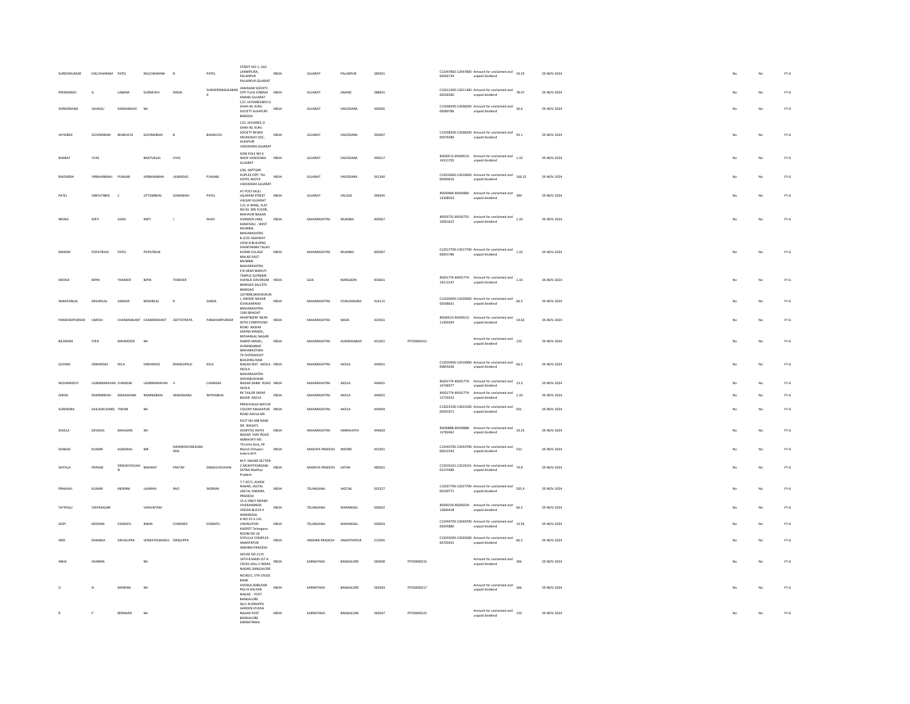| SURESHKUMAR | DALCHHARAM | PATEL | DALCHHARAM | B | PATEL | STREET NO-1, OLD LAXMIPURA, PALANPUR PALANPUR GUJARAT | INDIA | GUJARAT | PALANPUR | 385001 | | C12047800-12047800-00056734 | Amount for unclaimed and unpaid dividend | 33.25 | 05-NOV-2024 | No | No | FY-6 |
|---|---|---|---|---|---|---|---|---|---|---|---|---|---|---|---|---|---|---|
| PREMSINGH | G | LABANA | GURMUKH | SINGH | SUNDERSINGHLABANA | JAWAHAR SOCIETY, OPP.TULSI CINEMA ANAND GUJARAT | INDIA | GUJARAT | ANAND | 388001 | | C12011300-12011300-00256560 | Amount for unclaimed and unpaid dividend | 78.47 | 05-NOV-2024 | No | No | FY-6 |
| SHRIKRISHNA | SAHADU | SANDANSHIV | NA | | | C/O. JAYSHREEBEN D SHAH 40, KUNJ SOCIETY ALKAPURI BARODA | INDIA | GUJARAT | VADODARA | 390005 | | C12038200-12038200-00040786 | Amount for unclaimed and unpaid dividend | 26.6 | 05-NOV-2024 | No | No | FY-6 |
| JAYSHREE | GOVINDBHAI | BHARUCHI | GOVINDBHAI | B | BHARUCHI | C/O. JAYSHREE D SHAH 40, KUNJ SOCIETY BESIDE ARUNODAY SOC, ALKAPURI VADODARA GUJARAT | INDIA | GUJARAT | VADODARA | 390007 | | C12038200-12038200-00076589 | Amount for unclaimed and unpaid dividend | 93.1 | 05-NOV-2024 | No | No | FY-6 |
| BHARAT | VYAS | | BHATUKLAL | VYAS | | SONI POLE NO 4 WADI VADODARA GUJARAT | INDIA | GUJARAT | VADODARA | 390017 | | IN300513-IN300513-14311705 | Amount for unclaimed and unpaid dividend | 1.33 | 05-NOV-2024 | No | No | FY-6 |
| RAJENDRA | VIRBHANBHAI | PUNJABI | VIRBHANBHAI | LAXMIDAS | PUNJABI | I/36, SAPTGIRI DUPLEX OPP: TAJ HOTEL AKOTA VADODARA GUJARAT | INDIA | GUJARAT | VADODARA | 391240 | | C12010600-12010600-00493616 | Amount for unclaimed and unpaid dividend | 166.25 | 05-NOV-2024 | No | No | FY-6 |
| PATEL | VIBHUTIBEN | C | UTTAMBHAI | SOMABHAI | PATEL | AT POST MULI JALARAM STREET VALSAD GUJARAT | INDIA | GUJARAT | VALSAD | 396045 | | IN300484-IN300484-13308503 | Amount for unclaimed and unpaid dividend | 399 | 05-NOV-2024 | No | No | FY-6 |
| NEENA | KIRTI | SHAH | KIRTI | J | SHAH | C/3, H-WING, FLAT NO-81 3RD FLOOR, MAHAVIR NAGAR SHANKER LANE, KANDIVALI - WEST MUMBAI, MAHARASHTRA | INDIA | MAHARASHTRA | MUMBAI | 400067 | | IN303735-IN303735-10001622 | Amount for unclaimed and unpaid dividend | 1.33 | 05-NOV-2024 | No | No | FY-6 |
| MANISH | POPATBHAI | PATEL | POPATBHAI | | | B-3/35 HIGHWAY VIEW B BUILDING SHANTARAM TALAO KURAR VILLAGE MALAD EAST MUMBAI MAHARASHTRA | INDIA | MAHARASHTRA | MUMBAI | 400097 | | C12017700-12017700-00041786 | Amount for unclaimed and unpaid dividend | 1.33 | 05-NOV-2024 | No | No | FY-6 |
| MEENA | BIPIN | THAKKER | BIPIN | THAKKER | | F/6 NEAR MARUTI TEMPLE SUPREME AVENUE DAVORLIM MARGAO SALCETE MARGAO | INDIA | GOA | MARGAON | 403601 | | IN301774-IN301774-14213147 | Amount for unclaimed and unpaid dividend | 1.33 | 05-NOV-2024 | No | No | FY-6 |
| NARAYANLAL | MISHRILAL | SARADA | MISHRILAL | R | SARDA | 10/7898,MADHUKUNJ, AWADE NAGAR ICHALKARANJI MAHARASHTRA | INDIA | MAHARASHTRA | ICHALKARANJI | 416115 | | C12020000-12020000-00038631 | Amount for unclaimed and unpaid dividend | 66.5 | 05-NOV-2024 | No | No | FY-6 |
| PANDHARPURKAR | UMESH | CHANDRAKANT | CHANDRAKANT | DATTATRAYA | PANDHARPURKAR | 1360 BHAGAT APARTMENT NEAR SETHI COMPOUND ROAD NASHIK | INDIA | MAHARASHTRA | NASIK | 422001 | | IN300513-IN300513-11304394 | Amount for unclaimed and unpaid dividend | 14.63 | 05-NOV-2024 | No | No | FY-6 |
| BILGRAMI | SYED | MAHMOOD | NA | | | SAKINA MANZIL, MOHANLAL NAGAR DAMDI MAHEL, AURANGABAD MAHARASHTRA | INDIA | MAHARASHTRA | AURANGABAD | 431001 | PITD0000161 | | Amount for unclaimed and unpaid dividend | 133 | 05-NOV-2024 | No | No | FY-6 |
| GOVIND | ONKARDAS | KELA | ONKARDAS | RAMGOPALJI | KELA | 79 CHITRAKOOT BUILDING RAM NAGAR DIST. AKOLA AKOLA MAHARASHTRA | INDIA | MAHARASHTRA | AKOLA | 444001 | | C12010900-12010900-00855636 | Amount for unclaimed and unpaid dividend | 66.5 | 05-NOV-2024 | No | No | FY-6 |
| MOHANIDEVI | LAXMINARAYAN | CHANDAK | LAXMINARAYAN | V | CHANDAK | DNYANESHWAR NAGAR DABKI ROAD AKOLA | INDIA | MAHARASHTRA | AKOLA | 444001 | | IN301774-IN301774-14746077 | Amount for unclaimed and unpaid dividend | 13.3 | 05-NOV-2024 | No | No | FY-6 |
| GIRISH | RAMNIKBHAI | MAKAWANA | RAMNIKBHAI | MAKAWANA | MITHAIBHAI | RK TAILOR SARAF BAZAR AKOLA | INDIA | MAHARASHTRA | AKOLA | 444001 | | IN301774-IN301774-15724323 | Amount for unclaimed and unpaid dividend | 1.33 | 05-NOV-2024 | No | No | FY-6 |
| SURENDRA | KAILASHCHAND | TIWARI | NA | | | PREM KALAS MAYUR COLONY MALKAPUR ROAD AKOLA MS | INDIA | MAHARASHTRA | AKOLA | 444004 | | C13023100-13023100-00091971 | Amount for unclaimed and unpaid dividend | 931 | 05-NOV-2024 | No | No | FY-6 |
| SHEELA | DEVIDAS | MAHAJAN | NA | | | PLOT NO-448 NEAR DR. WAGH'S HOSPITAL RATHI NAGAR VMV ROAD AMRAVATI MS | INDIA | MAHARASHTRA | AMRAVATHI | 444603 | | IN300888-IN300888-13782462 | Amount for unclaimed and unpaid dividend | 33.25 | 05-NOV-2024 | No | No | FY-6 |
| SHARAD | KUMAR | AGRAWAL | MR | NANDKISHOREAGRAWAL | | 79,Usha Ganj, Ali Manzil Chhawni Indore M.P. | INDIA | MADHYA PRADESH | INDORE | 452001 | | C12043700-12043700-00012243 | Amount for unclaimed and unpaid dividend | 532 | 05-NOV-2024 | No | No | FY-6 |
| SHITALA | PRASAD | SINGHCHOUHAN | MAHANT | PRATAP | SINGHCHOUHAN | M.P. NAGAR SECTOR-2 MUKHTIYARGANJ SATNA Madhya Pradesh | INDIA | MADHYA PRADESH | SATNA | 485001 | | C12019101-12019101-01274489 | Amount for unclaimed and unpaid dividend | 79.8 | 05-NOV-2024 | No | No | FY-6 |
| PRAKASH | KUMAR | INDRAM | LAXMAN | RAO | INDRAM | 7-7-87/1, ASHOK NAGAR, JAGTIAL JAGTAL ANDHRA PRADESH | INDIA | TELANGANA | JAGTIAL | 505327 | | C12027700-12027700-00109771 | Amount for unclaimed and unpaid dividend | 505.4 | 05-NOV-2024 | No | No | FY-6 |
| TATIPALLI | VIDYASAGAR | | VAIKUNTAM | | | 15.4.198/3 SWAMI VIVEKANANDA VEEDHI BLOCK 4 WARANGAL | INDIA | TELANGANA | WARANGAL | 506002 | | IN300239-IN300239-12844418 | Amount for unclaimed and unpaid dividend | 66.5 | 05-NOV-2024 | No | No | FY-6 |
| GOPI | KRISHNA | ESARAPU | RAMA | CHANDER | ESARAPU | H NO 25-5-141 VISHNUPURI KAZIPET Telangana | INDIA | TELANGANA | WARANGAL | 506003 | | C12044700-12044700-00205880 | Amount for unclaimed and unpaid dividend | 19.95 | 05-NOV-2024 | No | No | FY-6 |
| SREE | RAMANA | SIRUGUPPA | VENKATESWARLU | SIRIGUPPA | | ROOM NO 26 SIYFULLA COMPLEX ANANTAPUR ANDHRA PRADESH | INDIA | ANDHRA PRADESH | ANANTHAPUR | 515005 | | C12035000-12035000-00703425 | Amount for unclaimed and unpaid dividend | 66.5 | 05-NOV-2024 | No | No | FY-6 |
| ABHA | SHARMA | | NA | | | HOUSE NO.2125 16TH B MAIN 1ST A CROSS HALL II INDRA NAGAR, BANGALORE | INDIA | KARNATAKA | BANGALORE | 560008 | PITD0000215 | | Amount for unclaimed and unpaid dividend | 266 | 05-NOV-2024 | No | No | FY-6 |
| D | N | NANDAN | NA | | | NO 80/1, 5TH CROSS BANK AVENUE,BABUSAB PALYA KALYAN NAGAR - POST BANGALORE | INDIA | KARNATAKA | BANGALORE | 560043 | PITD0000217 | | Amount for unclaimed and unpaid dividend | 266 | 05-NOV-2024 | No | No | FY-6 |
| R | P | BERNARD | NA | | | 96/1 RUDRAPPA GARDEN VIVEKA NAGAR POST BANGALORE KARNATRAKA | INDIA | KARNATAKA | BANGALORE | 560047 | PITD0000222 | | Amount for unclaimed and unpaid dividend | 133 | 05-NOV-2024 | No | No | FY-6 |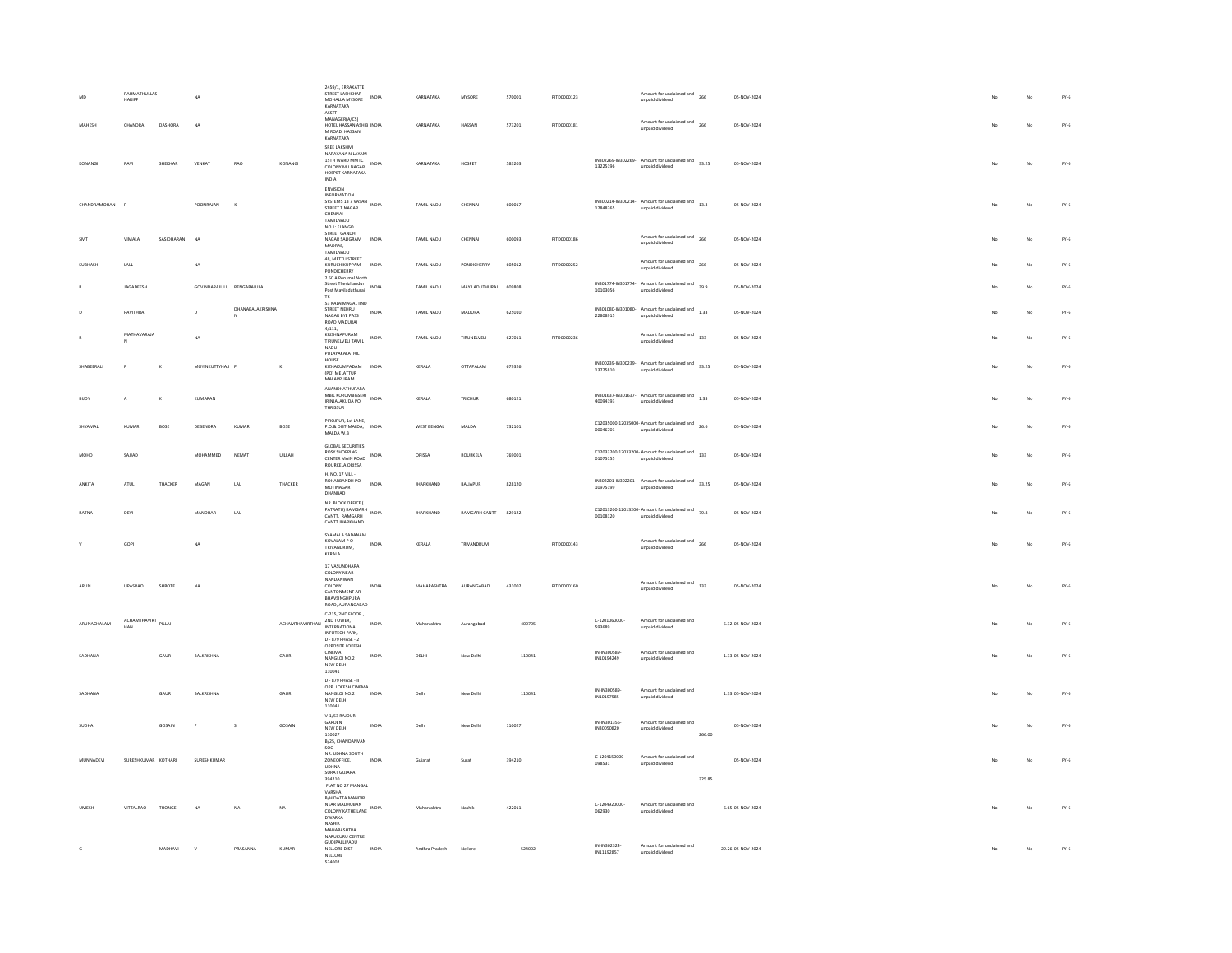| MD | RAHMATHULLAS HARIFF | | NA | | | 2459/1, ERRAKATTE STREET LASHKHAR MOHALLA MYSORE KARNATAKA | INDIA | KARNATAKA | MYSORE | 570001 | PITD0000123 | | Amount for unclaimed and unpaid dividend | 266 | 05-NOV-2024 | | | | No | No | FY-6 |
|---|---|---|---|---|---|---|---|---|---|---|---|---|---|---|---|---|---|---|---|---|---|
| MAHESH | CHANDRA | DASHORA | NA | | | ASSTT MANAGER(A/CS) HOTEL HASSAN ASH B M ROAD, HASSAN KARNATAKA | INDIA | KARNATAKA | HASSAN | 573201 | PITD0000181 | | Amount for unclaimed and unpaid dividend | 266 | 05-NOV-2024 | | | | No | No | FY-6 |
| KONANGI | RAVI | SHEKHAR | VENKAT | RAO | KONANGI | SREE LAKSHMI NARAYANA NILAYAM 15TH WARD MMTC COLONY M J NAGAR HOSPET KARNATAKA INDIA | INDIA | KARNATAKA | HOSPET | 583203 | | IN302269-IN302269-13225196 | Amount for unclaimed and unpaid dividend | 33.25 | 05-NOV-2024 | | | | No | No | FY-6 |
| CHANDRAMOHAN | P | | POONRAJAN | K | | ENVISION INFORMATION SYSTEMS 13 7 VASAN STREET T NAGAR CHENNAI TAMILNADU | INDIA | TAMIL NADU | CHENNAI | 600017 | | IN300214-IN300214-12848265 | Amount for unclaimed and unpaid dividend | 13.3 | 05-NOV-2024 | | | | No | No | FY-6 |
| SMT | VIMALA | SASIDHARAN | NA | | | NO 1: ELANGO STREET GANDHI NAGAR SALIGRAM MADRAS, TAMILNADU | INDIA | TAMIL NADU | CHENNAI | 600093 | PITD0000186 | | Amount for unclaimed and unpaid dividend | 266 | 05-NOV-2024 | | | | No | No | FY-6 |
| SUBHASH | LALL | | NA | | | 48, METTU STREET KURUCHIKUPPAM PONDICHERRY | INDIA | TAMIL NADU | PONDICHERRY | 605012 | PITD0000252 | | Amount for unclaimed and unpaid dividend | 266 | 05-NOV-2024 | | | | No | No | FY-6 |
| R | JAGADEESH | | GOVINDARAJULU | RENGARAJULA | | 2 50 A Perumal North Street Therizhandur Post Mayiladuthurai TK | INDIA | TAMIL NADU | MAYILADUTHURAI | 609808 | | IN301774-IN301774-10103056 | Amount for unclaimed and unpaid dividend | 39.9 | 05-NOV-2024 | | | | No | No | FY-6 |
| D | PAVITHRA | | D | DHANABALAKRISHNA N | | 53 KALAIMAGAL IIND STREET NEHRU NAGAR BYE PASS ROAD MADURAI | INDIA | TAMIL NADU | MADURAI | 625010 | | IN301080-IN301080-22808915 | Amount for unclaimed and unpaid dividend | 1.33 | 05-NOV-2024 | | | | No | No | FY-6 |
| R | MATHAVARAJA N | | NA | | | 4/111, KRISHNAPURAM TIRUNELVELI TAMIL NADU | INDIA | TAMIL NADU | TIRUNELVELI | 627011 | PITD0000236 | | Amount for unclaimed and unpaid dividend | 133 | 05-NOV-2024 | | | | No | No | FY-6 |
| SHABEERALI | P | K | MOYINKUTTYHAJI | P | K | PULAYAKALATHIL HOUSE KIZHAKUMPADAM (PO) MELATTUR MALAPPURAM | INDIA | KERALA | OTTAPALAM | 679326 | | IN300239-IN300239-13725810 | Amount for unclaimed and unpaid dividend | 33.25 | 05-NOV-2024 | | | | No | No | FY-6 |
| BIJOY | A | K | KUMARAN | | | ANANDHATHUPARA MBIL KORUMBISSERI IRINJALAKUDA PO THRISSUR | INDIA | KERALA | TRICHUR | 680121 | | IN301637-IN301637-40094193 | Amount for unclaimed and unpaid dividend | 1.33 | 05-NOV-2024 | | | | No | No | FY-6 |
| SHYAMAL | KUMAR | BOSE | DEBENDRA | KUMAR | BOSE | PIROJPUR, 1st LANE, P.O.& DIST-MALDA, MALDA W.B | INDIA | WEST BENGAL | MALDA | 732101 | | C12035000-12035000-00046701 | Amount for unclaimed and unpaid dividend | 26.6 | 05-NOV-2024 | | | | No | No | FY-6 |
| MOHD | SAJJAD | | MOHAMMED | NEMAT | ULLAH | GLOBAL SECURITIES ROSY SHOPPING CENTER MAIN ROAD ROURKELA ORISSA | INDIA | ORISSA | ROURKELA | 769001 | | C12033200-12033200-01075155 | Amount for unclaimed and unpaid dividend | 133 | 05-NOV-2024 | | | | No | No | FY-6 |
| ANKITA | ATUL | THACKER | MAGAN | LAL | THACKER | H. NO. 17 VILL - ROHARBANDH PO - MOTINAGAR DHANBAD | INDIA | JHARKHAND | BALIAPUR | 828120 | | IN302201-IN302201-10975199 | Amount for unclaimed and unpaid dividend | 33.25 | 05-NOV-2024 | | | | No | No | FY-6 |
| RATNA | DEVI | | MANOHAR | LAL | | NR. BLOCK OFFICE ( PATRATU) RAMGARH CANTT. RAMGARH CANTT JHARKHAND | INDIA | JHARKHAND | RAMGARH CANTT | 829122 | | C12013200-12013200-00108120 | Amount for unclaimed and unpaid dividend | 79.8 | 05-NOV-2024 | | | | No | No | FY-6 |
| V | GOPI | | NA | | | SYAMALA SADANAM KOVALAM P O TRIVANDRUM, KERALA | INDIA | KERALA | TRIVANDRUM | | PITD0000143 | | Amount for unclaimed and unpaid dividend | 266 | 05-NOV-2024 | | | | No | No | FY-6 |
| ARUN | UPASRAO | SHIROTE | NA | | | 17 VASUNDHARA COLONY NEAR NANDANWAN COLONY, CANTONMENT AR BHAVSINGHPURA ROAD, AURANGABAD | INDIA | MAHARASHTRA | AURANGABAD | 431002 | PITD0000160 | | Amount for unclaimed and unpaid dividend | 133 | 05-NOV-2024 | | | | No | No | FY-6 |
| ARUNACHALAM | ACHAMTHAVIRT HAN | PILLAI | | | ACHAMTHAVIRTHAN | C-215, 2ND FLOOR , 2ND TOWER, INTERNATIONAL INFOTECH PARK, | INDIA | Maharashtra | Aurangabad | 400705 | | C-1201060000-593689 | Amount for unclaimed and unpaid dividend | 5.32 | 05-NOV-2024 | | | | No | No | FY-6 |
| SADHANA | | GAUR | BALKRISHNA | | GAUR | D - 879 PHASE - 2 OPPOSITE LOKESH CINEMA NANGLOI NO.2 NEW DELHI 110041 | INDIA | DELHI | New Delhi | 110041 | | IN-IN300589-IN10194249 | Amount for unclaimed and unpaid dividend | 1.33 | 05-NOV-2024 | | | | No | No | FY-6 |
| SADHANA | | GAUR | BALKRISHNA | | GAUR | D - 879 PHASE - II OPP. LOKESH CINEMA NANGLOI NO.2 NEW DELHI 110041 | INDIA | Delhi | New Delhi | 110041 | | IN-IN300589-IN10197585 | Amount for unclaimed and unpaid dividend | 1.33 | 05-NOV-2024 | | | | No | No | FY-6 |
| SUDHA | | GOSAIN | P | S | GOSAIN | V-1/53 RAJOURI GARDEN NEW DELHI 110027 | INDIA | Delhi | New Delhi | 110027 | | IN-IN301356-IN30050820 | Amount for unclaimed and unpaid dividend | 266.00 | 05-NOV-2024 | | | | No | No | FY-6 |
| MUNNADEVI | SURESHKUMAR | KOTHARI | SURESHKUMAR | | | B/25, CHANDANVAN SOC. NR. UDHNA SOUTH ZONEOFFICE, UDHNA SURAT GUJARAT 394210 | INDIA | Gujarat | Surat | 394210 | | C-1204150000-098531 | Amount for unclaimed and unpaid dividend | 325.85 | 05-NOV-2024 | | | | No | No | FY-6 |
| UMESH | VITTALRAO | THONGE | NA | NA | NA | FLAT NO 27 MANGAL VARSHA B/H DATTA MANDIR NEAR MADHUBAN COLONY KATHE LANE DWARKA NASHIK MAHARASHTRA | INDIA | Maharashtra | Nashik | 422011 | | C-1204920000-062930 | Amount for unclaimed and unpaid dividend | 6.65 | 05-NOV-2024 | | | | No | No | FY-6 |
| G | | MADHAVI | V | PRASANNA | KUMAR | NARUKURU CENTRE GUDIPALLIPADU NELLORE DIST NELLORE 524002 | INDIA | Andhra Pradesh | Nellore | 524002 | | IN-IN302324-IN11192857 | Amount for unclaimed and unpaid dividend | 29.26 | 05-NOV-2024 | | | | No | No | FY-6 |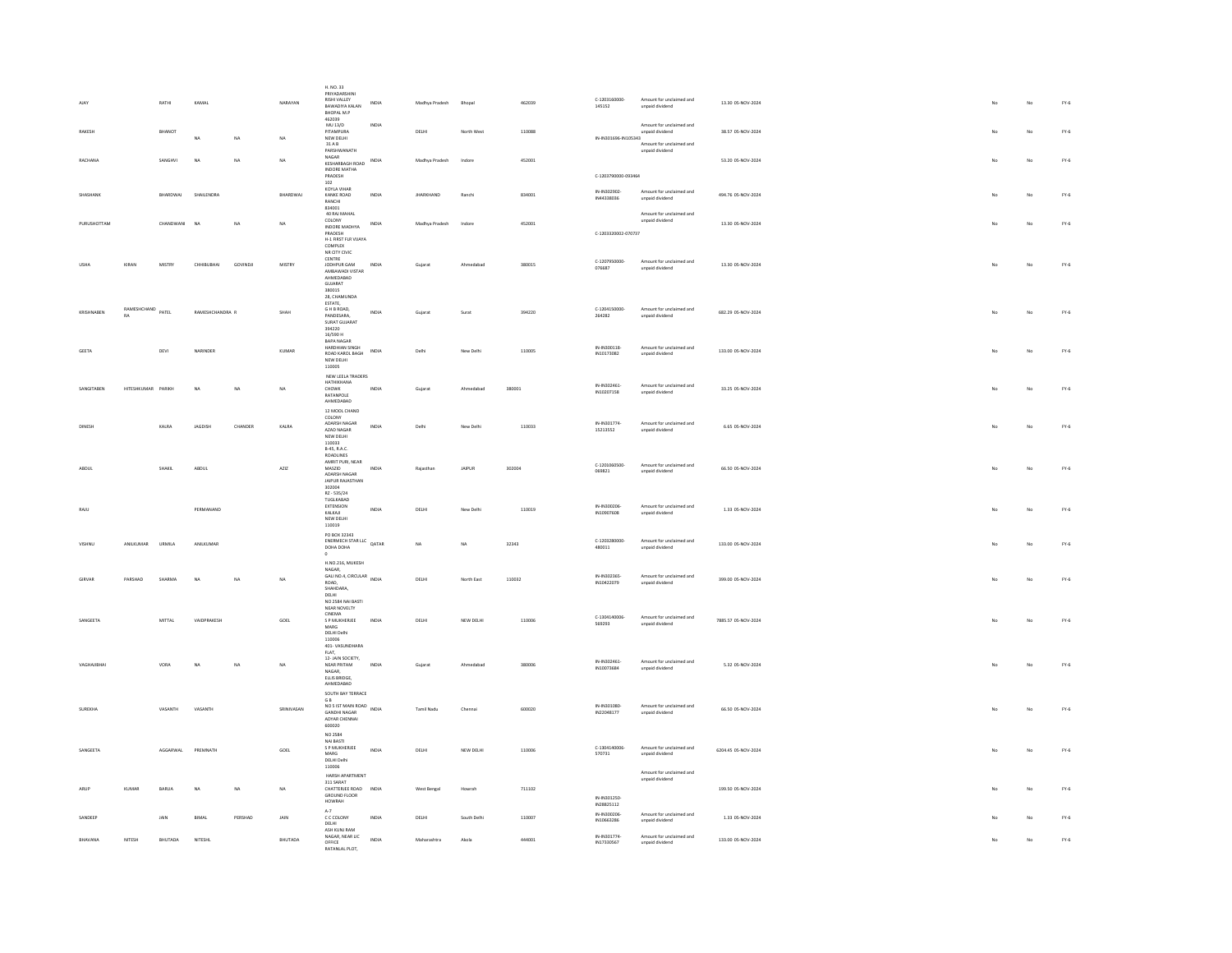| | | | | | | | | | | | | | | | | | |
|---|---|---|---|---|---|---|---|---|---|---|---|---|---|---|---|---|---|
| AJAY | | RATHI | KAMAL | | NARAYAN | H. NO. 33 PRIYADARSHINI RISHI VALLEY BAWADIYA KALAN BHOPAL M.P 462039 | INDIA | Madhya Pradesh | Bhopal | 462039 | C-1203160000-145152 | Amount for unclaimed and unpaid dividend | 13.30 | 05-NOV-2024 | No | No | FY-6 |
| RAKESH | | BHANOT | NA | NA | NA | MU-13/O PITAMPURA NEW DELHI | INDIA | DELHI | North West | 110088 | IN-IN301696-IN105343 | Amount for unclaimed and unpaid dividend | 38.57 | 05-NOV-2024 | No | No | FY-6 |
| RACHANA | | SANGHVI | NA | NA | NA | 31 A B PARSHWANATH NAGAR KESHARBAGH ROAD INDORE MATHA PRADESH | INDIA | Madhya Pradesh | Indore | 452001 | C-1203790000-093464 | Amount for unclaimed and unpaid dividend | 53.20 | 05-NOV-2024 | No | No | FY-6 |
| SHASHANK | | BHARDWAJ | SHAILENDRA | | BHARDWAJ | 102 KOYLA VIHAR KANKE ROAD RANCHI 834001 | INDIA | JHARKHAND | Ranchi | 834001 | IN-IN302902-IN44338036 | Amount for unclaimed and unpaid dividend | 494.76 | 05-NOV-2024 | No | No | FY-6 |
| PURUSHOTTAM | | CHANDWANI | NA | NA | NA | 40 RAJ MAHAL COLONY INDORE MADHYA PRADESH | INDIA | Madhya Pradesh | Indore | 452001 | C-1203320002-070737 | Amount for unclaimed and unpaid dividend | 13.30 | 05-NOV-2024 | No | No | FY-6 |
| USHA | KIRAN | MISTRY | CHHIBUBHAI | GOVINDJI | MISTRY | H-1 FIRST FLR VIJAYA COMPLEX NR CITY CIVIC CENTRE JODHPUR GAM AMBAWADI VISTAR AHMEDABAD GUJARAT 380015 | INDIA | Gujarat | Ahmedabad | 380015 | C-1207950000-076687 | Amount for unclaimed and unpaid dividend | 13.30 | 05-NOV-2024 | No | No | FY-6 |
| KRISHNABEN | RAMESHCHAND RA | PATEL | RAMESHCHANDRA R | | SHAH | 28, CHAMUNDA ESTATE, G H B ROAD, PANDESARA, SURAT GUJARAT 394220 | INDIA | Gujarat | Surat | 394220 | C-1204150000-264282 | Amount for unclaimed and unpaid dividend | 682.29 | 05-NOV-2024 | No | No | FY-6 |
| GEETA | | DEVI | NARINDER | | KUMAR | 16/590 H BAPA NAGAR HARDHIAN SINGH ROAD KAROL BAGH NEW DELHI 110005 | INDIA | Delhi | New Delhi | 110005 | IN-IN300118-IN10173082 | Amount for unclaimed and unpaid dividend | 133.00 | 05-NOV-2024 | No | No | FY-6 |
| SANGITABEN | HITESHKUMAR | PARIKH | NA | NA | NA | NEW LEELA TRADERS HATHIKHANA CHOWK RATANPOLE AHMEDABAD | INDIA | Gujarat | Ahmedabad | 380001 | IN-IN302461-IN10207158 | Amount for unclaimed and unpaid dividend | 33.25 | 05-NOV-2024 | No | No | FY-6 |
| DINESH | | KALRA | JAGDISH | CHANDER | KALRA | 12 MOOL CHAND COLONY ADARSH NAGAR AZAD NAGAR NEW DELHI 110033 | INDIA | Delhi | New Delhi | 110033 | IN-IN301774-15213552 | Amount for unclaimed and unpaid dividend | 6.65 | 05-NOV-2024 | No | No | FY-6 |
| ABDUL | | SHAKIL | ABDUL | | AZIZ | B-45, R.A.C. ROADLINES AMRIT PURI, NEAR MASZID ADARSH NAGAR JAIPUR RAJASTHAN 302004 | INDIA | Rajasthan | JAIPUR | 302004 | C-1201060500-069821 | Amount for unclaimed and unpaid dividend | 66.50 | 05-NOV-2024 | No | No | FY-6 |
| RAJU | | | PERMANAND | | | RZ - 535/24 TUGLKABAD EXTENSION KALKAJI NEW DELHI 110019 | INDIA | DELHI | New Delhi | 110019 | IN-IN300206-IN10907608 | Amount for unclaimed and unpaid dividend | 1.33 | 05-NOV-2024 | No | No | FY-6 |
| VISHNU | ANILKUMAR | URMILA | ANILKUMAR | | | PO BOX 32343 ENERMECH STAR LLC DOHA DOHA 0 | QATAR | NA | NA | 32343 | C-1203280000-480011 | Amount for unclaimed and unpaid dividend | 133.00 | 05-NOV-2024 | No | No | FY-6 |
| GIRVAR | PARSHAD | SHARMA | NA | NA | NA | H.NO.216, MUKESH NAGAR, GALI NO.4, CIRCULAR ROAD, SHAHDARA, DELHI | INDIA | DELHI | North East | 110032 | IN-IN302365-IN10422079 | Amount for unclaimed and unpaid dividend | 399.00 | 05-NOV-2024 | No | No | FY-6 |
| SANGEETA | | MITTAL | VAIDPRAKESH | | GOEL | NO 2584 NAI BASTI NEAR NOVELTY CINEMA S P MUKHERJEE MARG DELHI Delhi 110006 | INDIA | DELHI | NEW DELHI | 110006 | C-1304140006-569293 | Amount for unclaimed and unpaid dividend | 7885.57 | 05-NOV-2024 | No | No | FY-6 |
| VAGHAJIBHAI | | VORA | NA | NA | NA | 401- VASUNDHARA FLAT, 12- JAIN SOCIETY, NEAR PRITAM NAGAR, ELLIS BRIDGE, AHMEDABAD | INDIA | Gujarat | Ahmedabad | 380006 | IN-IN302461-IN10073684 | Amount for unclaimed and unpaid dividend | 5.32 | 05-NOV-2024 | No | No | FY-6 |
| SUREKHA | | VASANTH | VASANTH | | SRINIVASAN | SOUTH BAY TERRACE G B NO 5 IST MAIN ROAD GANDHI NAGAR ADYAR CHENNAI 600020 | INDIA | Tamil Nadu | Chennai | 600020 | IN-IN301080-IN22048177 | Amount for unclaimed and unpaid dividend | 66.50 | 05-NOV-2024 | No | No | FY-6 |
| SANGEETA | | AGGARWAL | PREMNATH | | GOEL | NO 2584 NAI BASTI S P MUKHERJEE MARG DELHI Delhi 110006 | INDIA | DELHI | NEW DELHI | 110006 | C-1304140006-570731 | Amount for unclaimed and unpaid dividend | 6204.45 | 05-NOV-2024 | No | No | FY-6 |
| ARUP | KUMAR | BARUA | NA | NA | NA | HARSH APARTMENT 311 SARAT CHATTERJEE ROAD GROUND FLOOR HOWRAH | INDIA | West Bengal | Howrah | 711102 | IN-IN301250-IN28825112 | Amount for unclaimed and unpaid dividend | 199.50 | 05-NOV-2024 | No | No | FY-6 |
| SANDEEP | | JAIN | BIMAL | PERSHAD | JAIN | A-7 C C COLONY DELHI | INDIA | DELHI | South Delhi | 110007 | IN-IN300206-IN10663286 | Amount for unclaimed and unpaid dividend | 1.33 | 05-NOV-2024 | No | No | FY-6 |
| BHAVANA | NITESH | BHUTADA | NITESHL | | BHUTADA | ASH KUNJ RAM NAGAR, NEAR LIC OFFICE RATANLAL PLOT, | INDIA | Maharashtra | Akola | 444001 | IN-IN301774-IN17330567 | Amount for unclaimed and unpaid dividend | 133.00 | 05-NOV-2024 | No | No | FY-6 |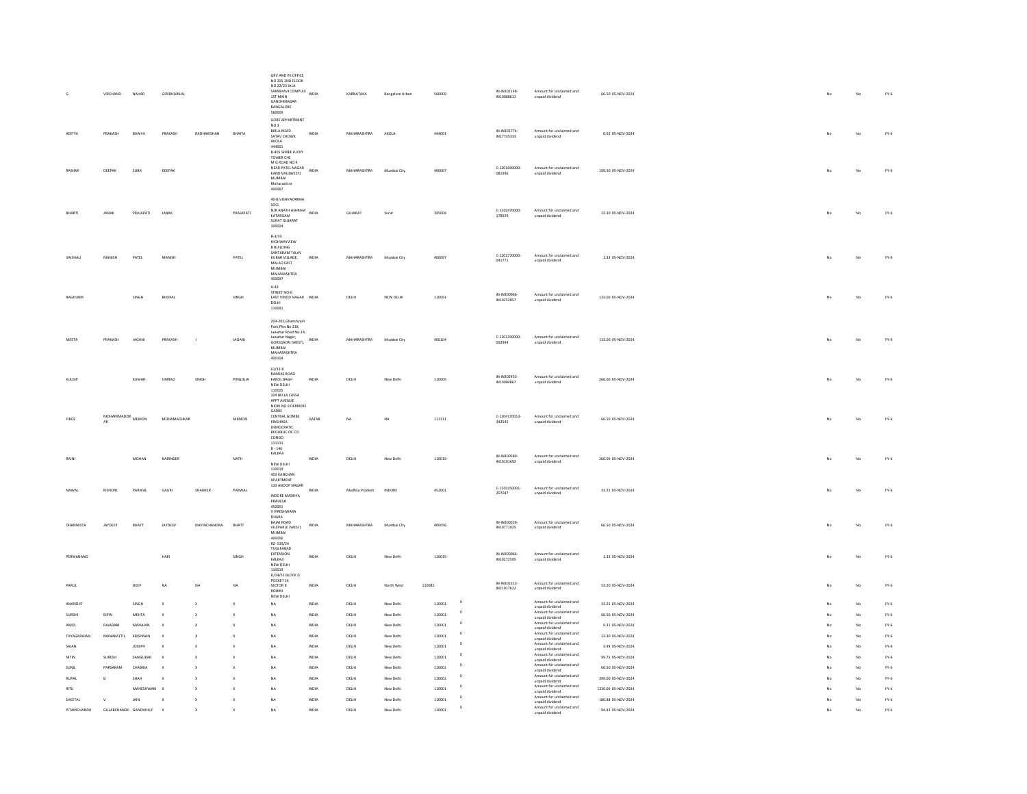| | | | | | | | | | | | | | | | | | | |
|---|---|---|---|---|---|---|---|---|---|---|---|---|---|---|---|---|---|---|
| G. | VIRCHAND | NAHAR | GIRIDHARILAL | | | GRV AND PK OFFICE NO 205 2ND FLOOR NO 22/23 JALA SAMBHAVI COMPLEX 1ST MAIN GANDHINAGAR BANGALORE 560009 | INDIA | KARNATAKA | Bangalore Urban | 560009 | | IN-IN302148-IN10068612 | Amount for unclaimed and unpaid dividend | 66.50 | 05-NOV-2024 | No | No | FY-6 |
| ADITYA | PRAKASH | BHAIYA | PRAKASH | RADHAKISHAN | BHAIYA | GORE APPARTMENT NO 3 BIRLA ROAD SATAV CHOWK AKOLA 444001 | INDIA | MAHARASHTRA | AKOLA | 444001 | | IN-IN301774-IN17735333 | Amount for unclaimed and unpaid dividend | 6.65 | 05-NOV-2024 | No | No | FY-6 |
| RASHMI | DEEPAK | SUBA | DEEPAK | | | B-405 SHREE LUCKY TOWER CHS M G ROAD NO 4 NEAR PATEL NAGAR KANDIVALI(WEST) MUMBAI Maharashtra 400067 | INDIA | MAHARASHTRA | Mumbai City | 400067 | | C-1201690000-081996 | Amount for unclaimed and unpaid dividend | 199.50 | 05-NOV-2024 | No | No | FY-6 |
| BHARTI | JANAK | PRAJAPATI | JANAK | | PRAJAPATI | 40-B,VISHVAKARMA SOCI, N/R ANATH ASHRAM KATARGAM SURAT GUJARAT 395004 | INDIA | GUJARAT | Surat | 395004 | | C-1202470000-178929 | Amount for unclaimed and unpaid dividend | 13.30 | 05-NOV-2024 | No | No | FY-6 |
| VAISHALI | MANISH | PATEL | MANISH | | PATEL | B-3/35 HIGHWAYVIEW B BUILDING SANTARAM TALAV KURAR VILLAGE, MALAD EAST MUMBAI MAHARASHTRA 400097 | INDIA | MAHARASHTRA | Mumbai City | 400097 | | C-1201770000-041771 | Amount for unclaimed and unpaid dividend | 1.33 | 05-NOV-2024 | No | No | FY-6 |
| RAGHUBIR | | SINGH | BHOPAL | | SINGH | A-43 STREET NO-6 EAST VINOD NAGAR DELHI 110091 | INDIA | DELHI | NEW DELHI | 110091 | | IN-IN300966-IN10252857 | Amount for unclaimed and unpaid dividend | 133.00 | 05-NOV-2024 | No | No | FY-6 |
| MEETA | PRAKASH | JAGANI | PRAKASH | J | JAGANI | 204-205,Ghanshyam Park,Plot No 218, Jawahar Road No-14, Jawahar Nagar, GOREGAON (WEST), MUMBAI MAHARASHTRA 400104 | INDIA | MAHARASHTRA | Mumbai City | 400104 | | C-1201290000-002944 | Amount for unclaimed and unpaid dividend | 133.00 | 05-NOV-2024 | No | No | FY-6 |
| KULDIP | | KUMAR | UMRAO | SINGH | PINGOLIA | 61/13 B RAMJAS ROAD KAROL BAGH NEW DELHI 110005 | INDIA | DELHI | New Delhi | 110005 | | IN-IN302453-IN10004867 | Amount for unclaimed and unpaid dividend | 266.00 | 05-NOV-2024 | No | No | FY-6 |
| FIROZ | MOHAMMADJIK AR | MEMON | MOHAMADJIKAR | | MEMON | 104 BELLA CASSA APPT AVENUE NIOKI NO 9 DERRIERE GARRE CENTRAL GOMBE KINSHASA DEMOCRATIC REOUBLIC OF CO CONGO 111111 | QATAR | NA | NA | 111111 | | C-1204720013-342545 | Amount for unclaimed and unpaid dividend | 66.50 | 05-NOV-2024 | No | No | FY-6 |
| RAJNI | | MOHAN | NARINDER | | NATH | B - 146 KALKAJI NEW DELHI 110019 | INDIA | DELHI | New Delhi | 110019 | | IN-IN300589-IN10191692 | Amount for unclaimed and unpaid dividend | 266.00 | 05-NOV-2024 | No | No | FY-6 |
| NAWAL | KISHORE | PARWAL | GAURI | SHANKER | PARWAL | 403 KANCHAN APARTMENT 133 ANOOP NAGAR INDORE MADHYA PRADESH 452001 | INDIA | Madhya Pradesh | INDORE | 452001 | | C-1203350001-207047 | Amount for unclaimed and unpaid dividend | 33.25 | 05-NOV-2024 | No | No | FY-6 |
| DHARMISTA | JAYDEEP | BHATT | JAYDEEP | NAVINCHANDRA | BHATT | 9 VIRESHWARA DHARA BAJAJ ROAD VILEPARLE (WEST) MUMBAI 400056 | INDIA | MAHARASHTRA | Mumbai City | 400056 | | IN-IN300239-IN10771025 | Amount for unclaimed and unpaid dividend | 66.50 | 05-NOV-2024 | No | No | FY-6 |
| PERMANAND | | | HARI | | SINGH | RZ- 535/24 TUGLKABAD EXTENSION KALKAJI NEW DELHI 110019 | INDIA | DELHI | New Delhi | 110019 | | IN-IN300966-IN10272595 | Amount for unclaimed and unpaid dividend | 1.33 | 05-NOV-2024 | No | No | FY-6 |
| PARUL | | DEEP | NA | NA | NA | D/16/51 BLOCK D POCKET 14 SECTOR 8 ROHINI NEW DELHI | INDIA | DELHI | North West | 110085 | | IN-IN301313-IN21017622 | Amount for unclaimed and unpaid dividend | 53.20 | 05-NOV-2024 | No | No | FY-6 |
| ANANDJIT | | SINGH | X | X | X | NA | INDIA | DELHI | New Delhi | 110001 | X | | Amount for unclaimed and unpaid dividend | 33.25 | 05-NOV-2024 | No | No | FY-6 |
| SURBHI | BIPIN | MEHTA | X | X | X | NA | INDIA | DELHI | New Delhi | 110001 | X | | Amount for unclaimed and unpaid dividend | 66.50 | 05-NOV-2024 | No | No | FY-6 |
| AMOL | RAJARAM | MAHAJAN | X | X | X | NA | INDIA | DELHI | New Delhi | 110001 | X | | Amount for unclaimed and unpaid dividend | 9.31 | 05-NOV-2024 | No | No | FY-6 |
| THYAGARAJAN | MANAKATTIL | KRISHNAN | X | X | X | NA | INDIA | DELHI | New Delhi | 110001 | X | | Amount for unclaimed and unpaid dividend | 13.30 | 05-NOV-2024 | No | No | FY-6 |
| SAJAN | | JOSEPH | X | X | X | NA | INDIA | DELHI | New Delhi | 110001 | X | | Amount for unclaimed and unpaid dividend | 3.99 | 05-NOV-2024 | No | No | FY-6 |
| NITIN | SURESH | SANGLIKAR | X | X | X | NA | INDIA | DELHI | New Delhi | 110001 | X | | Amount for unclaimed and unpaid dividend | 99.75 | 05-NOV-2024 | No | No | FY-6 |
| SUNIL | PARSARAM | CHABRIA | X | X | X | NA | INDIA | DELHI | New Delhi | 110001 | X | | Amount for unclaimed and unpaid dividend | 66.50 | 05-NOV-2024 | No | No | FY-6 |
| RUPAL | B | SHAH | X | X | X | NA | INDIA | DELHI | New Delhi | 110001 | X | | Amount for unclaimed and unpaid dividend | 399.00 | 05-NOV-2024 | No | No | FY-6 |
| RITU | | MAHESHWARI | X | X | X | NA | INDIA | DELHI | New Delhi | 110001 | X | | Amount for unclaimed and unpaid dividend | 1330.00 | 05-NOV-2024 | No | No | FY-6 |
| SHEETAL | V | JAIN | X | X | X | NA | INDIA | DELHI | New Delhi | 110001 | X | | Amount for unclaimed and unpaid dividend | 180.88 | 05-NOV-2024 | No | No | FY-6 |
| PITAMCHANDJI | GULABCHANDJI | GANDHIHUF | X | X | X | NA | INDIA | DELHI | New Delhi | 110001 | X | | Amount for unclaimed and unpaid dividend | 94.43 | 05-NOV-2024 | No | No | FY-6 |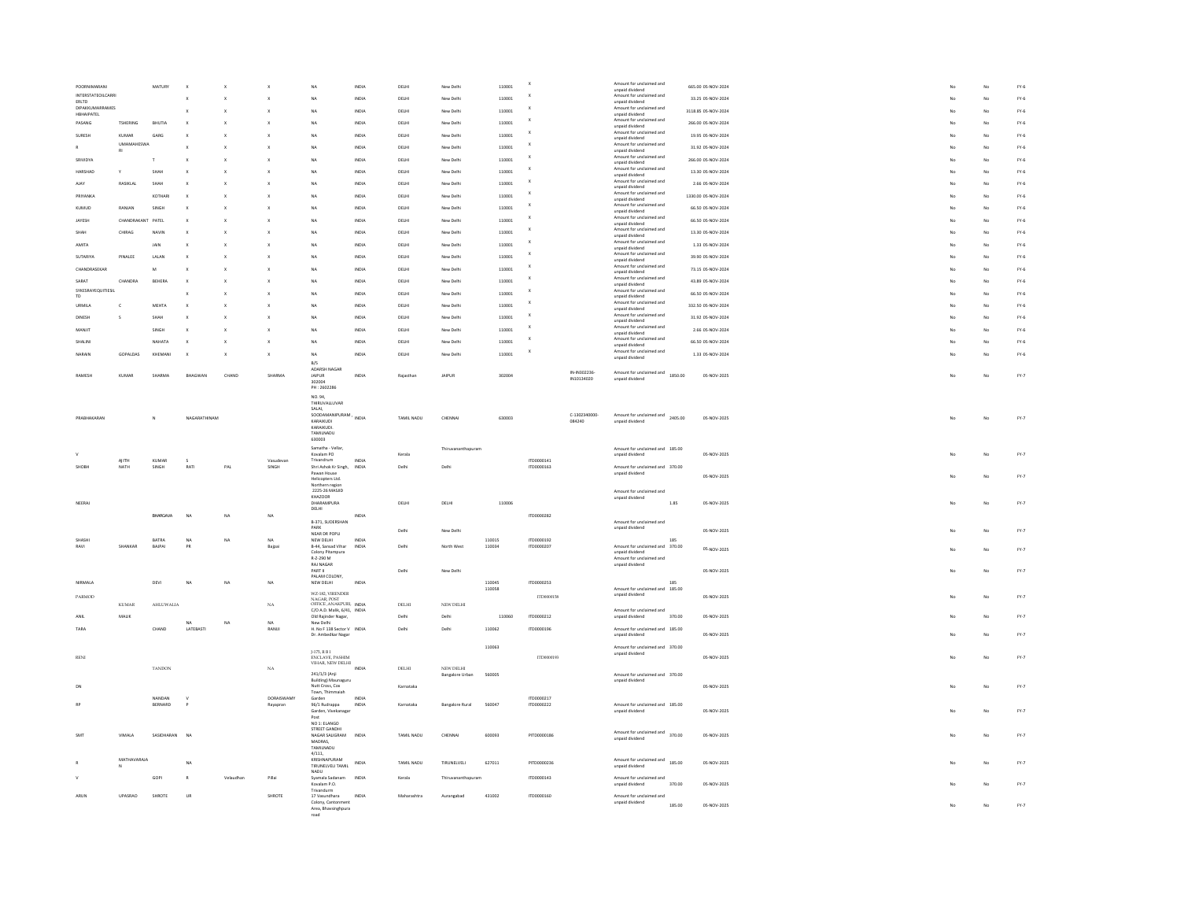| | | | | | | | | | | | | | | | | | | |
|---|---|---|---|---|---|---|---|---|---|---|---|---|---|---|---|---|---|---|
| POORNIMARANI | | MATURY | X | X | X | NA | INDIA | DELHI | New Delhi | 110001 | X | | Amount for unclaimed and unpaid dividend | 665.00 | 05-NOV-2024 | No | No | FY-6 |
| INTERSTATEOILCARRIERLTD | | | X | X | X | NA | INDIA | DELHI | New Delhi | 110001 | X | | Amount for unclaimed and unpaid dividend | 33.25 | 05-NOV-2024 | No | No | FY-6 |
| DIPAKKUMARRAMESHBHAIPATEL | | | X | X | X | NA | INDIA | DELHI | New Delhi | 110001 | X | | Amount for unclaimed and unpaid dividend | 3118.85 | 05-NOV-2024 | No | No | FY-6 |
| PASANG | TSHERING | BHUTIA | X | X | X | NA | INDIA | DELHI | New Delhi | 110001 | X | | Amount for unclaimed and unpaid dividend | 266.00 | 05-NOV-2024 | No | No | FY-6 |
| SURESH | KUMAR | GARG | X | X | X | NA | INDIA | DELHI | New Delhi | 110001 | X | | Amount for unclaimed and unpaid dividend | 19.95 | 05-NOV-2024 | No | No | FY-6 |
| R | UMAMAHESWARI | | X | X | X | NA | INDIA | DELHI | New Delhi | 110001 | X | | Amount for unclaimed and unpaid dividend | 31.92 | 05-NOV-2024 | No | No | FY-6 |
| SRIVIDYA | | T | X | X | X | NA | INDIA | DELHI | New Delhi | 110001 | X | | Amount for unclaimed and unpaid dividend | 266.00 | 05-NOV-2024 | No | No | FY-6 |
| HARSHAD | Y | SHAH | X | X | X | NA | INDIA | DELHI | New Delhi | 110001 | X | | Amount for unclaimed and unpaid dividend | 13.30 | 05-NOV-2024 | No | No | FY-6 |
| AJAY | RASIKLAL | SHAH | X | X | X | NA | INDIA | DELHI | New Delhi | 110001 | X | | Amount for unclaimed and unpaid dividend | 2.66 | 05-NOV-2024 | No | No | FY-6 |
| PRIYANKA | | KOTHARI | X | X | X | NA | INDIA | DELHI | New Delhi | 110001 | X | | Amount for unclaimed and unpaid dividend | 1330.00 | 05-NOV-2024 | No | No | FY-6 |
| KUMUD | RANJAN | SINGH | X | X | X | NA | INDIA | DELHI | New Delhi | 110001 | X | | Amount for unclaimed and unpaid dividend | 66.50 | 05-NOV-2024 | No | No | FY-6 |
| JAYESH | CHANDRAKANT | PATEL | X | X | X | NA | INDIA | DELHI | New Delhi | 110001 | X | | Amount for unclaimed and unpaid dividend | 66.50 | 05-NOV-2024 | No | No | FY-6 |
| SHAH | CHIRAG | NAVIN | X | X | X | NA | INDIA | DELHI | New Delhi | 110001 | X | | Amount for unclaimed and unpaid dividend | 13.30 | 05-NOV-2024 | No | No | FY-6 |
| AMITA | | JAIN | X | X | X | NA | INDIA | DELHI | New Delhi | 110001 | X | | Amount for unclaimed and unpaid dividend | 1.33 | 05-NOV-2024 | No | No | FY-6 |
| SUTARIYA | PINALEE | LALAN | X | X | X | NA | INDIA | DELHI | New Delhi | 110001 | X | | Amount for unclaimed and unpaid dividend | 39.90 | 05-NOV-2024 | No | No | FY-6 |
| CHANDRASEKAR | | M | X | X | X | NA | INDIA | DELHI | New Delhi | 110001 | X | | Amount for unclaimed and unpaid dividend | 73.15 | 05-NOV-2024 | No | No | FY-6 |
| SARAT | CHANDRA | BEHERA | X | X | X | NA | INDIA | DELHI | New Delhi | 110001 | X | | Amount for unclaimed and unpaid dividend | 43.89 | 05-NOV-2024 | No | No | FY-6 |
| SVKESRAYEQUITIESLTD | | | X | X | X | NA | INDIA | DELHI | New Delhi | 110001 | X | | Amount for unclaimed and unpaid dividend | 66.50 | 05-NOV-2024 | No | No | FY-6 |
| URMILA | C | MEHTA | X | X | X | NA | INDIA | DELHI | New Delhi | 110001 | X | | Amount for unclaimed and unpaid dividend | 332.50 | 05-NOV-2024 | No | No | FY-6 |
| DINESH | S | SHAH | X | X | X | NA | INDIA | DELHI | New Delhi | 110001 | X | | Amount for unclaimed and unpaid dividend | 31.92 | 05-NOV-2024 | No | No | FY-6 |
| MANJIT | | SINGH | X | X | X | NA | INDIA | DELHI | New Delhi | 110001 | X | | Amount for unclaimed and unpaid dividend | 2.66 | 05-NOV-2024 | No | No | FY-6 |
| SHALINI | | NAHATA | X | X | X | NA | INDIA | DELHI | New Delhi | 110001 | X | | Amount for unclaimed and unpaid dividend | 66.50 | 05-NOV-2024 | No | No | FY-6 |
| NARAIN | GOPALDAS | KHEMANI | X | X | X | NA | INDIA | DELHI | New Delhi | 110001 | X | | Amount for unclaimed and unpaid dividend | 1.33 | 05-NOV-2024 | No | No | FY-6 |
| RAMESH | KUMAR | SHARMA | BHAGWAN | CHAND | SHARMA | 8/5 ADARSH NAGAR JAIPUR 302004 PH : 2602286 | INDIA | Rajasthan | JAIPUR | 302004 | | IN-IN302236-IN10134020 | Amount for unclaimed and unpaid dividend | 1850.00 | 05-NOV-2025 | No | No | FY-7 |
| PRABHAKARAN | | N | NAGARATHINAM | | | NO. 94, THIRUVALLUVAR SALAI, SOODAMANIPURAM , KARAIKUDI KARAIKUDI. TAMILNADU 630003 | INDIA | TAMIL NADU | CHENNAI | 630003 | | C-1302340000-084240 | Amount for unclaimed and unpaid dividend | 2405.00 | 05-NOV-2025 | No | No | FY-7 |
| V | AJITH | KUMAR | S | | Vasudevan | Samatha - Vellar, Kovalam PO Trivandrum | INDIA | Kerala | Thiruvananthapuram | | ITD0000141 | | Amount for unclaimed and unpaid dividend | 185.00 | 05-NOV-2025 | No | No | FY-7 |
| SHOBH | NATH | SINGH | RATI | PAL | SINGH | Shri Ashok Kr Singh, Pawan House Helicopters Ltd. Northern region | INDIA | Delhi | Delhi | | ITD0000163 | | Amount for unclaimed and unpaid dividend | 370.00 | 05-NOV-2025 | No | No | FY-7 |
| NEERAJ | | BHARGAVA | NA | NA | NA | 2225-26 MASJID KHAZOOR DHARAMPURA DELHI | INDIA | DELHI | DELHI | 110006 | ITD0000282 | | Amount for unclaimed and unpaid dividend | 1.85 | 05-NOV-2025 | No | No | FY-7 |
| SHASHI | | BATRA | NA | NA | NA | B-371, SUDERSHAN PARK NEAR DR POPLI NEW DELHI | INDIA | Delhi | New Delhi | 110015 | ITD0000192 | | Amount for unclaimed and unpaid dividend | 185 | 05-NOV-2025 | No | No | FY-7 |
| RAVI | SHANKAR | BAJPAI | PR | | Bajpai | B-44, Sansad Vihar Colony Pitampura | INDIA | Delhi | North West | 110034 | ITD0000207 | | Amount for unclaimed and unpaid dividend | 370.00 | 05-NOV-2025 | No | No | FY-7 |
| NIRMALA | | DEVI | NA | NA | NA | R-Z-290 M RAJ NAGAR PART II PALAM COLONY, NEW DELHI | INDIA | Delhi | New Delhi | 110045 | ITD0000253 | | Amount for unclaimed and unpaid dividend | 185 | 05-NOV-2025 | No | No | FY-7 |
| PARMOD | KUMAR | AHLUWALIA | | | NA | WZ-182, VIRENDER NAGAR, POST OFFICE, ANAKPURI, | INDIA | DELHI | NEW DELHI | 110058 | ITD0000158 | | Amount for unclaimed and unpaid dividend | 185.00 | 05-NOV-2025 | No | No | FY-7 |
| ANIL | | MALIK | NA | NA | NA | C/O A.D. Malik, 6/41, Old Rajinder Nagar, New Delhi | INDIA | Delhi | Delhi | 110060 | ITD0000212 | | Amount for unclaimed and unpaid dividend | 370.00 | 05-NOV-2025 | No | No | FY-7 |
| TARA | | CHAND | LATEBASTI | | RAMJI | H. No F 138 Sector V Dr. Ambedkar Nagar | INDIA | Delhi | Delhi | 110062 | ITD0000196 | | Amount for unclaimed and unpaid dividend | 185.00 | 05-NOV-2025 | No | No | FY-7 |
| RENI | | TANDON | | | NA | J-175, B B I ENCLAVE, PASHIM VIHAR, NEW DELHI | INDIA | DELHI | NEW DELHI | 110063 | ITD0000193 | | Amount for unclaimed and unpaid dividend | 370.00 | 05-NOV-2025 | No | No | FY-7 |
| DN | | NANDAN | V | | DORAISWAMY | 241/1/3 (Anji Building) Maunaguru Nutt Cross, Cox Town, Thimmaiah Garden | INDIA | Karnataka | Bangalore Urban | 560005 | ITD0000217 | | Amount for unclaimed and unpaid dividend | 370.00 | 05-NOV-2025 | No | No | FY-7 |
| RP | | BERNARD | P | | Rayapran | 96/1 Rudrappa Garden, Veekenagar Post | INDIA | Karnataka | Bangalore Rural | 560047 | ITD0000222 | | Amount for unclaimed and unpaid dividend | 185.00 | 05-NOV-2025 | No | No | FY-7 |
| SMT | VIMALA | SASIDHARAN | NA | | | NO 1: ELANGO STREET GANDHI NAGAR SALIGRAM MADRAS, TAMILNADU | INDIA | TAMIL NADU | CHENNAI | 600093 | PITD0000186 | | Amount for unclaimed and unpaid dividend | 370.00 | 05-NOV-2025 | No | No | FY-7 |
| R | MATHAVARAJA N | | NA | | | 4/111, KRISHNAPURAM TIRUNELVELI TAMIL NADU | INDIA | TAMIL NADU | TIRUNELVELI | 627011 | PITD0000236 | | Amount for unclaimed and unpaid dividend | 185.00 | 05-NOV-2025 | No | No | FY-7 |
| V | | GOPI | R | Velaudhan | Pillai | Syamala Sadanam Kovalam P.O. Trivandrm | INDIA | Kerala | Thiruvananthapuram | | ITD0000143 | | Amount for unclaimed and unpaid dividend | 370.00 | 05-NOV-2025 | No | No | FY-7 |
| ARUN | UPASRAO | SHIROTE | UR | | SHIROTE | 17 Vasundhara Colony, Cantonment Area, Bhavsinghpura road | INDIA | Maharashtra | Aurangabad | 431002 | ITD0000160 | | Amount for unclaimed and unpaid dividend | 185.00 | 05-NOV-2025 | No | No | FY-7 |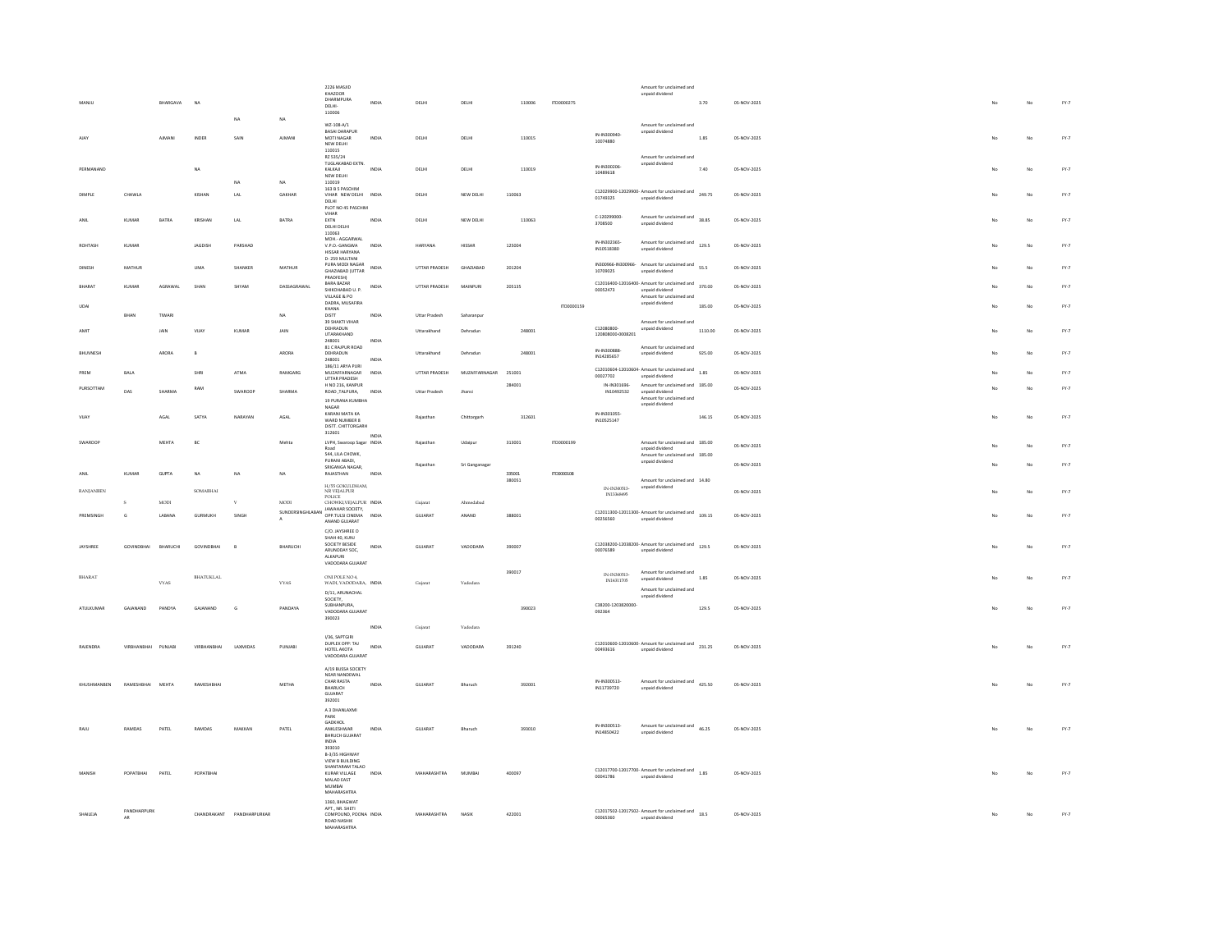| | | | | | | | | | | | | | | | | | | | | |
|---|---|---|---|---|---|---|---|---|---|---|---|---|---|---|---|---|---|---|---|---|
| MANJU | | BHARGAVA | NA | NA | NA | 2226 MASJID KHAZOOR DHARMPURA DELHI-110006 | INDIA | DELHI | DELHI | 110006 | ITD0000275 | | Amount for unclaimed and unpaid dividend | 3.70 | 05-NOV-2025 | | | No | No | FY-7 |
| AJAY | | AJMANI | INDER | SAIN | AJMANI | WZ-108-A/1 BASAI DARAPUR MOTI NAGAR NEW DELHI 110015 | INDIA | DELHI | DELHI | 110015 | | IN-IN300940-10074880 | Amount for unclaimed and unpaid dividend | 1.85 | 05-NOV-2025 | | | No | No | FY-7 |
| PERMANAND | | | NA | NA | NA | RZ 535/24 TUGLAKABAD EXTN. KALKAJI NEW DELHI 110019 | INDIA | DELHI | DELHI | 110019 | | IN-IN300206-10489618 | Amount for unclaimed and unpaid dividend | 7.40 | 05-NOV-2025 | | | No | No | FY-7 |
| DIMPLE | CHAWLA | | KISHAN | LAL | GAKHAR | 163 B S PASCHIM VIHAR NEW DELHI DELHI | INDIA | DELHI | NEW DELHI | 110063 | | C12029900-12029900-01749325 | Amount for unclaimed and unpaid dividend | 249.75 | 05-NOV-2025 | | | No | No | FY-7 |
| ANIL | KUMAR | BATRA | KRISHAN | LAL | BATRA | PLOT NO 45 PASCHIM VIHAR EXTN DELHI DELHI 110063 | INDIA | DELHI | NEW DELHI | 110063 | | C-120299000-3708500 | Amount for unclaimed and unpaid dividend | 38.85 | 05-NOV-2025 | | | No | No | FY-7 |
| ROHTASH | KUMAR | | JAGDISH | PARSHAD | | MOH.- AGGARWAL V.P.O.-GANGWA HISSAR HARYANA | INDIA | HARYANA | HISSAR | 125004 | | IN-IN302365-10518380 | Amount for unclaimed and unpaid dividend | 129.5 | 05-NOV-2025 | | | No | No | FY-7 |
| DINESH | MATHUR | | UMA | SHANKER | MATHUR | D- 259 MULTANI PURA MODI NAGAR GHAZIABAD (UTTAR PRADESH) | INDIA | UTTAR PRADESH | GHAZIABAD | 201204 | | IN300966-IN300966-10709025 | Amount for unclaimed and unpaid dividend | 55.5 | 05-NOV-2025 | | | No | No | FY-7 |
| BHARAT | KUMAR | AGRAWAL | SHAN | SHYAM | DASSAGRAWAL | BARA BAZAR SHIKOHABAD U. P. | INDIA | UTTAR PRADESH | MAINPURI | 205135 | | C12016400-12016400-00052473 | Amount for unclaimed and unpaid dividend | 370.00 | 05-NOV-2025 | | | No | No | FY-7 |
| UDAI | BHAN | TIWARI | | | NA | VILLAGE & P.O. DADRA, MUSAFIRA KHANA DISTT | INDIA | Uttar Pradesh | Saharanpur | | ITD0000159 | | Amount for unclaimed and unpaid dividend | 185.00 | 05-NOV-2025 | | | No | No | FY-7 |
| AMIT | | JAIN | VIJAY | KUMAR | JAIN | 39 SHAKTI VIHAR DEHRADUN UTTARAKHAND 248001 | INDIA | Uttarakhand | Dehradun | 248001 | | C12080800-120808000-0008201 | Amount for unclaimed and unpaid dividend | 1110.00 | 05-NOV-2025 | | | No | No | FY-7 |
| BHUVNESH | | ARORA | B | | ARORA | 81 C RAJPUR ROAD DEHRADUN 248001 | INDIA | Uttarakhand | Dehradun | 248001 | | IN-IN300888-IN14285657 | Amount for unclaimed and unpaid dividend | 925.00 | 05-NOV-2025 | | | No | No | FY-7 |
| PREM | BALA | | SHRI | ATMA | RAMGARG | 186/11 ARYA PURI MUZAFFARNAGAR UTTAR PRADESH | INDIA | UTTAR PRADESH | MUZAFFARNAGAR | 251001 | | C12010604-12010604-00027702 | Amount for unclaimed and unpaid dividend | 1.85 | 05-NOV-2025 | | | No | No | FY-7 |
| PURSOTTAM | DAS | SHARMA | RAM | SWAROOP | SHARMA | H NO 216, KANPUR ROAD ,TALPURA, | INDIA | Uttar Pradesh | Jhansi | 284001 | | IN-IN301696-IN0492532 | Amount for unclaimed and unpaid dividend | 185.00 | 05-NOV-2025 | | | No | No | FY-7 |
| VIJAY | | AGAL | SATYA | NARAYAN | AGAL | 19 PURANA KUMBHA NAGAR KARANI MATA KA WARD NUMBER 8 DISTT. CHITTORGARH 312601 | INDIA | Rajasthan | Chittorgarh | 312601 | | IN-IN301055-IN10525147 | Amount for unclaimed and unpaid dividend | 146.15 | 05-NOV-2025 | | | No | No | FY-7 |
| SWAROOP | | MEHTA | BC | | Mehta | LVPH, Swaroop Sagar Road | INDIA | Rajasthan | Udaipur | 313001 | ITD0000199 | | Amount for unclaimed and unpaid dividend | 185.00 | 05-NOV-2025 | | | No | No | FY-7 |
| ANIL | KUMAR | GUPTA | NA | NA | NA | 544, LILA CHOWK, PURANI ABADI, SRIGANGA NAGAR, RAJASTHAN | INDIA | Rajasthan | Sri Ganganagar | 335001 | ITD0000108 | | Amount for unclaimed and unpaid dividend | 185.00 | 05-NOV-2025 | | | No | No | FY-7 |
| RANJANBEN | S | MODI | SOMABHAI | V | MODI | H/55 GOKULDHAM, NR VEJALPUR POLICE CHOWKI,VEJALPUR | INDIA | Gujarat | Ahmedabad | 380051 | | IN-IN30513-IN13368499 | Amount for unclaimed and unpaid dividend | 14.80 | 05-NOV-2025 | | | No | No | FY-7 |
| PREMSINGH | G | LABANA | GURMUKH | SINGH | SUNDERSINGHLABANA | JAWAHAR SOCIETY, OPP.TULSI CINEMA ANAND GUJARAT | INDIA | GUJARAT | ANAND | 388001 | | C12011300-12011300-00256560 | Amount for unclaimed and unpaid dividend | 109.15 | 05-NOV-2025 | | | No | No | FY-7 |
| JAYSHREE | GOVINDBHAI | BHARUCHI | GOVINDBHAI | B | BHARUCHI | C/O. JAYSHREE D SHAH 40, KUNJ SOCIETY BESIDE ARUNODAY SOC, ALKAPURI VADODARA GUJARAT | INDIA | GUJARAT | VADODARA | 390007 | | C12038200-12038200-00076589 | Amount for unclaimed and unpaid dividend | 129.5 | 05-NOV-2025 | | | No | No | FY-7 |
| BHARAT | | VYAS | BHATUKLAL | | VYAS | OM POLE NO 4, WADI, VADODARA, | INDIA | Gujarat | Vadodara | 390017 | | IN-IN30513-IN1431705 | Amount for unclaimed and unpaid dividend | 1.85 | 05-NOV-2025 | | | No | No | FY-7 |
| ATULKUMAR | GAJANAND | PANDYA | GAJANAND | G | PANDAYA | D/11, ARUNACHAL SOCIETY, SUBHANPURA, VADODARA GUJARAT 390023 | INDIA | Gujarat | Vadodara | 390023 | | C38200-1203820000-092364 | Amount for unclaimed and unpaid dividend | 129.5 | 05-NOV-2025 | | | No | No | FY-7 |
| RAJENDRA | VIRBHANBHAI | PUNJABI | VIRBHANBHAI | LAXMIDAS | PUNJABI | J/36, SAPTGIRI DUPLEX OPP: TAJ HOTEL AKOTA VADODARA GUJARAT | INDIA | GUJARAT | VADODARA | 391240 | | C12010600-12010600-00493616 | Amount for unclaimed and unpaid dividend | 231.25 | 05-NOV-2025 | | | No | No | FY-7 |
| KHUSHMANBEN | RAMESHBHAI | MEHTA | RAMESHBHAI | | METHA | A/19 BUSSA SOCIETY NEAR NANDEWAL CHAR RASTA BHARUCH GUJARAT 392001 | INDIA | GUJARAT | Bharuch | 392001 | | IN-IN300513-IN11739720 | Amount for unclaimed and unpaid dividend | 425.50 | 05-NOV-2025 | | | No | No | FY-7 |
| RAJU | RAMDAS | PATEL | RAMDAS | MAKKAN | PATEL | A 3 DHANLAXMI PARK GADKHOL ANKLESHWAR BHRUCH GUJARAT INDIA 393010 | INDIA | GUJARAT | Bharuch | 393010 | | IN-IN300513-IN14850422 | Amount for unclaimed and unpaid dividend | 46.25 | 05-NOV-2025 | | | No | No | FY-7 |
| MANISH | POPATBHAI | PATEL | POPATBHAI | | | B-3/35 HIGHWAY VIEW B BUILDING SHANTARAM TALAO KURAR VILLAGE MALAD EAST MUMBAI MAHARASHTRA | INDIA | MAHARASHTRA | MUMBAI | 400097 | | C12017700-12017700-00041786 | Amount for unclaimed and unpaid dividend | 1.85 | 05-NOV-2025 | | | No | No | FY-7 |
| SHAILEJA | PANDHARPURKAR | | CHANDRAKANT | PANDHARPURKAR | | 1360, BHAGWAT APT., NR. SHETI COMPOUND, POONA ROAD NASHIK MAHARASHTRA | INDIA | MAHARASHTRA | NASIK | 422001 | | C12017502-12017502-00065360 | Amount for unclaimed and unpaid dividend | 18.5 | 05-NOV-2025 | | | No | No | FY-7 |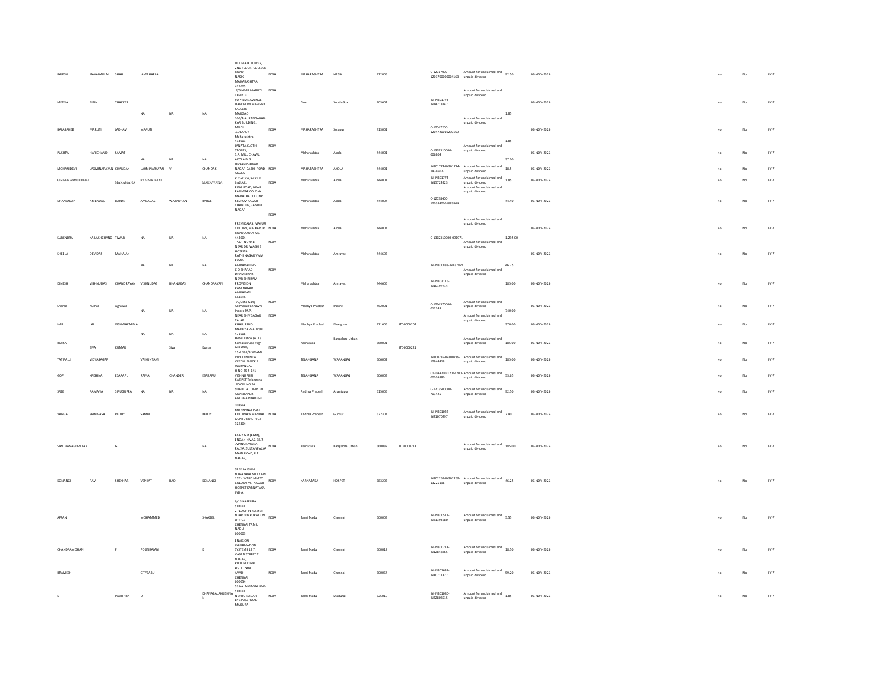| | | | | | | | | | | | | | | | | | | | | |
|---|---|---|---|---|---|---|---|---|---|---|---|---|---|---|---|---|---|---|---|---|
| RAJESH | JAWAHARLAL | SHAH | JAWAHARLAL | | | ULTIMATE TOWER, 2ND FLOOR, COLLEGE ROAD, NASIK MAHARASHTRA 422005 | INDIA | MAHARASHTRA | NASIK | 422005 | | C-12017000-1201700000004163 | Amount for unclaimed and unpaid dividend | 92.50 | 05-NOV-2025 | | | No | No | FY-7 |
| MEENA | BIPIN | THAKKER | NA | NA | NA | F/6 NEAR MARUTI TEMPLE SUPREME AVENUE DAVORLIM MARGAO SALCETE MARGAO | INDIA | Goa | South Goa | 403601 | | IN-IN301774-IN14213147 | Amount for unclaimed and unpaid dividend | 1.85 | 05-NOV-2025 | | | No | No | FY-7 |
| BALASAHEB | MARUTI | JADHAV | MARUTI | | | 100/4,AURANGABAD KAR BUILDING, MODI SOLAPUR Maharashtra 413001 | INDIA | MAHARASHTRA | Solapur | 413001 | | C-12047200-1204720010230169 | Amount for unclaimed and unpaid dividend | 1.85 | 05-NOV-2025 | | | No | No | FY-7 |
| PUSHPA | HARICHAND | SAMAT | NA | NA | NA | JANATA CLOTH STORES, S.R. MILL CHAWL AKOLA M.S. | INDIA | Maharashtra | Akola | 444001 | | C-1302310000-006804 | Amount for unclaimed and unpaid dividend | 37.00 | 05-NOV-2025 | | | No | No | FY-7 |
| MOHANIDEVI | LAXMINARAYAN | CHANDAK | LAXMINARAYAN | V | CHANDAK | DNYANESHWAR NAGAR DABKI ROAD AKOLA | INDIA | MAHARASHTRA | AKOLA | 444001 | | IN301774-IN301774-14746077 | Amount for unclaimed and unpaid dividend | 18.5 | 05-NOV-2025 | | | No | No | FY-7 |
| GIRISHRAMNIKBHAI | | MAKAWANA | RAMNIKBHAI | | MAKAWANA | K TAILOR,SARAF BAZAR, | INDIA | Maharashtra | Akola | 444001 | | IN-IN301774-IN15724323 | Amount for unclaimed and unpaid dividend | 1.85 | 05-NOV-2025 | | | No | No | FY-7 |
| DHANANJAY | AMBADAS | BARDE | AMBADAS | WAYADHAN | BARDE | RING ROAD, NEAR PARIWAR COLONY MARATHA COLONY, KESHOV NAGAR CHANDUR,GANDHI NAGAR | INDIA | Maharashtra | Akola | 444004 | | C-12038400-1203840001683804 | Amount for unclaimed and unpaid dividend | 44.40 | 05-NOV-2025 | | | No | No | FY-7 |
| SURENDRA | KAILASHCHAND | TIWARI | NA | NA | NA | PREM KALAS, MAYUR COLONY, MALKAPUR ROAD,AKOLA MS 444004 | INDIA | Maharashtra | Akola | 444004 | | C-1302310000-091971 | Amount for unclaimed and unpaid dividend | 1,295.00 | 05-NOV-2025 | | | No | No | FY-7 |
| SHEELA | DEVIDAS | MAHAJAN | NA | NA | NA | PLOT NO 44B NEAR DR. WAGH S HOSPITAL RATHI NAGAR VMV ROAD AMRAVATI MS | INDIA | Maharashtra | Amravati | 444603 | | IN-IN300888-IN137824 | Amount for unclaimed and unpaid dividend | 46.25 | 05-NOV-2025 | | | No | No | FY-7 |
| DINESH | VISHNUDAS | CHANDRAYAN | VISHNUDAS | BHANUDAS | CHANDRAYAN | C O SHARAD DHAMNIKAR NEAR SHRIRAM PROVISION RAM NAGAR AMRAVATI 444606 | INDIA | Maharashtra | Amravati | 444606 | | IN-IN303116-IN10197714 | Amount for unclaimed and unpaid dividend | 185.00 | 05-NOV-2025 | | | No | No | FY-7 |
| Sharad | Kumar | Agrawal | NA | NA | NA | 79,Usha Ganj, Ali Manzil Chhawni Indore M.P. | INDIA | Madhya Pradesh | Indore | 452001 | | C-1204370000-012243 | Amount for unclaimed and unpaid dividend | 740.00 | 05-NOV-2025 | | | No | No | FY-7 |
| HARI | LAL | VISHWAKARMA | NA | NA | NA | NEAR SHIV SAGAR TALAB KHAJURAHO MADHYA PRADESH 471606 | INDIA | Madhya Pradesh | Khargone | 471606 | ITD0000202 | | Amount for unclaimed and unpaid dividend | 370.00 | 05-NOV-2025 | | | No | No | FY-7 |
| IRAISA | SIVA | KUMAR | I | Siva | Kumar | Hotel Ashok (ATT), Kumarakrupa High Grounds, | INDIA | Karnataka | Bangalore Urban | 560001 | ITD0000221 | | Amount for unclaimed and unpaid dividend | 185.00 | 05-NOV-2025 | | | No | No | FY-7 |
| TATIPALLI | VIDYASAGAR | | VAIKUNTAM | | | 15 4 198/3 SWAMI VIVEKANANDA VEEDHI BLOCK 4 WARANGAL | INDIA | TELANGANA | WARANGAL | 506002 | | IN300239-IN300239-12844418 | Amount for unclaimed and unpaid dividend | 185.00 | 05-NOV-2025 | | | No | No | FY-7 |
| GOPI | KRISHNA | ESARAPU | RAMA | CHANDER | ESARAPU | H NO 25-5-141 VISHNUPURI KAZIPET Telangana | INDIA | TELANGANA | WARANGAL | 506003 | | C12044700-12044700-00205880 | Amount for unclaimed and unpaid dividend | 53.65 | 05-NOV-2025 | | | No | No | FY-7 |
| SREE | RAMANA | SIRUGUPPA | NA | NA | NA | ROOM NO 26 SYFULLA COMPLEX ANANTAPUR ANDHRA PRADESH | INDIA | Andhra Pradesh | Anantapur | 515005 | | C-1203500000-703425 | Amount for unclaimed and unpaid dividend | 92.50 | 05-NOV-2025 | | | No | No | FY-7 |
| VANGA | SRINIVASA | REDDY | SAMBI | | REDDY | 10 64A MUNNANGI POST KOLLIPARA MANDAL GUNTUR DISTRICT 522304 | INDIA | Andhra Pradesh | Guntur | 522304 | | IN-IN301022-IN21070297 | Amount for unclaimed and unpaid dividend | 7.40 | 05-NOV-2025 | | | No | No | FY-7 |
| SANTHANAGOPALAN | | G | | | NA | EX DY GM (E&M), ENGAN NIVAS, 38/5, JAYANORAYANA PALYA, SULTANPALYA MAIN ROAD, R T NAGAR, | INDIA | Karnataka | Bangalore Urban | 560032 | ITD0000214 | | Amount for unclaimed and unpaid dividend | 185.00 | 05-NOV-2025 | | | No | No | FY-7 |
| KONANGI | RAVI | SHEKHAR | VENKAT | RAO | KONANGI | SREE LAKSHMI NARAYANA NILAYAM 15TH WARD MMTC COLONY M J NAGAR HOSPET KARNATAKA INDIA | INDIA | KARNATAKA | HOSPET | 583203 | | IN302269-IN302269-13225196 | Amount for unclaimed and unpaid dividend | 46.25 | 05-NOV-2025 | | | No | No | FY-7 |
| AFFAN | | | MOHAMMED | | SHAKEEL | 6/13 KARPURA STREET 2 FLOOR PERIAMET NEAR CORPORATION OFFICE CHENNAI TAMIL NADU 600003 | INDIA | Tamil Nadu | Chennai | 600003 | | IN-IN300513-IN21394680 | Amount for unclaimed and unpaid dividend | 5.55 | 05-NOV-2025 | | | No | No | FY-7 |
| CHANDRAMOHAN | | P | POONRAJAN | | K | ENVISION INFORMATION SYSTEMS 13 7, VASAN STREET T NAGAR, | INDIA | Tamil Nadu | Chennai | 600017 | | IN-IN300214-IN12848265 | Amount for unclaimed and unpaid dividend | 18.50 | 05-NOV-2025 | | | No | No | FY-7 |
| BRAMESH | | | CITYBABU | | | PLOT NO 1641 LIG II TNHB AVADI CHENNAI 600054 | INDIA | Tamil Nadu | Chennai | 600054 | | IN-IN301637-IN40711427 | Amount for unclaimed and unpaid dividend | 59.20 | 05-NOV-2025 | | | No | No | FY-7 |
| D | | PAVITHRA | D | | DHANABALAKRISHNA N | 53 KALAIMAGAL IIND STREET NEHRU NAGAR BYE PASS ROAD MADURA | INDIA | Tamil Nadu | Madurai | 625010 | | IN-IN301080-IN22808915 | Amount for unclaimed and unpaid dividend | 1.85 | 05-NOV-2025 | | | No | No | FY-7 |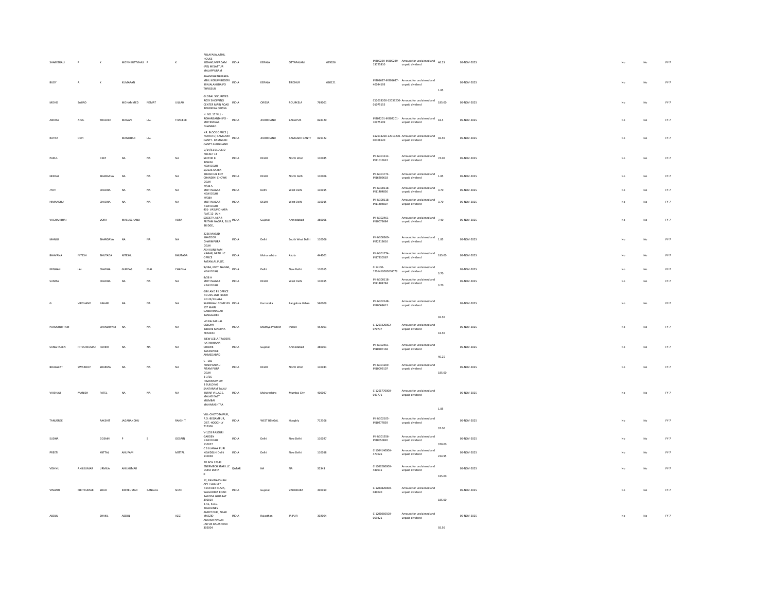| | | | | | | | | | | | | | | | | | | | |
|---|---|---|---|---|---|---|---|---|---|---|---|---|---|---|---|---|---|---|---|
| SHABEERALI | P | K | MOYINKUTTYHAJI | P | K | PULAYAKALATHIL HOUSE KIZHAKUMPADAM (PO) MELATTUR MALAPPURAM | INDIA | KERALA | OTTAPALAM | 679326 | | IN300239-IN300239-13725810 | Amount for unclaimed and unpaid dividend | 46.25 | 05-NOV-2025 | | No | No | FY-7 |
| BIJOY | A | K | KUMARAN | | | ANANDHATHUPARA MBIL KORUMBISSERI IRINJALAKUDA PO THRISSUR | INDIA | KERALA | TRICHUR | 680121 | | IN301637-IN301637-40094193 | Amount for unclaimed and unpaid dividend | 1.85 | 05-NOV-2025 | | No | No | FY-7 |
| MOHD | SAJJAD | | MOHAMMED | NEMAT | ULLAH | GLOBAL SECURITIES ROSY SHOPPING CENTER MAIN ROAD ROURKELA ORISSA | INDIA | ORISSA | ROURKELA | 769001 | | C12033200-12033200-01075155 | Amount for unclaimed and unpaid dividend | 185.00 | 05-NOV-2025 | | No | No | FY-7 |
| ANKITA | ATUL | THACKER | MAGAN | LAL | THACKER | H. NO. 17 VILL - ROHARBANDH PO - MOTINAGAR DHANBAD | INDIA | JHARKHAND | BALIAPUR | 828120 | | IN302201-IN302201-10975199 | Amount for unclaimed and unpaid dividend | 18.5 | 05-NOV-2025 | | No | No | FY-7 |
| RATNA | DEVI | | MANOHAR | LAL | | NR. BLOCK OFFICE ( PATRATU) RAMGARH CANTT. RAMGARH CANTT JHARKHAND | INDIA | JHARKHAND | RAMGARH CANTT | 829122 | | C12013200-12013200-00108120 | Amount for unclaimed and unpaid dividend | 92.50 | 05-NOV-2025 | | No | No | FY-7 |
| PARUL | | DEEP | NA | NA | NA | D/14/51 BLOCK D POCKET 14 SECTOR 8 ROHINI NEW DELHI | INDIA | DELHI | North West | 110085 | | IN-IN301313-IN21017622 | Amount for unclaimed and unpaid dividend | 74.00 | 05-NOV-2025 | | No | No | FY-7 |
| NEERAJ | | BHARGAVA | NA | NA | NA | 5/2226 KATRA KHUSHHAL ROY CHANDINI CHOWK DELHI | INDIA | DELHI | North Delhi | 110006 | | IN-IN301774-IN16209618 | Amount for unclaimed and unpaid dividend | 1.85 | 05-NOV-2025 | | No | No | FY-7 |
| JYOTI | | CHADHA | NA | NA | NA | 9/38 A MOTI NAGAR NEW DELHI | INDIA | Delhi | West Delhi | 110015 | | IN-IN300118-IN11404856 | Amount for unclaimed and unpaid dividend | 3.70 | 05-NOV-2025 | | No | No | FY-7 |
| HIMANSHU | | CHADHA | NA | NA | NA | 9/38A MOTI NAGAR NEW DELHI | INDIA | DELHI | West Delhi | 110015 | | IN-IN300118-IN11404807 | Amount for unclaimed and unpaid dividend | 3.70 | 05-NOV-2025 | | No | No | FY-7 |
| VAGHAJIBHAI | | VORA | MALUKCHAND | | VORA | 401- VASUNDHARA FLAT,12- JAIN SOCIETY, NEAR PRITAM NAGAR, ELLIS BRIDGE, | INDIA | Gujarat | Ahmedabad | 380006 | | IN-IN302461-IN10073684 | Amount for unclaimed and unpaid dividend | 7.40 | 05-NOV-2025 | | No | No | FY-7 |
| MANJU | | BHARGAVA | NA | NA | NA | 2226 MASJID KHAZOOR DHARMPURA DELHI | INDIA | Delhi | South West Delhi | 110006 | | IN-IN300360-IN22213616 | Amount for unclaimed and unpaid dividend | 1.85 | 05-NOV-2025 | | No | No | FY-7 |
| BHAVANA | NITESH | BHUTADA | NITESHL | | BHUTADA | ASH KUNJ RAM NAGAR, NEAR LIC OFFICE RATANLAL PLOT, | INDIA | Maharashtra | Akola | 444001 | | IN-IN301774-IN17330567 | Amount for unclaimed and unpaid dividend | 185.00 | 05-NOV-2025 | | No | No | FY-7 |
| KRISHAN | LAL | CHADHA | GURDAS | MAL | CHADHA | 9/38A, MOTI NAGAR, NEW DELHI, | INDIA | Delhi | New Delhi | 110015 | | C-14100-1201410000010073 | Amount for unclaimed and unpaid dividend | 3.70 | 05-NOV-2025 | | No | No | FY-7 |
| SUNITA | | CHADHA | NA | NA | NA | 9/38 A MOTI NAGAR NEW DELHI | INDIA | DELHI | West Delhi | 110015 | | IN-IN300118-IN11404784 | Amount for unclaimed and unpaid dividend | 3.70 | 05-NOV-2025 | | No | No | FY-7 |
| G | VIRCHAND | NAHAR | NA | NA | NA | GRV AND PR OFFICE NO 205 2ND FLOOR NO 22/23 JALA SAMBHAVI COMPLEX 1ST MAIN GANDHINAGAR BANGALORE | INDIA | Karnataka | Bangalore Urban | 560009 | | IN-IN302148-IN10068612 | Amount for unclaimed and unpaid dividend | 92.50 | 05-NOV-2025 | | No | No | FY-7 |
| PURUSHOTTAM | | CHANDWANI | NA | NA | NA | 40 RAJ MAHAL COLONY INDORE MADHYA PRADESH | INDIA | Madhya Pradesh | Indore | 452001 | | C-1203320002-070737 | Amount for unclaimed and unpaid dividend | 18.50 | 05-NOV-2025 | | No | No | FY-7 |
| SANGITABEN | HITESHKUMAR | PARIKH | NA | NA | NA | NEW LEELA TRADERS HATHIKHANA CHOWK RATANPOLE AHMEDABAD | INDIA | Gujarat | Ahmedabad | 380001 | | IN-IN302461-IN10207158 | Amount for unclaimed and unpaid dividend | 46.25 | 05-NOV-2025 | | No | No | FY-7 |
| BHAGWAT | SWAROOP | SHARMA | NA | NA | NA | C - 160 PUSHPANJALI PITAM PURA DELHI | INDIA | DELHI | North West | 110034 | | IN-IN301209-IN10099107 | Amount for unclaimed and unpaid dividend | 185.00 | 05-NOV-2025 | | No | No | FY-7 |
| VAISHALI | MANISH | PATEL | NA | NA | NA | B-3/35 HIGHWAYVIEW B BUILDING SANTARAM TALAV KURAR VILLAGE, MALAD EAST MUMBAI MAHARASHTRA | INDIA | Maharashtra | Mumbai City | 400097 | | C-1201770000-041771 | Amount for unclaimed and unpaid dividend | 1.85 | 05-NOV-2025 | | No | No | FY-7 |
| TANUSREE | | RAKSHIT | JAGABANDHU | | RAKSHIT | VILL-CHOTOTAJPUR, P.O.-BEGAMPUR, DIST.-HOOGHLY 712306 | INDIA | WEST BENGAL | Hooghly | 712306 | | IN-IN302105-IN10277839 | Amount for unclaimed and unpaid dividend | 37.00 | 05-NOV-2025 | | No | No | FY-7 |
| SUDHA | | GOSAIN | P | S | GOSAIN | V-1/53 RAJOURI GARDEN NEW DELHI 110027 | INDIA | Delhi | New Delhi | 110027 | | IN-IN301356-IN30050820 | Amount for unclaimed and unpaid dividend | 370.00 | 05-NOV-2025 | | No | No | FY-7 |
| PREETI | | MITTAL | ANUPAM | | MITTAL | C 3 G JANAK PURI NEWDELHI Delhi 110058 | INDIA | Delhi | New Delhi | 110058 | | C-1304140006-473026 | Amount for unclaimed and unpaid dividend | 234.95 | 05-NOV-2025 | | No | No | FY-7 |
| VISHNU | ANILKUMAR | URMILA | ANILKUMAR | | | PO BOX 32343 ENERMECH STAR LLC DOHA DOHA 0 | QATAR | NA | NA | 32343 | | C-1203280000-480011 | Amount for unclaimed and unpaid dividend | 185.00 | 05-NOV-2025 | | No | No | FY-7 |
| VINANTI | KIRITKUMAR | SHAH | KIRITKUMAR | PANALAL | SHAH | 12, RAVIDARSHAN APTT SOCIETY NEAR DEX PLAZA, WAGHODIA ROAD BARODA GUJARAT 390019 | INDIA | Gujarat | VADODARA | 390019 | | C-1203820000-049020 | Amount for unclaimed and unpaid dividend | 185.00 | 05-NOV-2025 | | No | No | FY-7 |
| ABDUL | | SHAKIL | ABDUL | | AZIZ | B-45, R.A.C. ROADLINES AMRIT PURI, NEAR MASZID ADARSH NAGAR JAIPUR RAJASTHAN 302004 | INDIA | Rajasthan | JAIPUR | 302004 | | C-1201060500-069821 | Amount for unclaimed and unpaid dividend | 92.50 | 05-NOV-2025 | | No | No | FY-7 |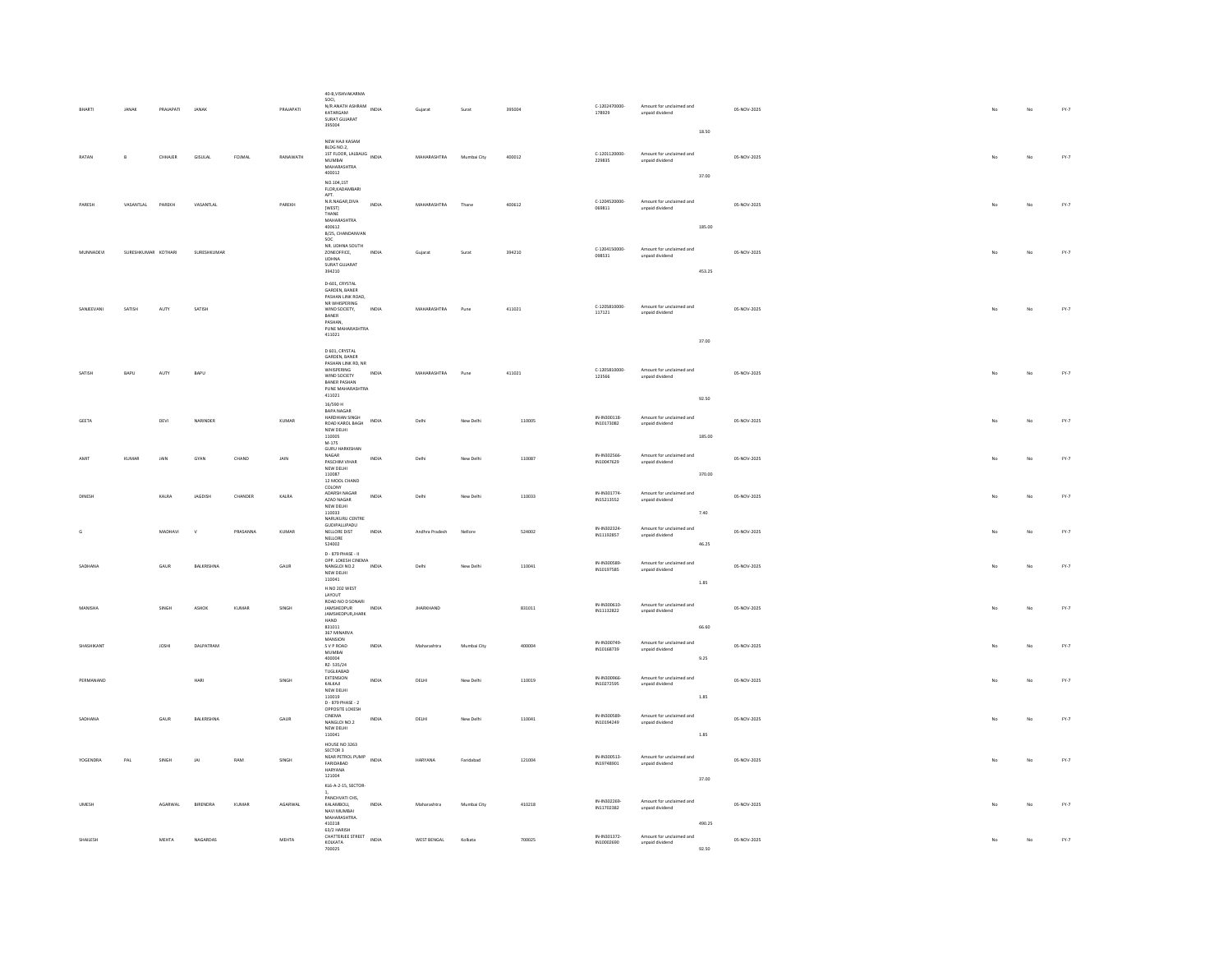| | | | | | | | | | | | | | | | | | | |
|---|---|---|---|---|---|---|---|---|---|---|---|---|---|---|---|---|---|---|
| BHARTI | JANAK | PRAJAPATI | JANAK | | PRAJAPATI | 40-B,VISHVAKARMA SOCI, N/R ANATH ASHRAM KATARGAM SURAT GUJARAT 395004 | INDIA | Gujarat | Surat | 395004 | C-1202470000-178929 | Amount for unclaimed and unpaid dividend | 18.50 | 05-NOV-2025 | No | No | FY-7 |
| RATAN | B | CHHAJER | GISULAL | FOJMAL | RANAWATH | NEW HAJI KASAM BLDG NO.2, 1ST FLOOR, LALBAUG MUMBAI MAHARASHTRA 400012 | INDIA | MAHARASHTRA | Mumbai City | 400012 | C-1201120000-229835 | Amount for unclaimed and unpaid dividend | 37.00 | 05-NOV-2025 | No | No | FY-7 |
| PARESH | VASANTLAL | PAREKH | VASANTLAL | | PAREKH | NO.104,1ST FLOR,KADAMBARI APT. N.R.NAGAR,DIVA [WEST] THANE MAHARASHTRA 400612 | INDIA | MAHARASHTRA | Thane | 400612 | C-1204520000-069811 | Amount for unclaimed and unpaid dividend | 185.00 | 05-NOV-2025 | No | No | FY-7 |
| MUNNADEVI | SURESHKUMAR | KOTHARI | SURESHKUMAR | | | B/25, CHANDANVAN SOC NR. UDHNA SOUTH ZONEOFFICE, UDHNA SURAT GUJARAT 394210 | INDIA | Gujarat | Surat | 394210 | C-1204150000-098531 | Amount for unclaimed and unpaid dividend | 453.25 | 05-NOV-2025 | No | No | FY-7 |
| SANJEEVANI | SATISH | AUTY | SATISH | | | D-601, CRYSTAL GARDEN, BANER PASHAN LINK ROAD, NR WHISPERING WIND SOCIETY, BANER PASHAN, PUNE MAHARASHTRA 411021 | INDIA | MAHARASHTRA | Pune | 411021 | C-1205810000-117121 | Amount for unclaimed and unpaid dividend | 37.00 | 05-NOV-2025 | No | No | FY-7 |
| SATISH | BAPU | AUTY | BAPU | | | D 601, CRYSTAL GARDEN, BANER PASHAN LINK RD, NR WHISPERING WIND SOCIETY BANER PASHAN PUNE MAHARASHTRA 411021 | INDIA | MAHARASHTRA | Pune | 411021 | C-1205810000-123566 | Amount for unclaimed and unpaid dividend | 92.50 | 05-NOV-2025 | No | No | FY-7 |
| GEETA | | DEVI | NARINDER | | KUMAR | 16/590 H BAPA NAGAR HARDHIAN SINGH ROAD KAROL BAGH NEW DELHI 110005 | INDIA | Delhi | New Delhi | 110005 | IN-IN300118-IN10173082 | Amount for unclaimed and unpaid dividend | 185.00 | 05-NOV-2025 | No | No | FY-7 |
| AMIT | KUMAR | JAIN | GYAN | CHAND | JAIN | M-175 GURU HARKISHAN NAGAR PASCHIM VIHAR NEW DELHI 110087 | INDIA | Delhi | New Delhi | 110087 | IN-IN302566-IN10047629 | Amount for unclaimed and unpaid dividend | 370.00 | 05-NOV-2025 | No | No | FY-7 |
| DINESH | | KALRA | JAGDISH | CHANDER | KALRA | 12 MOOL CHAND COLONY ADARSH NAGAR AZAD NAGAR NEW DELHI 110033 | INDIA | Delhi | New Delhi | 110033 | IN-IN301774-IN15213552 | Amount for unclaimed and unpaid dividend | 7.40 | 05-NOV-2025 | No | No | FY-7 |
| G | | MADHAVI | V | PRASANNA | KUMAR | NARUKURU CENTRE GUDIPALLIPADU NELLORE DIST NELLORE 524002 | INDIA | Andhra Pradesh | Nellore | 524002 | IN-IN302324-IN11192857 | Amount for unclaimed and unpaid dividend | 46.25 | 05-NOV-2025 | No | No | FY-7 |
| SADHANA | | GAUR | BALKRISHNA | | GAUR | D - 879 PHASE - II OPP. LOKESH CINEMA NANGLOI NO.2 NEW DELHI 110041 | INDIA | Delhi | New Delhi | 110041 | IN-IN300589-IN10197585 | Amount for unclaimed and unpaid dividend | 1.85 | 05-NOV-2025 | No | No | FY-7 |
| MANISHA | | SINGH | ASHOK | KUMAR | SINGH | H NO 202 WEST LAYOUT ROAD NO D SONARI JAMSHEDPUR JAMSHEDPUR,JHARKHAND 831011 | INDIA | JHARKHAND | | 831011 | IN-IN300610-IN11132822 | Amount for unclaimed and unpaid dividend | 66.60 | 05-NOV-2025 | No | No | FY-7 |
| SHASHIKANT | | JOSHI | DALPATRAM | | | 367 MINARVA MANSION S V P ROAD MUMBAI 400004 | INDIA | Maharashtra | Mumbai City | 400004 | IN-IN300749-IN10368739 | Amount for unclaimed and unpaid dividend | 9.25 | 05-NOV-2025 | No | No | FY-7 |
| PERMANAND | | | HARI | | SINGH | RZ- 535/24 TUGLKABAD EXTENSION KALKAJI NEW DELHI 110019 | INDIA | DELHI | New Delhi | 110019 | IN-IN300966-IN10272595 | Amount for unclaimed and unpaid dividend | 1.85 | 05-NOV-2025 | No | No | FY-7 |
| SADHANA | | GAUR | BALKRISHNA | | GAUR | D - 879 PHASE - 2 OPPOSITE LOKESH CINEMA NANGLOI NO.2 NEW DELHI 110041 | INDIA | DELHI | New Delhi | 110041 | IN-IN300589-IN10194249 | Amount for unclaimed and unpaid dividend | 1.85 | 05-NOV-2025 | No | No | FY-7 |
| YOGENDRA | PAL | SINGH | JAI | RAM | SINGH | HOUSE NO 3263 SECTOR 3 NEAR PETROL PUMP FARIDABAD HARYANA 121004 | INDIA | HARYANA | Faridabad | 121004 | IN-IN300513-IN19748901 | Amount for unclaimed and unpaid dividend | 37.00 | 05-NOV-2025 | No | No | FY-7 |
| UMESH | | AGARWAL | BIRENDRA | KUMAR | AGARWAL | KL6-A-2-15, SECTOR-1, PANCHVATI CHS, KALAMBOLI, NAVI MUMBAI MAHARASHTRA. 410218 | INDIA | Maharashtra | Mumbai City | 410218 | IN-IN302269-IN11702382 | Amount for unclaimed and unpaid dividend | 490.25 | 05-NOV-2025 | No | No | FY-7 |
| SHAILESH | | MEHTA | NAGARDAS | | MEHTA | 63/2 HARISH CHATTERJEE STREET KOLKATA 700025 | INDIA | WEST BENGAL | Kolkata | 700025 | IN-IN301372-IN10002690 | Amount for unclaimed and unpaid dividend | 92.50 | 05-NOV-2025 | No | No | FY-7 |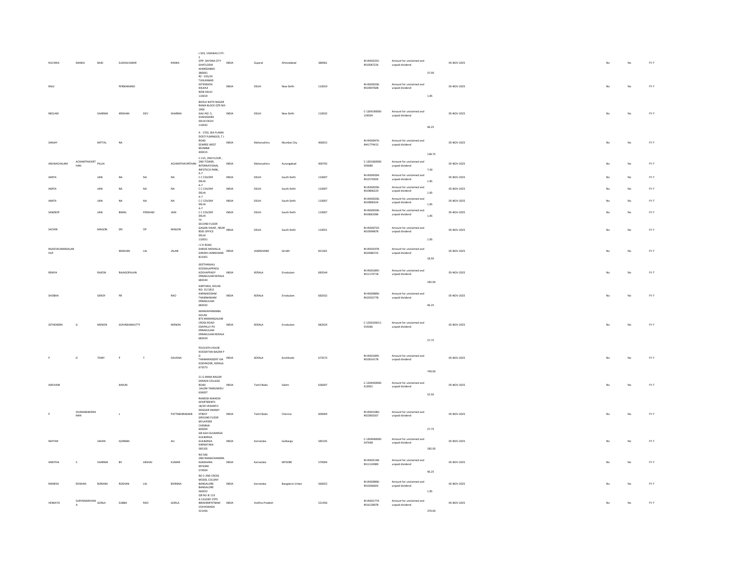| | | | | | | | | | | | | | | | | | | |
|---|---|---|---|---|---|---|---|---|---|---|---|---|---|---|---|---|---|---|
| RUCHIKA | MANOJ | BAID | SUSHILKUMAR | | RANKA | J-503, VISHWAS CITY-2 OPP. SAYONA CITY GHATLODIA AHMEDABAD 380061 | INDIA | Gujarat | Ahmedabad | 380061 | | IN-IN302201-IN10587226 | Amount for unclaimed and unpaid dividend | 37.00 | 05-NOV-2025 | No | No | FY-7 |
| RAJU | | | PERMANAND | | | RZ - 535/24 TUGLKABAD EXTENSION KALKAJI NEW DELHI 110019 | INDIA | DELHI | New Delhi | 110019 | | IN-IN300206-IN10907608 | Amount for unclaimed and unpaid dividend | 1.85 | 05-NOV-2025 | No | No | FY-7 |
| NEELAM | | SHARMA | KRISHAN | DEV | SHARMA | BHOLA NATH NAGAR RAMA BLOCK QTR NO-1900 GALI NO. 5, SHAHADARA DELHI DELHI 110032 | INDIA | DELHI | New Delhi | 110032 | | C-1204190000-129504 | Amount for unclaimed and unpaid dividend | 46.25 | 05-NOV-2025 | No | No | FY-7 |
| SANJAY | | MITTAL | NA | | | A - 1703, SEA FLAMA DOSTI FLMINGOS, T J ROAD SEWREE WEST MUMBAI 400015 | INDIA | Maharashtra | Mumbai City | 400015 | | IN-IN300476-IN41774413 | Amount for unclaimed and unpaid dividend | 138.75 | 05-NOV-2025 | No | No | FY-7 |
| ARUNACHALAM | ACHAMTHAVIRTHAN | PILLAI | | | ACHAMTHAVIRTHAN | C-215, 2ND FLOOR , 2ND TOWER, INTERNATIONAL INFOTECH PARK, | INDIA | Maharashtra | Aurangabad | 400705 | | C-1201060000-593689 | Amount for unclaimed and unpaid dividend | 7.40 | 05-NOV-2025 | No | No | FY-7 |
| AMITA | | JAIN | NA | NA | NA | A-7 C C COLONY DELHI | INDIA | DELHI | South Delhi | 110007 | | IN-IN300394-IN12576926 | Amount for unclaimed and unpaid dividend | 1.85 | 05-NOV-2025 | No | No | FY-7 |
| AMITA | | JAIN | NA | NA | NA | A-7 C C COLONY DELHI | INDIA | DELHI | South Delhi | 110007 | | IN-IN300206-IN10806220 | Amount for unclaimed and unpaid dividend | 1.85 | 05-NOV-2025 | No | No | FY-7 |
| AMITA | | JAIN | NA | NA | NA | A-7 C C COLONY DELHI | INDIA | DELHI | South Delhi | 110007 | | IN-IN300206-IN10806324 | Amount for unclaimed and unpaid dividend | 1.85 | 05-NOV-2025 | No | No | FY-7 |
| SANDEEP | | JAIN | BIMAL | PERSHAD | JAIN | A-7 C C COLONY DELHI | INDIA | DELHI | South Delhi | 110007 | | IN-IN300206-IN10663286 | Amount for unclaimed and unpaid dividend | 1.85 | 05-NOV-2025 | No | No | FY-7 |
| SACHIN | | MAGON | SRI | OP | MAGON | 74 SECOND FLOOR GAGAN VIHAR , NEAR BSES OFFICE DELHI 110051 | INDIA | DELHI | South Delhi | 110051 | | IN-IN300724-IN10004878 | Amount for unclaimed and unpaid dividend | 1.85 | 05-NOV-2025 | No | No | FY-7 |
| RAJEEVKUMARJALAN HUF | | | MAKHAN | LAL | JALAN | J C R ROAD DARJEE MOHALLA GIRIDIH JHARKHAND 815301 | INDIA | JHARKHAND | Giridih | 815301 | | IN-IN302978-IN10486723 | Amount for unclaimed and unpaid dividend | 18.50 | 05-NOV-2025 | No | No | FY-7 |
| REMYA | | RAJESH | RAJAGOPALAN | | | GEETHANJALI KOODALAPPADU KOOVAPPADY ERNAKULAM KERALA 683544 | INDIA | KERALA | Ernakulam | 683544 | | IN-IN301895-IN11174718 | Amount for unclaimed and unpaid dividend | 185.00 | 05-NOV-2025 | No | No | FY-7 |
| SHOBHA | | SENOY | PB | | RAO | KARTHIKA, HOUSE NO. 31/1812 KARNAKODAM THAMMANAM ERNAKULAM 682032 | INDIA | KERALA | Ernakulam | 682032 | | IN-IN300896-IN10332778 | Amount for unclaimed and unpaid dividend | 46.25 | 05-NOV-2025 | No | No | FY-7 |
| GITHENDRA | G | MENON | GOVINDANKUTTY | | MENON | ARAKKAPARAMBIL HOUSE BTS MAMANGALAM CROSS ROAD EDAPALLY PO ERNAKULAM ERNAKULAM KERALA 682024 | INDIA | KERALA | Ernakulam | 682024 | | C-1203320011-555066 | Amount for unclaimed and unpaid dividend | 27.75 | 05-NOV-2025 | No | No | FY-7 |
| P | D | TOMY | P | T | DAVASIA | POUVATH HOUSE KOODATHAI BAZAR P O THAMARASSERY VIA KOZHIKODE, KERALA 673573 | INDIA | KERALA | Kozhikode | 673573 | | IN-IN301895-IN10014178 | Amount for unclaimed and unpaid dividend | 740.00 | 05-NOV-2025 | No | No | FY-7 |
| ADEIVAM | | | KARUN | | | 21 G ANNA NAGAR SARADA COLLEGE ROAD .SALEM TAMILNADU 636007 | INDIA | Tamil Nadu | Salem | 636007 | | C-1204450000-413901 | Amount for unclaimed and unpaid dividend | 55.50 | 05-NOV-2025 | No | No | FY-7 |
| P | SIVARAMAKRISHNAN | | L | | PATTABHIRAMAN | RAMESH MAHESH APARTMENTS 18/39 VEDANTH DESIGAR SWAMY STREET GROUND FLOOR MYLAPORE CHENNAI 600004 | INDIA | Tamil Nadu | Chennai | 600004 | | IN-IN301080-IN22803267 | Amount for unclaimed and unpaid dividend | 27.75 | 05-NOV-2025 | No | No | FY-7 |
| NAYYAR | | JAHAN | QURBAN | | ALI | GB GGH GULBARGA GULBARGA GULBARGA KARNATAKA 585105 | INDIA | Karnataka | Gulbarga | 585105 | | C-1204940000-247648 | Amount for unclaimed and unpaid dividend | 185.00 | 05-NOV-2025 | No | No | FY-7 |
| ANKITHA | S | SHARMA | BV | AKSHAI | KUMAR | NO 566 2ND RAMACHANDRA AGRAHARA MYSORE 570004 | INDIA | Karnataka | MYSORE | 570004 | | IN-IN302148-IN11124989 | Amount for unclaimed and unpaid dividend | 46.25 | 05-NOV-2025 | No | No | FY-7 |
| RAMESH | ROSHAN | BORANA | ROSHAN | LAL | BORANA | NO 5 2ND CROSS MODEL COLONY BANGALORE BANGALORE 560022 | INDIA | Karnataka | Bangalore Urban | 560022 | | IN-IN300896-IN10266603 | Amount for unclaimed and unpaid dividend | 1.85 | 05-NOV-2025 | No | No | FY-7 |
| VENKATA | SURYANARAYANA | GORLA | SUBBA | RAO | GORLA | QR NO JE 123 A COLONY VTPS IBRAHIMPATNAM VIJAYAWADA 521456 | INDIA | Andhra Pradesh | | 521456 | | IN-IN301774-IN16128078 | Amount for unclaimed and unpaid dividend | 370.00 | 05-NOV-2025 | No | No | FY-7 |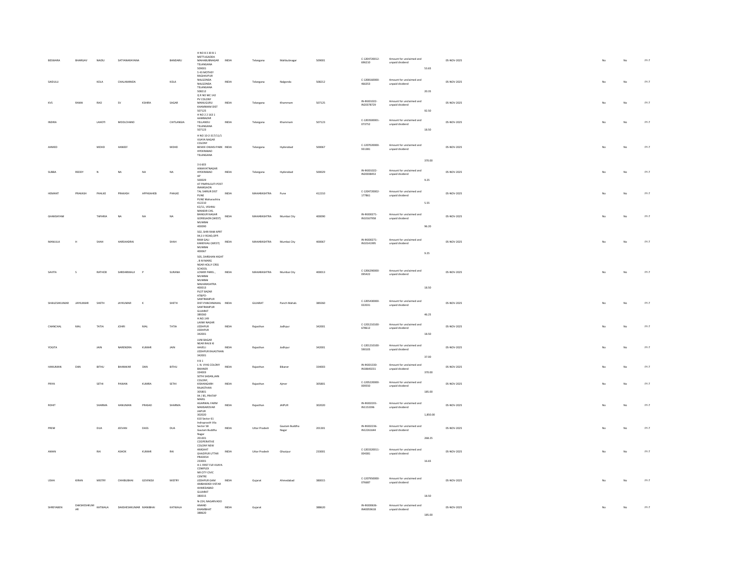| BESWARA | BHARGAV | NAIDU | SATYANARAYANA | | BANDARU | H NO 8 3 30 B 1 METTUGADDA MAHABUBNAGAR TELANGANA 509001 | INDIA | Telangana | Mahbubnagar | 509001 | C-1204720012-696210 | Amount for unclaimed and unpaid dividend | 53.65 | 05-NOV-2025 | No | No | FY-7 |
|---|---|---|---|---|---|---|---|---|---|---|---|---|---|---|---|---|---|
| SAIDULU | | KOLA | CHALAMANDA | | KOLA | 5 43 MOTHEY RAGHAVPUR NALGONDA NALGONDA TELANGANA 508212 | INDIA | Telangana | Nalgonda | 508212 | C-1208160000-466353 | Amount for unclaimed and unpaid dividend | 20.35 | 05-NOV-2025 | No | No | FY-7 |
| KVS | RAMA | RAO | SV | KSHIRA | SAGAR | Q R NO MC 142 PV COLONY MANUGURU KHAMMAM DIST 507125 | INDIA | Telangana | Khammam | 507125 | IN-IN301022-IN20378729 | Amount for unclaimed and unpaid dividend | 92.50 | 05-NOV-2025 | No | No | FY-7 |
| INDIRA | | LAHOTI | MOOLCHAND | | CHITLANGIA | H NO 2 2 163 1 AAMBAZAR YELLANDU TELANGANA 507123 | INDIA | Telangana | Khammam | 507123 | C-1203500001-073752 | Amount for unclaimed and unpaid dividend | 18.50 | 05-NOV-2025 | No | No | FY-7 |
| AHMED | | MOHD | HANEEF | | MOHD | H NO 10-2-317/11/1 VIJAYA NAGAR COLONY BESIDE OWAISI PARK HYDERABAD TELANGANA | INDIA | Telangana | Hyderabad | 500067 | C-1207020000-931381 | Amount for unclaimed and unpaid dividend | 370.00 | 05-NOV-2025 | No | No | FY-7 |
| SUBBA | REDDY | N | NA | NA | NA | 3 6 603 HIMAYATNAGAR HYDERABAD AP 500029 | INDIA | Telangana | Hyderabad | 500029 | IN-IN301022-IN20038453 | Amount for unclaimed and unpaid dividend | 9.25 | 05-NOV-2025 | No | No | FY-7 |
| HEMANT | PRAKASH | PHALKE | PRAKASH | APPASAHEB | PHALKE | AT PIMPALSUTI POST INAMGAON TAL SHIRUR DIST PUNE PUNE Maharashtra 412210 | INDIA | MAHARASHTRA | Pune | 412210 | C-1204720002-177861 | Amount for unclaimed and unpaid dividend | 5.55 | 05-NOV-2025 | No | No | FY-7 |
| GHANSHYAM | | TAPARIA | NA | NA | NA | K2/11, VISHNU MANDIR CHS. BANGUR NAGAR GOREGAON (WEST) MUMBAI 400090 | INDIA | MAHARASHTRA | Mumbai City | 400090 | IN-IN300271-IN10167958 | Amount for unclaimed and unpaid dividend | 96.20 | 05-NOV-2025 | No | No | FY-7 |
| MANJULA | H | SHAH | HARSHADRAI | | SHAH | 502, SHRI RAM APRT 94,S V ROAD,OPP. RAM GALI KANDIVALI (WEST) MUMBAI 400067 | INDIA | MAHARASHTRA | Mumbai City | 400067 | IN-IN300271-IN10141995 | Amount for unclaimed and unpaid dividend | 9.25 | 05-NOV-2025 | No | No | FY-7 |
| SAVITA | S | RATHOD | SARDARMALJI | P | SURANA | 505, DARSHAN HIGHT , B M MARG NEAR HOLLY CRSS SCHOOL LOWER PAREL , MUMBAI MUMBAI MAHARASHTRA 400013 | INDIA | MAHARASHTRA | Mumbai City | 400013 | C-1206290000-095422 | Amount for unclaimed and unpaid dividend | 18.50 | 05-NOV-2025 | No | No | FY-7 |
| SHAILESHKUMAR | JAYKUMAR | SHETH | JAYKUMAR | K | SHETH | PLOT BAZAR AT&PO-SANTRAMPUR DIST-PANCHMAHAL SANTRAMPUR GUJARAT 389260 | INDIA | GUJARAT | Panch Mahals | 389260 | C-1205430000-022031 | Amount for unclaimed and unpaid dividend | 46.25 | 05-NOV-2025 | No | No | FY-7 |
| CHANCHAL | MAL | TATIA | JOHRI | MAL | TATIA | H.NO.149 LAXMI NAGAR JODHPUR JODHPUR 342001 | INDIA | Rajasthan | Jodhpur | 342001 | C-1201210100-678612 | Amount for unclaimed and unpaid dividend | 18.50 | 05-NOV-2025 | No | No | FY-7 |
| YOGITA | | JAIN | NARENDRA | KUMAR | JAIN | JUNI BAGAR NEAR RAVJI KI HAVELI JODHPUR RAJASTHAN 342001 | INDIA | Rajasthan | Jodhpur | 342001 | C-1201210100-590105 | Amount for unclaimed and unpaid dividend | 37.00 | 05-NOV-2025 | No | No | FY-7 |
| HANUMAN | DAN | BITHU | BHANWAR | DAN | BITHU | II B 1 J. N. VYAS COLONY BIKANER 334003 | INDIA | Rajasthan | Bikaner | 334003 | IN-IN301330-IN18640231 | Amount for unclaimed and unpaid dividend | 370.00 | 05-NOV-2025 | No | No | FY-7 |
| PRIYA | | SETHI | PAWAN | KUMRA | SETHI | SETHI SADAN,JAIN COLONY, KISHANGARH RAJASTHAN 305801 | INDIA | Rajasthan | Ajmer | 305801 | C-1205220000-009550 | Amount for unclaimed and unpaid dividend | 185.00 | 05-NOV-2025 | No | No | FY-7 |
| ROHIT | | SHARMA | HANUMAN | PRASAD | SHARMA | 94 / 85, PRATAP MARG AGARWAL FARM MANSAROVAR JAIPUR 302020 | INDIA | Rajasthan | JAIPUR | 302020 | IN-IN302201-IN1153396 | Amount for unclaimed and unpaid dividend | 1,850.00 | 05-NOV-2025 | No | No | FY-7 |
| PREM | | DUA | JEEVAN | DASS | DUA | 610 Sector 61 Indraprasth Vila Sector 58 Gautam Buddha Nagar 201301 | INDIA | Uttar Pradesh | Gautam Buddha Nagar | 201301 | IN-IN302236-IN12261644 | Amount for unclaimed and unpaid dividend | 268.25 | 05-NOV-2025 | No | No | FY-7 |
| AMAN | | RAI | ASHOK | KUMAR | RAI | COOPERATIVE COLONY NEW AMGHAT GHAZIPUR UTTAR PRADESH 233001 | INDIA | Uttar Pradesh | Ghazipur | 233001 | C-1203320011-004381 | Amount for unclaimed and unpaid dividend | 16.65 | 05-NOV-2025 | No | No | FY-7 |
| USHA | KIRAN | MISTRY | CHHIBUBHAI | GOVINDJI | MISTRY | H-1 FIRST FLR VIJAYA COMPLEX NR CITY CIVIC CENTRE JODHPUR GAM AMBAWADI VISTAR AHMEDABAD GUJARAT 380015 | INDIA | Gujarat | Ahmedabad | 380015 | C-1207950000-076687 | Amount for unclaimed and unpaid dividend | 18.50 | 05-NOV-2025 | No | No | FY-7 |
| SHREYABEN | DAKSHESHKUMAR | KATWALA | DAKSHESHKUMAR | MANIBHAI | KATWALA | N-224, NAGARVADO ANAND KHAMBHAT 388620 | INDIA | Gujarat | | 388620 | IN-IN300636-IN40059618 | Amount for unclaimed and unpaid dividend | 185.00 | 05-NOV-2025 | No | No | FY-7 |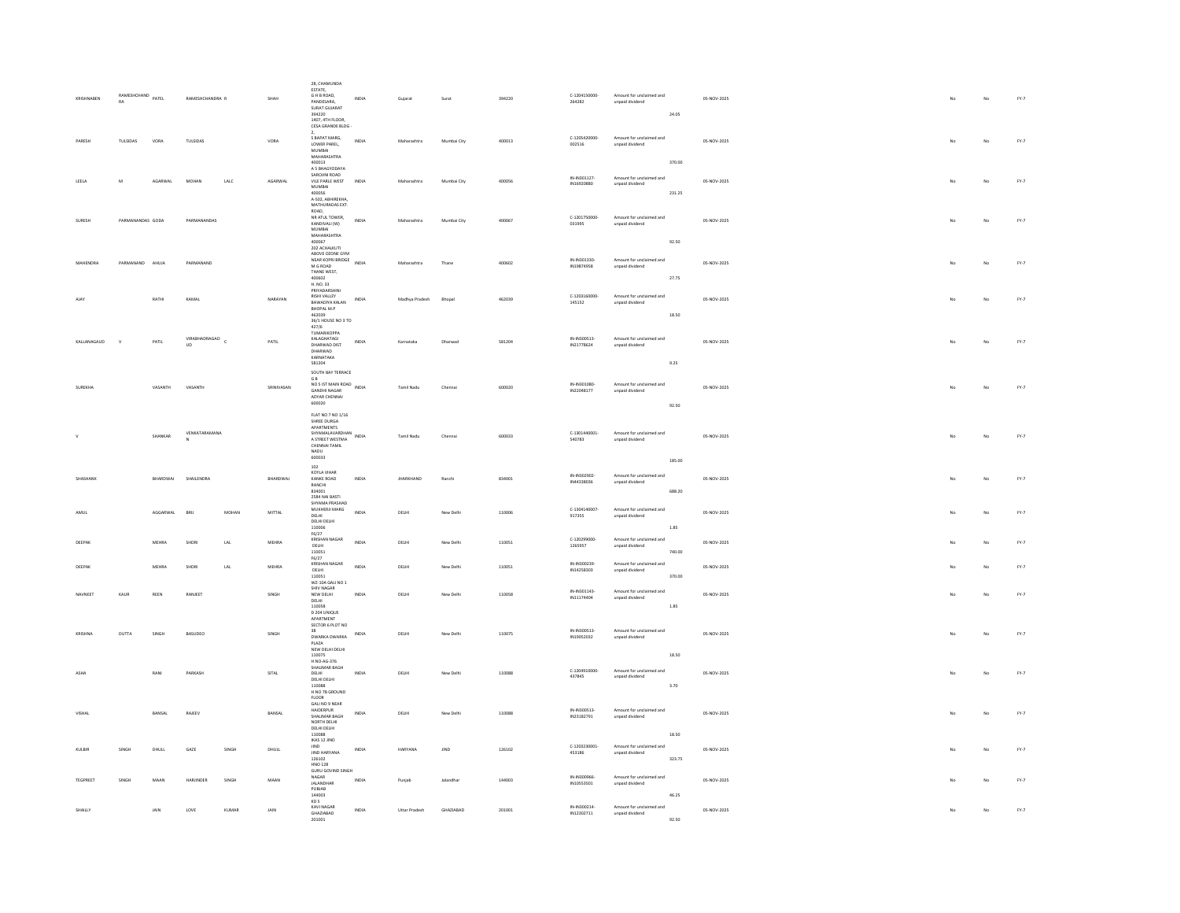| KRISHNABEN | RAMESHCHANDRA | PATEL | RAMESHCHANDRA R | | SHAH | 28, CHAMUNDA ESTATE, G H B ROAD, PANDESARA, SURAT GUJARAT 394220 | INDIA | Gujarat | Surat | 394220 | C-1204150000-264282 | Amount for unclaimed and unpaid dividend | 24.05 | 05-NOV-2025 | No | No | FY-7 |
|---|---|---|---|---|---|---|---|---|---|---|---|---|---|---|---|---|---|
| PARESH | TULSIDAS | VORA | TULSIDAS | | VORA | 1407, 4TH FLOOR, CESA GRANDE BLDG - 2, S BAPAT MARG, LOWER PAREL, MUMBAI MAHARASHTRA 400013 | INDIA | Maharashtra | Mumbai City | 400013 | C-1205420000-002516 | Amount for unclaimed and unpaid dividend | 370.00 | 05-NOV-2025 | No | No | FY-7 |
| LEELA | M | AGARWAL | MOHAN | LALC | AGARWAL | A 5 BHAGYODAYA SAROJINI ROAD VILE PARLE WEST MUMBAI 400056 | INDIA | Maharashtra | Mumbai City | 400056 | IN-IN301127-IN16020880 | Amount for unclaimed and unpaid dividend | 231.25 | 05-NOV-2025 | No | No | FY-7 |
| SURESH | PARMANANDAS | GODA | PARMANANDAS | | | A-502, ABHIREKHA, MATHURADAS EXT. ROAD, NR ATUL TOWER, KANDIVALI (W) MUMBAI MAHARASHTRA 400067 | INDIA | Maharashtra | Mumbai City | 400067 | C-1201750000-031995 | Amount for unclaimed and unpaid dividend | 92.50 | 05-NOV-2025 | No | No | FY-7 |
| MAHENDRA | PARMANAND | AHUJA | PARMANAND | | | 202 ACHALKUTI ABOVE OZONE GYM NEAR KOPRI BRIDGE M G ROAD THANE WEST, 400602 | INDIA | Maharashtra | Thane | 400602 | IN-IN301330-IN19874958 | Amount for unclaimed and unpaid dividend | 27.75 | 05-NOV-2025 | No | No | FY-7 |
| AJAY | | RATHI | KAMAL | | NARAYAN | H. NO. 33 PRIYADARSHINI RISHI VALLEY BAWADIYA KALAN BHOPAL M.P 462039 | INDIA | Madhya Pradesh | Bhopal | 462039 | C-1203160000-145152 | Amount for unclaimed and unpaid dividend | 18.50 | 05-NOV-2025 | No | No | FY-7 |
| KALLANAGAUD | V | PATIL | VIRABHADRAGAOUD | C | PATIL | 36/1 HOUSE NO 3 TO 427/6 TUMARIKOPPA KALAGHATAGI DHARWAD DIST DHARWAD KARNATAKA 581204 | INDIA | Karnataka | Dharwad | 581204 | IN-IN300513-IN21778624 | Amount for unclaimed and unpaid dividend | 9.25 | 05-NOV-2025 | No | No | FY-7 |
| SUREKHA | | VASANTH | VASANTH | | SRINIVASAN | SOUTH BAY TERRACE G B NO 5 IST MAIN ROAD GANDHI NAGAR ADYAR CHENNAI 600020 | INDIA | Tamil Nadu | Chennai | 600020 | IN-IN301080-IN22048177 | Amount for unclaimed and unpaid dividend | 92.50 | 05-NOV-2025 | No | No | FY-7 |
| V | | SHANKAR | VENKATARAMANA N | | | FLAT NO 7 NO 1/16 SHREE DURGA APARTMENTS SHYAMALAVARDHAN A STREET WESTMA CHENNAI TAMIL NADU 600033 | INDIA | Tamil Nadu | Chennai | 600033 | C-1301440001-540783 | Amount for unclaimed and unpaid dividend | 185.00 | 05-NOV-2025 | No | No | FY-7 |
| SHASHANK | | BHARDWAJ | SHAILENDRA | | BHARDWAJ | 102 KOYLA VIHAR KANKE ROAD RANCHI 834001 | INDIA | JHARKHAND | Ranchi | 834001 | IN-IN302902-IN44338036 | Amount for unclaimed and unpaid dividend | 688.20 | 05-NOV-2025 | No | No | FY-7 |
| AMUL | | AGGARWAL | BRIJ | MOHAN | MITTAL | 2584 NAI BASTI SHYAMA PRASHAD MUKHERJI MARG DELHI DELHI DELHI 110006 | INDIA | DELHI | New Delhi | 110006 | C-1304140007-917355 | Amount for unclaimed and unpaid dividend | 1.85 | 05-NOV-2025 | No | No | FY-7 |
| DEEPAK | | MEHRA | SHORI | LAL | MEHRA | F6/27 KRISHAN NAGAR DELHI 110051 | INDIA | DELHI | New Delhi | 110051 | C-120299000-1265957 | Amount for unclaimed and unpaid dividend | 740.00 | 05-NOV-2025 | No | No | FY-7 |
| DEEPAK | | MEHRA | SHORI | LAL | MEHRA | F6/27 KRISHAN NAGAR DELHI 110051 | INDIA | DELHI | New Delhi | 110051 | IN-IN300239-IN14258303 | Amount for unclaimed and unpaid dividend | 370.00 | 05-NOV-2025 | No | No | FY-7 |
| NAVNEET | KAUR | REEN | RANJEET | | SINGH | WZ-10A GALI NO 1 SHIV NAGAR NEW DELHI DELHI 110058 | INDIA | DELHI | New Delhi | 110058 | IN-IN301143-IN11174404 | Amount for unclaimed and unpaid dividend | 1.85 | 05-NOV-2025 | No | No | FY-7 |
| KRISHNA | DUTTA | SINGH | BASUDEO | | SINGH | D 204 UNIQUE APARTMENT SECTOR 6 PLOT NO 38 DWARKA DWARKA PLAZA NEW DELHI DELHI 110075 | INDIA | DELHI | New Delhi | 110075 | IN-IN300513-IN19052032 | Amount for unclaimed and unpaid dividend | 18.50 | 05-NOV-2025 | No | No | FY-7 |
| ASHA | | RANI | PARKASH | | SITAL | H NO-AG-376 SHALIMAR BAGH DELHI DELHI DELHI 110088 | INDIA | DELHI | New Delhi | 110088 | C-1204910000-437845 | Amount for unclaimed and unpaid dividend | 3.70 | 05-NOV-2025 | No | No | FY-7 |
| VISHAL | | BANSAL | RAJEEV | | BANSAL | H NO 78 GROUND FLOOR GALI NO 9 NEAR HAIDERPUR SHALIMAR BAGH NORTH DELHI DELHI DELHI 110088 | INDIA | DELHI | New Delhi | 110088 | IN-IN300513-IN23182791 | Amount for unclaimed and unpaid dividend | 18.50 | 05-NOV-2025 | No | No | FY-7 |
| KULBIR | SINGH | DHULL | GAZE | SINGH | DHULL | IKAS 12 JIND JIND JIND HARYANA 126102 | INDIA | HARYANA | JIND | 126102 | C-1203230001-453186 | Amount for unclaimed and unpaid dividend | 323.75 | 05-NOV-2025 | No | No | FY-7 |
| TEGPREET | SINGH | MAAN | HARJINDER | SINGH | MAAN | HNO 128 GURU GOVIND SINGH NAGAR JALANDHAR PUNJAB 144003 | INDIA | Punjab | Jalandhar | 144003 | IN-IN300966-IN10553501 | Amount for unclaimed and unpaid dividend | 46.25 | 05-NOV-2025 | No | No | FY-7 |
| SHAILLY | | JAIN | LOVE | KUMAR | JAIN | KD 5 KAVI NAGAR GHAZIABAD 201001 | INDIA | Uttar Pradesh | GHAZIABAD | 201001 | IN-IN300214-IN12302711 | Amount for unclaimed and unpaid dividend | 92.50 | 05-NOV-2025 | No | No | FY-7 |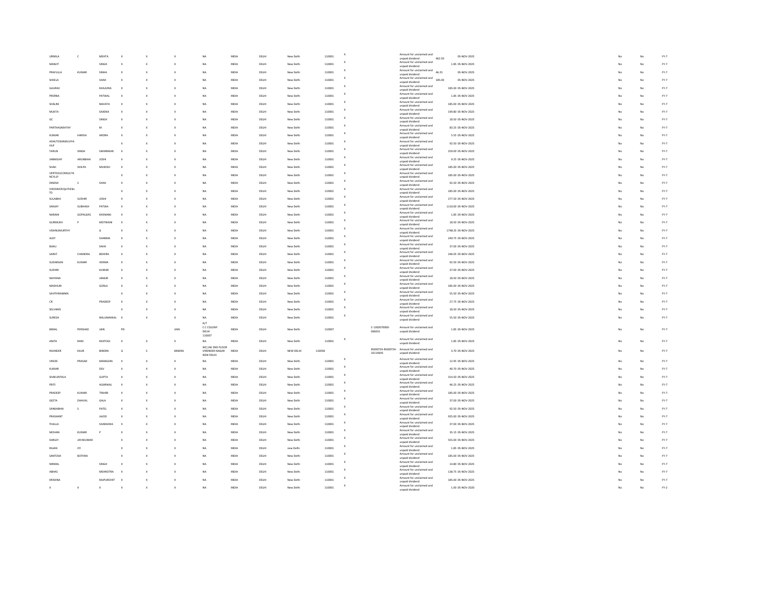| | | | | | | | | | | | | | | | | | | |
|---|---|---|---|---|---|---|---|---|---|---|---|---|---|---|---|---|---|---|
| URMILA | C | MEHTA | X | X | X | NA | INDIA | DELHI | New Delhi | 110001 | X | | Amount for unclaimed and unpaid dividend | 462.50 | 05-NOV-2025 | No | No | FY-7 |
| MANJIT | | SINGH | X | X | X | NA | INDIA | DELHI | New Delhi | 110001 | X | | Amount for unclaimed and unpaid dividend | 1.85 | 05-NOV-2025 | No | No | FY-7 |
| PRAFULLA | KUMAR | SINHA | X | X | X | NA | INDIA | DELHI | New Delhi | 110001 | X | | Amount for unclaimed and unpaid dividend | 46.25 | 05-NOV-2025 | No | No | FY-7 |
| SHEELA | | SHAH | X | X | X | NA | INDIA | DELHI | New Delhi | 110001 | X | | Amount for unclaimed and unpaid dividend | 185.00 | 05-NOV-2025 | No | No | FY-7 |
| GAURAV | | KHAJURIA | X | X | X | NA | INDIA | DELHI | New Delhi | 110001 | X | | Amount for unclaimed and unpaid dividend | 185.00 | 05-NOV-2025 | No | No | FY-7 |
| PRERNA | | PATWAL | X | X | X | NA | INDIA | DELHI | New Delhi | 110001 | X | | Amount for unclaimed and unpaid dividend | 1.85 | 05-NOV-2025 | No | No | FY-7 |
| SHALINI | | NAHATA | X | X | X | NA | INDIA | DELHI | New Delhi | 110001 | X | | Amount for unclaimed and unpaid dividend | 185.00 | 05-NOV-2025 | No | No | FY-7 |
| MUKTA | | SAXENA | X | X | X | NA | INDIA | DELHI | New Delhi | 110001 | X | | Amount for unclaimed and unpaid dividend | 199.80 | 05-NOV-2025 | No | No | FY-7 |
| GC | | SINGH | X | X | X | NA | INDIA | DELHI | New Delhi | 110001 | X | | Amount for unclaimed and unpaid dividend | 18.50 | 05-NOV-2025 | No | No | FY-7 |
| PARTHASARATHY | | M | X | X | X | NA | INDIA | DELHI | New Delhi | 110001 | X | | Amount for unclaimed and unpaid dividend | 83.25 | 05-NOV-2025 | No | No | FY-7 |
| KUMAR | HARISH | ARORA | X | X | X | NA | INDIA | DELHI | New Delhi | 110001 | X | | Amount for unclaimed and unpaid dividend | 5.55 | 05-NOV-2025 | No | No | FY-7 |
| ASHUTOSHMALVIYA HUF | | | | X | X | NA | INDIA | DELHI | New Delhi | 110001 | X | | Amount for unclaimed and unpaid dividend | 92.50 | 05-NOV-2025 | No | No | FY-7 |
| TARUN | SINGH | SWARNKAR | X | X | X | NA | INDIA | DELHI | New Delhi | 110001 | X | | Amount for unclaimed and unpaid dividend | 259.00 | 05-NOV-2025 | No | No | FY-7 |
| JANMEJAY | ARUNBHAI | JOSHI | X | X | X | NA | INDIA | DELHI | New Delhi | 110001 | X | | Amount for unclaimed and unpaid dividend | 9.25 | 05-NOV-2025 | No | No | FY-7 |
| SHAH | SHILPA | MUKESH | X | X | X | NA | INDIA | DELHI | New Delhi | 110001 | X | | Amount for unclaimed and unpaid dividend | 185.00 | 05-NOV-2025 | No | No | FY-7 |
| VERTOOLCONSULTA NCYLLP | | | | X | X | NA | INDIA | DELHI | New Delhi | 110001 | X | | Amount for unclaimed and unpaid dividend | 185.00 | 05-NOV-2025 | No | No | FY-7 |
| DINESH | S | SHAH | X | X | X | NA | INDIA | DELHI | New Delhi | 110001 | X | | Amount for unclaimed and unpaid dividend | 92.50 | 05-NOV-2025 | No | No | FY-7 |
| SYKESRAYEQUITIESL TD | | | | X | X | NA | INDIA | DELHI | New Delhi | 110001 | X | | Amount for unclaimed and unpaid dividend | 185.00 | 05-NOV-2025 | No | No | FY-7 |
| SULABHA | SUDHIR | JOSHI | X | X | X | NA | INDIA | DELHI | New Delhi | 110001 | X | | Amount for unclaimed and unpaid dividend | 277.50 | 05-NOV-2025 | No | No | FY-7 |
| SANJAY | SUBHASH | PATWA | X | X | X | NA | INDIA | DELHI | New Delhi | 110001 | X | | Amount for unclaimed and unpaid dividend | 1110.00 | 05-NOV-2025 | No | No | FY-7 |
| NARAIN | GOPALDAS | KHEMANI | X | X | X | NA | INDIA | DELHI | New Delhi | 110001 | X | | Amount for unclaimed and unpaid dividend | 1.85 | 05-NOV-2025 | No | No | FY-7 |
| GURMUKH | P | MOTWANI | X | X | X | NA | INDIA | DELHI | New Delhi | 110001 | X | | Amount for unclaimed and unpaid dividend | 18.50 | 05-NOV-2025 | No | No | FY-7 |
| VISHNUMURTHY | | G | X | X | X | NA | INDIA | DELHI | New Delhi | 110001 | X | | Amount for unclaimed and unpaid dividend | 1748.25 | 05-NOV-2025 | No | No | FY-7 |
| AJOY | | SHARMA | X | X | X | NA | INDIA | DELHI | New Delhi | 110001 | X | | Amount for unclaimed and unpaid dividend | 249.75 | 05-NOV-2025 | No | No | FY-7 |
| BIJALI | | SAHA | X | X | X | NA | INDIA | DELHI | New Delhi | 110001 | X | | Amount for unclaimed and unpaid dividend | 37.00 | 05-NOV-2025 | No | No | FY-7 |
| SARAT | CHANDRA | BEHERA | X | X | X | NA | INDIA | DELHI | New Delhi | 110001 | X | | Amount for unclaimed and unpaid dividend | 246.05 | 05-NOV-2025 | No | No | FY-7 |
| SUDARSAN | KUMAR | VERMA | X | X | X | NA | INDIA | DELHI | New Delhi | 110001 | X | | Amount for unclaimed and unpaid dividend | 92.50 | 05-NOV-2025 | No | No | FY-7 |
| SUDHIR | | KUMAR | X | X | X | NA | INDIA | DELHI | New Delhi | 110001 | X | | Amount for unclaimed and unpaid dividend | 37.00 | 05-NOV-2025 | No | No | FY-7 |
| NAIYANA | | JANGIR | X | X | X | NA | INDIA | DELHI | New Delhi | 110001 | X | | Amount for unclaimed and unpaid dividend | 18.50 | 05-NOV-2025 | No | No | FY-7 |
| MADHURI | | GORLA | X | X | X | NA | INDIA | DELHI | New Delhi | 110001 | X | | Amount for unclaimed and unpaid dividend | 185.00 | 05-NOV-2025 | No | No | FY-7 |
| SAVITHRAMMA | | | X | X | X | NA | INDIA | DELHI | New Delhi | 110001 | X | | Amount for unclaimed and unpaid dividend | 55.50 | 05-NOV-2025 | No | No | FY-7 |
| CR | | PRADEEP | X | X | X | NA | INDIA | DELHI | New Delhi | 110001 | X | | Amount for unclaimed and unpaid dividend | 27.75 | 05-NOV-2025 | No | No | FY-7 |
| SELVAMS | | | X | X | X | NA | INDIA | DELHI | New Delhi | 110001 | X | | Amount for unclaimed and unpaid dividend | 18.50 | 05-NOV-2025 | No | No | FY-7 |
| SURESH | | NALLIMAKKAL | X | X | X | NA | INDIA | DELHI | New Delhi | 110001 | X | | Amount for unclaimed and unpaid dividend | 55.50 | 05-NOV-2025 | No | No | FY-7 |
| BIMAL | PERSHAD | JAIN | PD | | JAIN | A/7 C C COLONY DELHI 110007 | INDIA | DELHI | New Delhi | 110007 | | C-1302070000-066031 | Amount for unclaimed and unpaid dividend | 1.85 | 05-NOV-2025 | No | No | FY-7 |
| ANITA | RANI | RASTOGI | X | X | X | NA | INDIA | DELHI | New Delhi | 110001 | X | | Amount for unclaimed and unpaid dividend | 1.85 | 05-NOV-2025 | No | No | FY-7 |
| RAJINDER | KAUR | BINDRA | G | S | BINDRA | WZ,146 2ND FLOOR VIRENDER NAGAR NEW DELHI | INDIA | DELHI | NEW DELHI | 110058 | | IN300724-IN300724-10114645 | Amount for unclaimed and unpaid dividend | 3.70 | 05-NOV-2025 | No | No | FY-7 |
| VINOD | PRASAD | MAMGAIN | X | X | X | NA | INDIA | DELHI | New Delhi | 110001 | X | | Amount for unclaimed and unpaid dividend | 12.95 | 05-NOV-2025 | No | No | FY-7 |
| KUMAR | | DEV | X | X | X | NA | INDIA | DELHI | New Delhi | 110001 | X | | Amount for unclaimed and unpaid dividend | 40.70 | 05-NOV-2025 | No | No | FY-7 |
| SHAKUNTALA | | GUPTA | X | X | X | NA | INDIA | DELHI | New Delhi | 110001 | X | | Amount for unclaimed and unpaid dividend | 314.50 | 05-NOV-2025 | No | No | FY-7 |
| PRITI | | AGARWAL | X | X | X | NA | INDIA | DELHI | New Delhi | 110001 | X | | Amount for unclaimed and unpaid dividend | 46.25 | 05-NOV-2025 | No | No | FY-7 |
| PRADEEP | KUMAR | TIWARI | X | X | X | NA | INDIA | DELHI | New Delhi | 110001 | X | | Amount for unclaimed and unpaid dividend | 185.00 | 05-NOV-2025 | No | No | FY-7 |
| GEETA | DHAVAL | GALA | X | X | X | NA | INDIA | DELHI | New Delhi | 110001 | X | | Amount for unclaimed and unpaid dividend | 37.00 | 05-NOV-2025 | No | No | FY-7 |
| SANKABHAI | S | PATEL | X | X | X | NA | INDIA | DELHI | New Delhi | 110001 | X | | Amount for unclaimed and unpaid dividend | 92.50 | 05-NOV-2025 | No | No | FY-7 |
| PRASHANT | | JAJOO | X | X | X | NA | INDIA | DELHI | New Delhi | 110001 | X | | Amount for unclaimed and unpaid dividend | 925.00 | 05-NOV-2025 | No | No | FY-7 |
| THALLA | | SHARADHA | X | X | X | NA | INDIA | DELHI | New Delhi | 110001 | X | | Amount for unclaimed and unpaid dividend | 37.00 | 05-NOV-2025 | No | No | FY-7 |
| MOHAN | KUMAR | P | X | X | X | NA | INDIA | DELHI | New Delhi | 110001 | X | | Amount for unclaimed and unpaid dividend | 35.15 | 05-NOV-2025 | No | No | FY-7 |
| DARLEY | JAYAKUMAR | | | X | X | NA | INDIA | DELHI | New Delhi | 110001 | X | | Amount for unclaimed and unpaid dividend | 555.00 | 05-NOV-2025 | No | No | FY-7 |
| RAJAN | OY | | | X | X | NA | INDIA | DELHI | new Delhi | 110001 | X | | Amount for unclaimed and unpaid dividend | 1.85 | 05-NOV-2025 | No | No | FY-7 |
| SANTOSH | BOTHRA | | | X | X | NA | INDIA | DELHI | New Delhi | 110001 | X | | Amount for unclaimed and unpaid dividend | 185.00 | 05-NOV-2025 | No | No | FY-7 |
| NIRMAL | | SINGH | X | X | X | NA | INDIA | DELHI | New Delhi | 110001 | X | | Amount for unclaimed and unpaid dividend | 14.80 | 05-NOV-2025 | No | No | FY-7 |
| ABHAS | | MEHROTRA | X | X | X | NA | INDIA | DELHI | New Delhi | 110001 | X | | Amount for unclaimed and unpaid dividend | 138.75 | 05-NOV-2025 | No | No | FY-7 |
| KRISHNA | | RAJPUROHIT | X | X | X | NA | INDIA | DELHI | New Delhi | 110001 | X | | Amount for unclaimed and unpaid dividend | 185.00 | 05-NOV-2025 | No | No | FY-7 |
| X | X | X | X | X | X | NA | INDIA | DELHI | New Delhi | 110001 | X | | Amount for unclaimed and unpaid dividend | 1.00 | 05-NOV-2020 | No | No | FY-2 |